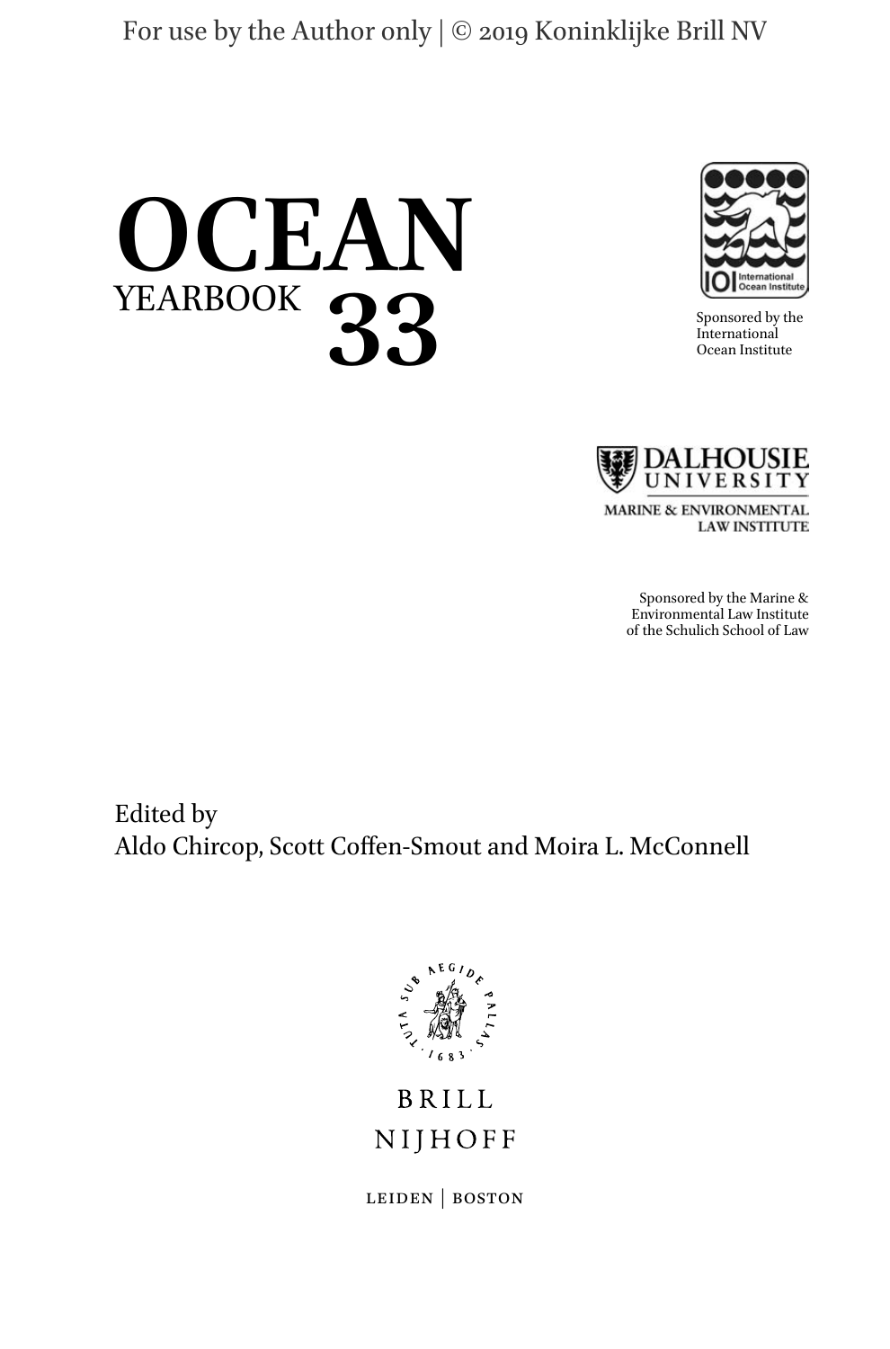For use by the Author only | © 2019 Koninklijke Brill NV

# OCEAN YEARBOOK 33

Sponsored by the International Ocean Institute

Dalhousie University
Marine & Environmental Law Institute

Sponsored by the Marine & Environmental Law Institute of the Schulich School of Law

Edited by
Aldo Chircop, Scott Coffen-Smout and Moira L. McConnell

BRILL
NIJHOFF

LEIDEN | BOSTON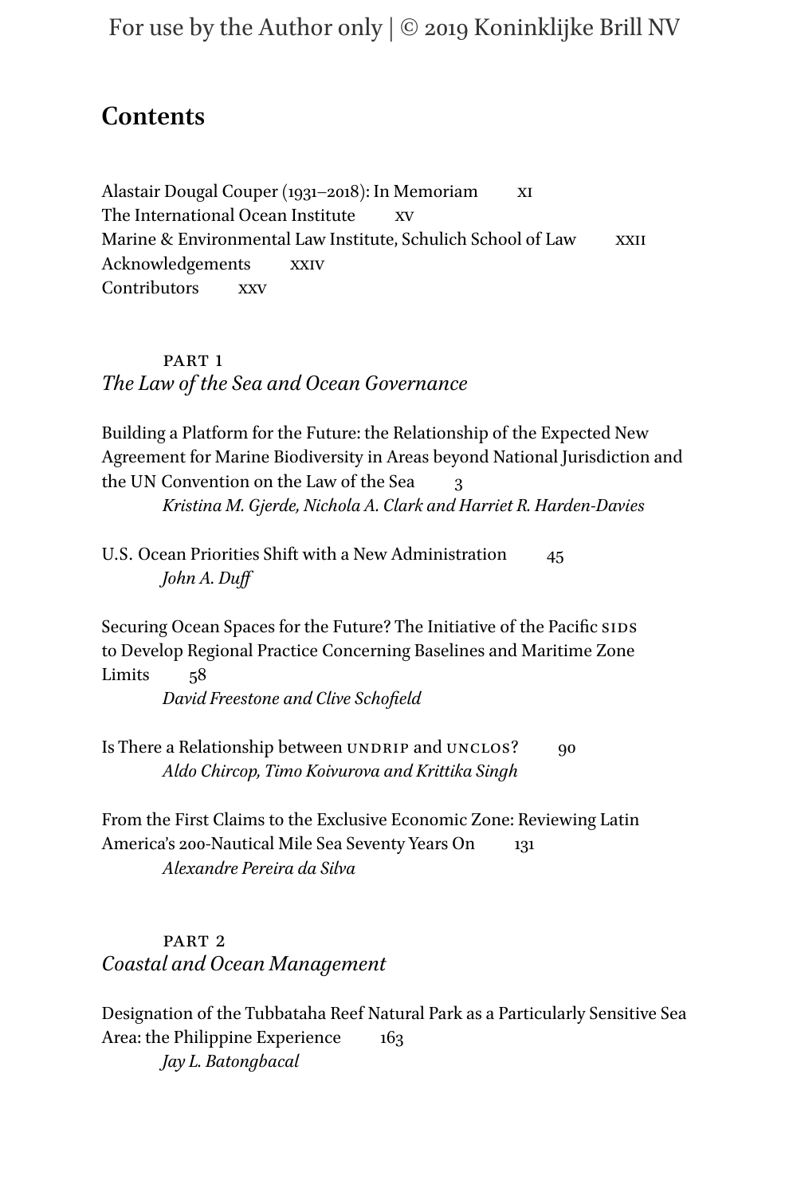# Contents

Alastair Dougal Couper (1931–2018): In Memoriam xi
The International Ocean Institute xv
Marine & Environmental Law Institute, Schulich School of Law xxii
Acknowledgements xxiv
Contributors xxv

## PART 1
## *The Law of the Sea and Ocean Governance*

Building a Platform for the Future: the Relationship of the Expected New Agreement for Marine Biodiversity in Areas beyond National Jurisdiction and the UN Convention on the Law of the Sea 3
*Kristina M. Gjerde, Nichola A. Clark and Harriet R. Harden-Davies*

U.S. Ocean Priorities Shift with a New Administration 45
*John A. Duff*

Securing Ocean Spaces for the Future? The Initiative of the Pacific SIDS to Develop Regional Practice Concerning Baselines and Maritime Zone Limits 58
*David Freestone and Clive Schofield*

Is There a Relationship between UNDRIP and UNCLOS? 90
*Aldo Chircop, Timo Koivurova and Krittika Singh*

From the First Claims to the Exclusive Economic Zone: Reviewing Latin America's 200-Nautical Mile Sea Seventy Years On 131
*Alexandre Pereira da Silva*

## PART 2
## *Coastal and Ocean Management*

Designation of the Tubbataha Reef Natural Park as a Particularly Sensitive Sea Area: the Philippine Experience 163
*Jay L. Batongbacal*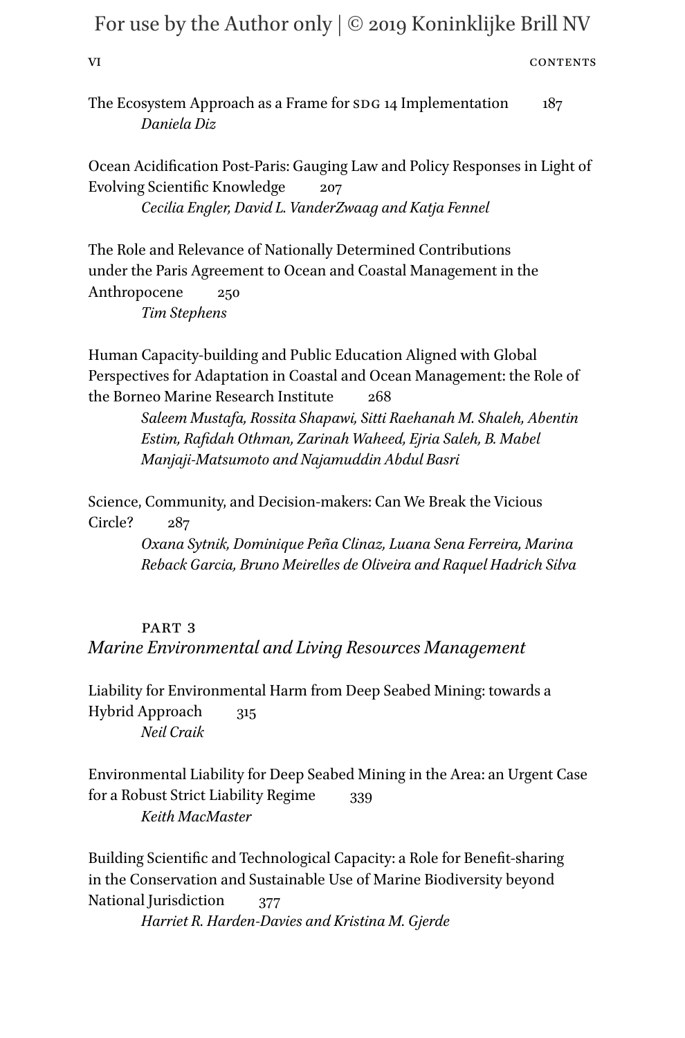The Ecosystem Approach as a Frame for SDG 14 Implementation 187
*Daniela Diz*

Ocean Acidification Post-Paris: Gauging Law and Policy Responses in Light of Evolving Scientific Knowledge 207
*Cecilia Engler, David L. VanderZwaag and Katja Fennel*

The Role and Relevance of Nationally Determined Contributions under the Paris Agreement to Ocean and Coastal Management in the Anthropocene 250
*Tim Stephens*

Human Capacity-building and Public Education Aligned with Global Perspectives for Adaptation in Coastal and Ocean Management: the Role of the Borneo Marine Research Institute 268
*Saleem Mustafa, Rossita Shapawi, Sitti Raehanah M. Shaleh, Abentin Estim, Rafidah Othman, Zarinah Waheed, Ejria Saleh, B. Mabel Manjaji-Matsumoto and Najamuddin Abdul Basri*

Science, Community, and Decision-makers: Can We Break the Vicious Circle? 287
*Oxana Sytnik, Dominique Peña Clinaz, Luana Sena Ferreira, Marina Reback Garcia, Bruno Meirelles de Oliveira and Raquel Hadrich Silva*

## PART 3
## *Marine Environmental and Living Resources Management*

Liability for Environmental Harm from Deep Seabed Mining: towards a Hybrid Approach 315
*Neil Craik*

Environmental Liability for Deep Seabed Mining in the Area: an Urgent Case for a Robust Strict Liability Regime 339
*Keith MacMaster*

Building Scientific and Technological Capacity: a Role for Benefit-sharing in the Conservation and Sustainable Use of Marine Biodiversity beyond National Jurisdiction 377
*Harriet R. Harden-Davies and Kristina M. Gjerde*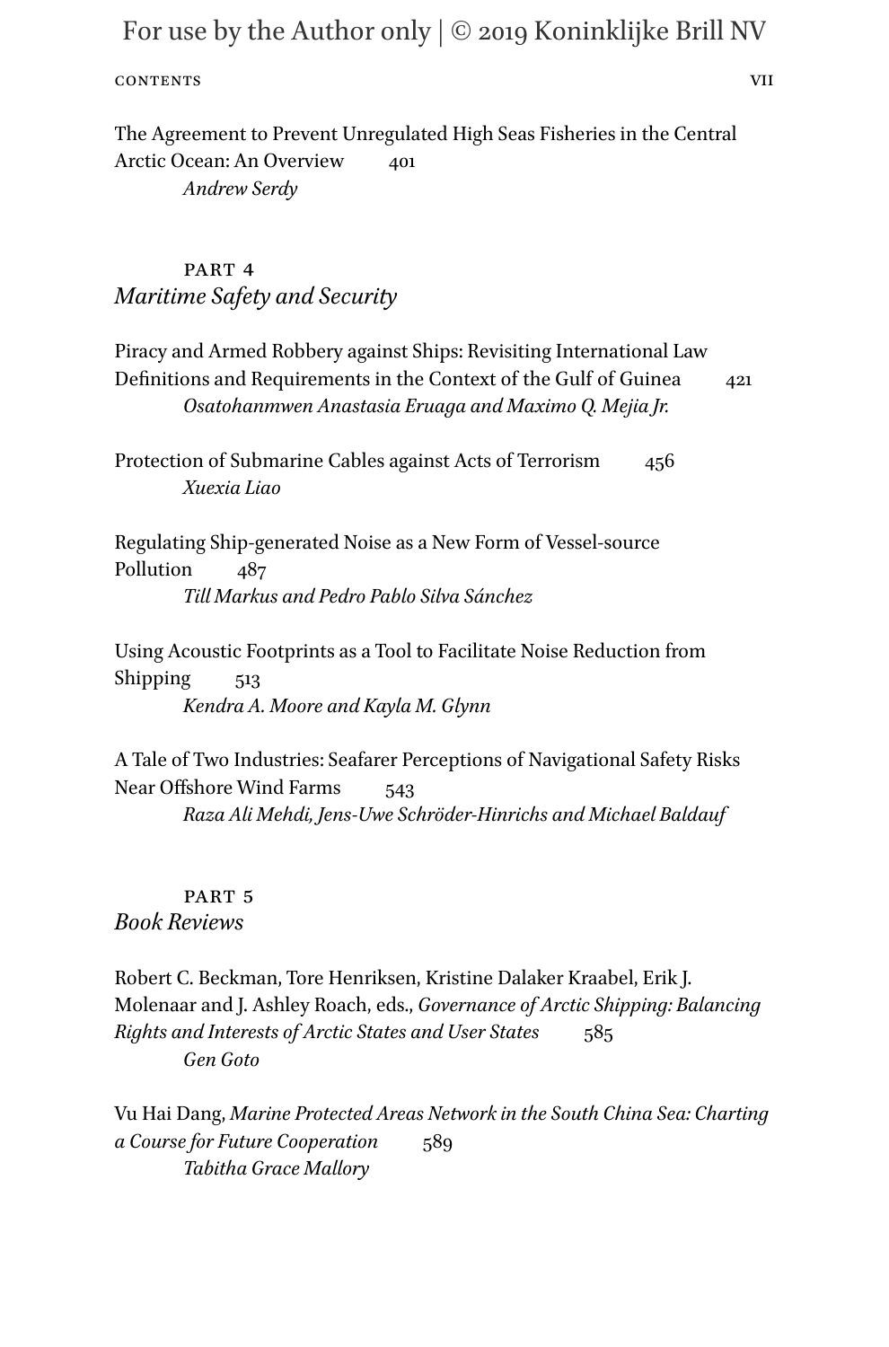The Agreement to Prevent Unregulated High Seas Fisheries in the Central Arctic Ocean: An Overview 401
*Andrew Serdy*

## PART 4
## *Maritime Safety and Security*

Piracy and Armed Robbery against Ships: Revisiting International Law Definitions and Requirements in the Context of the Gulf of Guinea 421
*Osatohanmwen Anastasia Eruaga and Maximo Q. Mejia Jr.*

Protection of Submarine Cables against Acts of Terrorism 456
*Xuexia Liao*

Regulating Ship-generated Noise as a New Form of Vessel-source Pollution 487
*Till Markus and Pedro Pablo Silva Sánchez*

Using Acoustic Footprints as a Tool to Facilitate Noise Reduction from Shipping 513
*Kendra A. Moore and Kayla M. Glynn*

A Tale of Two Industries: Seafarer Perceptions of Navigational Safety Risks Near Offshore Wind Farms 543
*Raza Ali Mehdi, Jens-Uwe Schröder-Hinrichs and Michael Baldauf*

## PART 5
## *Book Reviews*

Robert C. Beckman, Tore Henriksen, Kristine Dalaker Kraabel, Erik J. Molenaar and J. Ashley Roach, eds., *Governance of Arctic Shipping: Balancing Rights and Interests of Arctic States and User States* 585
*Gen Goto*

Vu Hai Dang, *Marine Protected Areas Network in the South China Sea: Charting a Course for Future Cooperation* 589
*Tabitha Grace Mallory*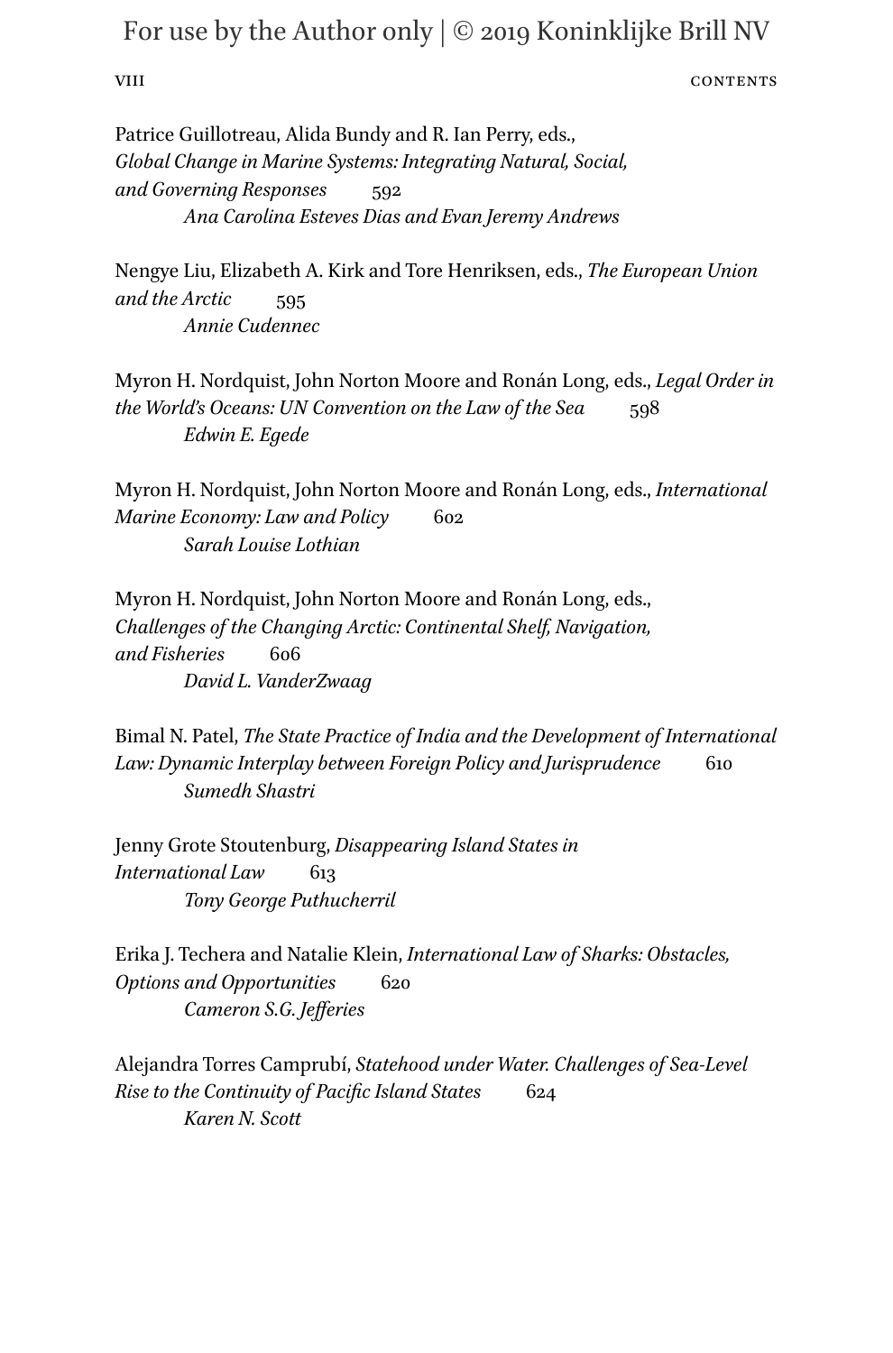Patrice Guillotreau, Alida Bundy and R. Ian Perry, eds., *Global Change in Marine Systems: Integrating Natural, Social, and Governing Responses* 592
*Ana Carolina Esteves Dias and Evan Jeremy Andrews*

Nengye Liu, Elizabeth A. Kirk and Tore Henriksen, eds., *The European Union and the Arctic* 595
*Annie Cudennec*

Myron H. Nordquist, John Norton Moore and Ronán Long, eds., *Legal Order in the World's Oceans: UN Convention on the Law of the Sea* 598
*Edwin E. Egede*

Myron H. Nordquist, John Norton Moore and Ronán Long, eds., *International Marine Economy: Law and Policy* 602
*Sarah Louise Lothian*

Myron H. Nordquist, John Norton Moore and Ronán Long, eds., *Challenges of the Changing Arctic: Continental Shelf, Navigation, and Fisheries* 606
*David L. VanderZwaag*

Bimal N. Patel, *The State Practice of India and the Development of International Law: Dynamic Interplay between Foreign Policy and Jurisprudence* 610
*Sumedh Shastri*

Jenny Grote Stoutenburg, *Disappearing Island States in International Law* 613
*Tony George Puthucherril*

Erika J. Techera and Natalie Klein, *International Law of Sharks: Obstacles, Options and Opportunities* 620
*Cameron S.G. Jefferies*

Alejandra Torres Camprubí, *Statehood under Water. Challenges of Sea-Level Rise to the Continuity of Pacific Island States* 624
*Karen N. Scott*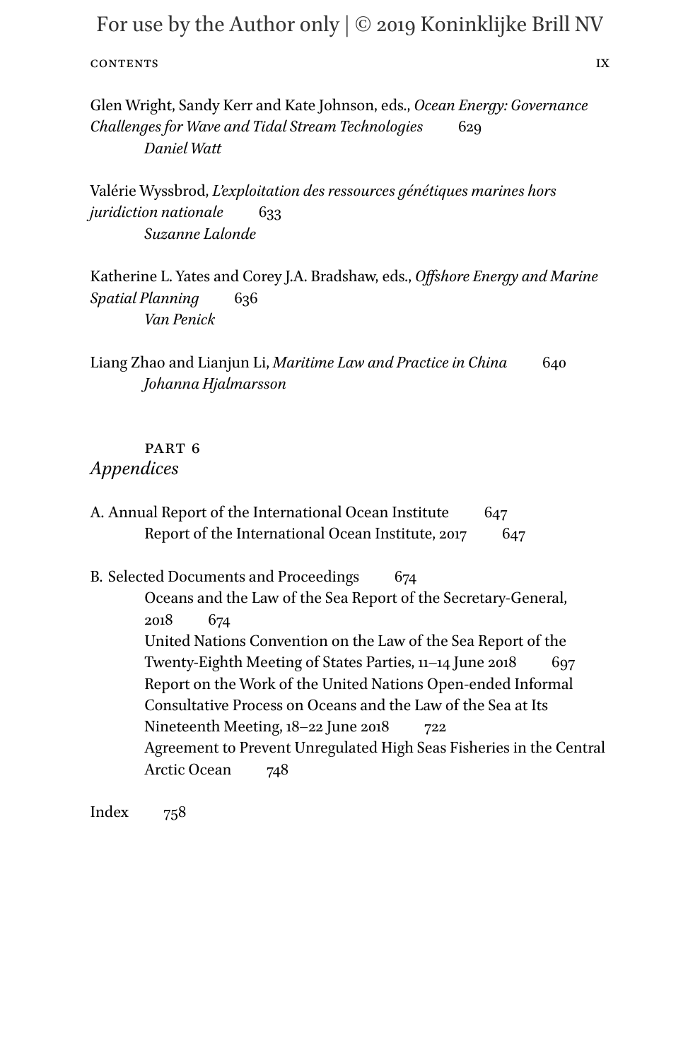Glen Wright, Sandy Kerr and Kate Johnson, eds., *Ocean Energy: Governance Challenges for Wave and Tidal Stream Technologies* 629
*Daniel Watt*

Valérie Wyssbrod, *L'exploitation des ressources génétiques marines hors juridiction nationale* 633
*Suzanne Lalonde*

Katherine L. Yates and Corey J.A. Bradshaw, eds., *Offshore Energy and Marine Spatial Planning* 636
*Van Penick*

Liang Zhao and Lianjun Li, *Maritime Law and Practice in China* 640
*Johanna Hjalmarsson*

## PART 6
## *Appendices*

A. Annual Report of the International Ocean Institute 647
Report of the International Ocean Institute, 2017 647

B. Selected Documents and Proceedings 674
Oceans and the Law of the Sea Report of the Secretary-General, 2018 674
United Nations Convention on the Law of the Sea Report of the Twenty-Eighth Meeting of States Parties, 11–14 June 2018 697
Report on the Work of the United Nations Open-ended Informal Consultative Process on Oceans and the Law of the Sea at Its Nineteenth Meeting, 18–22 June 2018 722
Agreement to Prevent Unregulated High Seas Fisheries in the Central Arctic Ocean 748

Index 758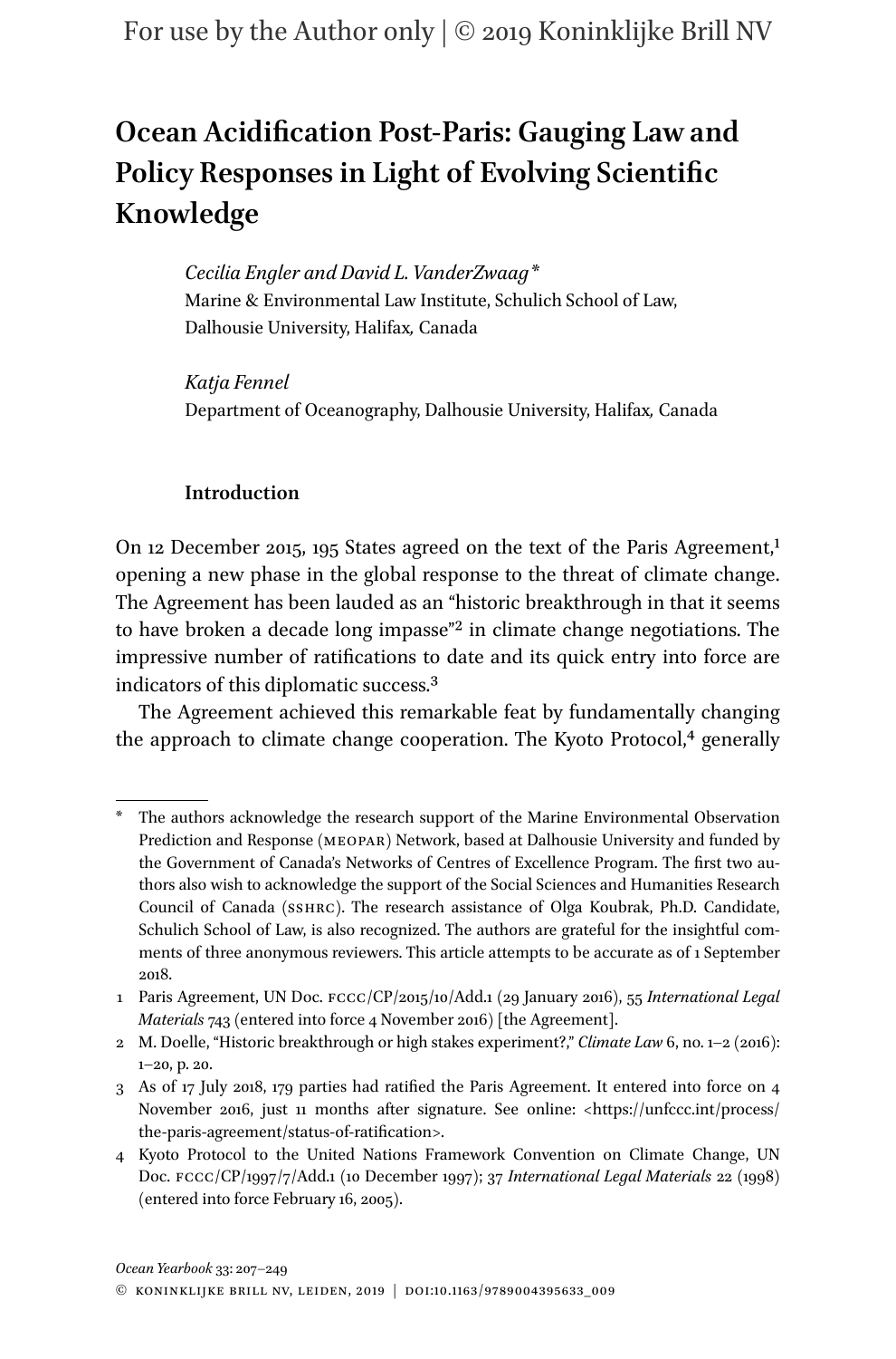# Ocean Acidification Post-Paris: Gauging Law and Policy Responses in Light of Evolving Scientific Knowledge

*Cecilia Engler and David L. VanderZwaag* *
Marine & Environmental Law Institute, Schulich School of Law, Dalhousie University, Halifax, Canada

*Katja Fennel*
Department of Oceanography, Dalhousie University, Halifax, Canada

## Introduction

On 12 December 2015, 195 States agreed on the text of the Paris Agreement,[1] opening a new phase in the global response to the threat of climate change. The Agreement has been lauded as an "historic breakthrough in that it seems to have broken a decade long impasse"[2] in climate change negotiations. The impressive number of ratifications to date and its quick entry into force are indicators of this diplomatic success.[3]

The Agreement achieved this remarkable feat by fundamentally changing the approach to climate change cooperation. The Kyoto Protocol,[4] generally

---

\* The authors acknowledge the research support of the Marine Environmental Observation Prediction and Response (MEOPAR) Network, based at Dalhousie University and funded by the Government of Canada's Networks of Centres of Excellence Program. The first two authors also wish to acknowledge the support of the Social Sciences and Humanities Research Council of Canada (SSHRC). The research assistance of Olga Koubrak, Ph.D. Candidate, Schulich School of Law, is also recognized. The authors are grateful for the insightful comments of three anonymous reviewers. This article attempts to be accurate as of 1 September 2018.

1 Paris Agreement, UN Doc. FCCC/CP/2015/10/Add.1 (29 January 2016), 55 *International Legal Materials* 743 (entered into force 4 November 2016) [the Agreement].

2 M. Doelle, "Historic breakthrough or high stakes experiment?," *Climate Law* 6, no. 1–2 (2016): 1–20, p. 20.

3 As of 17 July 2018, 179 parties had ratified the Paris Agreement. It entered into force on 4 November 2016, just 11 months after signature. See online: <https://unfccc.int/process/the-paris-agreement/status-of-ratification>.

4 Kyoto Protocol to the United Nations Framework Convention on Climate Change, UN Doc. FCCC/CP/1997/7/Add.1 (10 December 1997); 37 *International Legal Materials* 22 (1998) (entered into force February 16, 2005).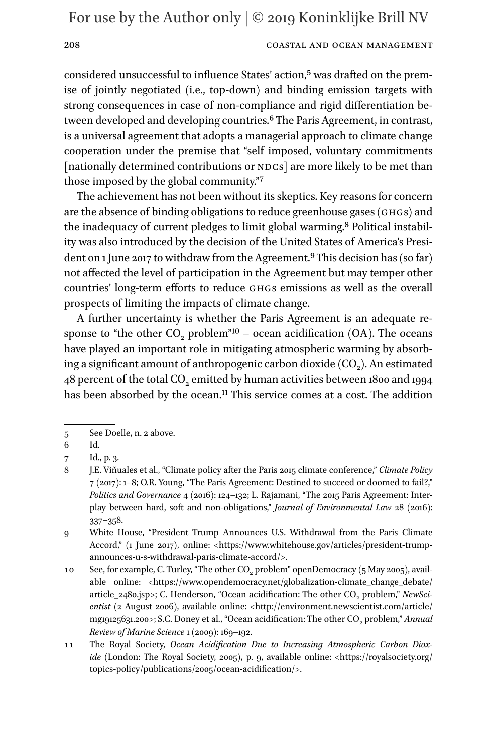considered unsuccessful to influence States' action,[5] was drafted on the premise of jointly negotiated (i.e., top-down) and binding emission targets with strong consequences in case of non-compliance and rigid differentiation between developed and developing countries.[6] The Paris Agreement, in contrast, is a universal agreement that adopts a managerial approach to climate change cooperation under the premise that "self imposed, voluntary commitments [nationally determined contributions or NDCs] are more likely to be met than those imposed by the global community."[7]

The achievement has not been without its skeptics. Key reasons for concern are the absence of binding obligations to reduce greenhouse gases (GHGs) and the inadequacy of current pledges to limit global warming.[8] Political instability was also introduced by the decision of the United States of America's President on 1 June 2017 to withdraw from the Agreement.[9] This decision has (so far) not affected the level of participation in the Agreement but may temper other countries' long-term efforts to reduce GHGs emissions as well as the overall prospects of limiting the impacts of climate change.

A further uncertainty is whether the Paris Agreement is an adequate response to "the other $CO_2$ problem"[10] – ocean acidification (OA). The oceans have played an important role in mitigating atmospheric warming by absorbing a significant amount of anthropogenic carbon dioxide ($CO_2$). An estimated 48 percent of the total $CO_2$ emitted by human activities between 1800 and 1994 has been absorbed by the ocean.[11] This service comes at a cost. The addition

---

5 See Doelle, n. 2 above.

6 Id.

7 Id., p. 3.

8 J.E. Viñuales et al., "Climate policy after the Paris 2015 climate conference," *Climate Policy* 7 (2017): 1–8; O.R. Young, "The Paris Agreement: Destined to succeed or doomed to fail?," *Politics and Governance* 4 (2016): 124–132; L. Rajamani, "The 2015 Paris Agreement: Interplay between hard, soft and non-obligations," *Journal of Environmental Law* 28 (2016): 337–358.

9 White House, "President Trump Announces U.S. Withdrawal from the Paris Climate Accord," (1 June 2017), online: <https://www.whitehouse.gov/articles/president-trump-announces-u-s-withdrawal-paris-climate-accord/>.

10 See, for example, C. Turley, "The other $CO_2$ problem" openDemocracy (5 May 2005), available online: <https://www.opendemocracy.net/globalization-climate_change_debate/article_2480.jsp>; C. Henderson, "Ocean acidification: The other $CO_2$ problem," *NewScientist* (2 August 2006), available online: <http://environment.newscientist.com/article/mg19125631.200>; S.C. Doney et al., "Ocean acidification: The other $CO_2$ problem," *Annual Review of Marine Science* 1 (2009): 169–192.

11 The Royal Society, *Ocean Acidification Due to Increasing Atmospheric Carbon Dioxide* (London: The Royal Society, 2005), p. 9, available online: <https://royalsociety.org/topics-policy/publications/2005/ocean-acidification/>.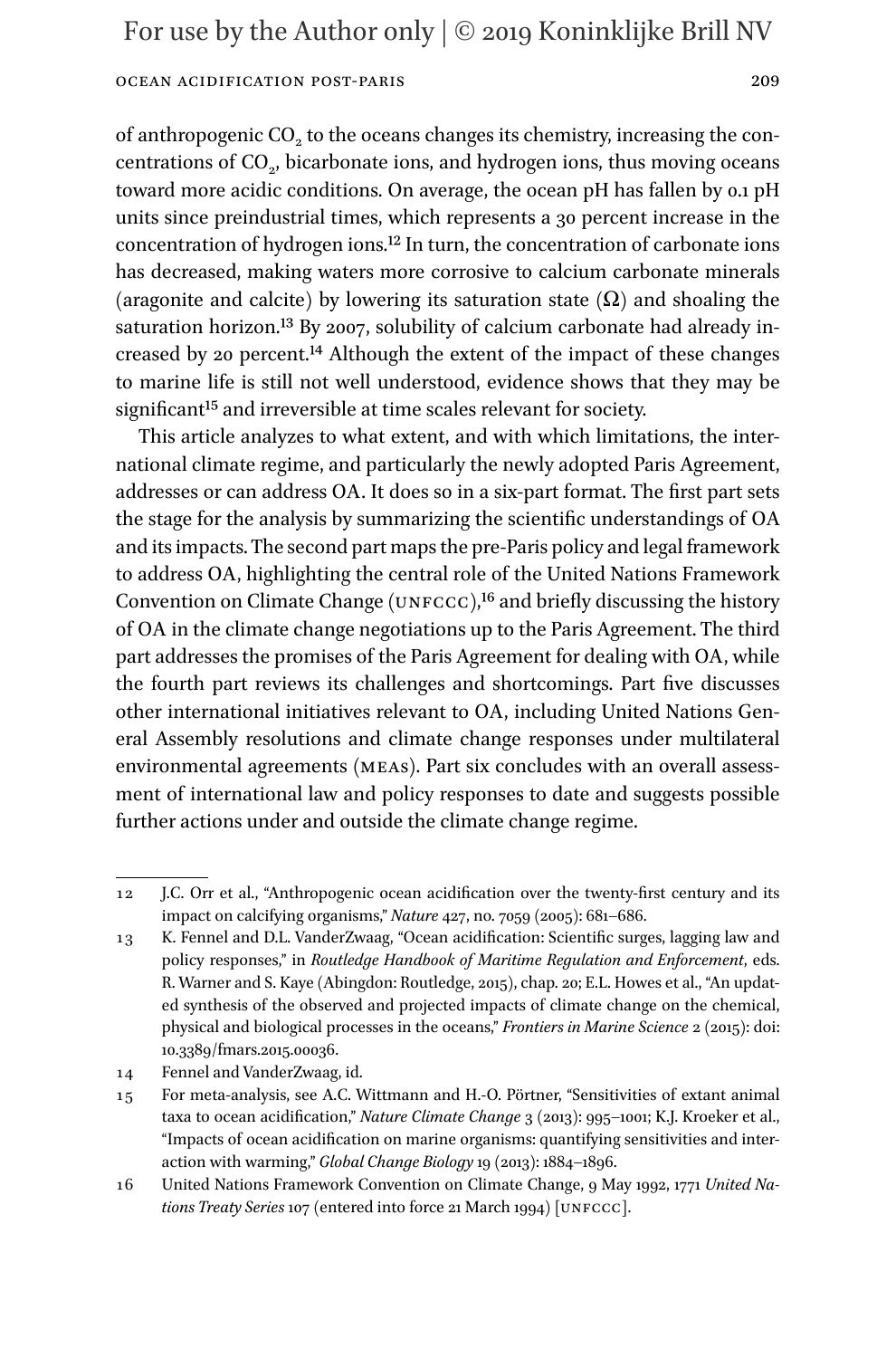of anthropogenic $CO_2$ to the oceans changes its chemistry, increasing the concentrations of $CO_2$, bicarbonate ions, and hydrogen ions, thus moving oceans toward more acidic conditions. On average, the ocean pH has fallen by 0.1 pH units since preindustrial times, which represents a 30 percent increase in the concentration of hydrogen ions.[12] In turn, the concentration of carbonate ions has decreased, making waters more corrosive to calcium carbonate minerals (aragonite and calcite) by lowering its saturation state ($\Omega$) and shoaling the saturation horizon.[13] By 2007, solubility of calcium carbonate had already increased by 20 percent.[14] Although the extent of the impact of these changes to marine life is still not well understood, evidence shows that they may be significant[15] and irreversible at time scales relevant for society.

This article analyzes to what extent, and with which limitations, the international climate regime, and particularly the newly adopted Paris Agreement, addresses or can address OA. It does so in a six-part format. The first part sets the stage for the analysis by summarizing the scientific understandings of OA and its impacts. The second part maps the pre-Paris policy and legal framework to address OA, highlighting the central role of the United Nations Framework Convention on Climate Change (UNFCCC),[16] and briefly discussing the history of OA in the climate change negotiations up to the Paris Agreement. The third part addresses the promises of the Paris Agreement for dealing with OA, while the fourth part reviews its challenges and shortcomings. Part five discusses other international initiatives relevant to OA, including United Nations General Assembly resolutions and climate change responses under multilateral environmental agreements (MEAs). Part six concludes with an overall assessment of international law and policy responses to date and suggests possible further actions under and outside the climate change regime.

---

12 J.C. Orr et al., "Anthropogenic ocean acidification over the twenty-first century and its impact on calcifying organisms," *Nature* 427, no. 7059 (2005): 681–686.

13 K. Fennel and D.L. VanderZwaag, "Ocean acidification: Scientific surges, lagging law and policy responses," in *Routledge Handbook of Maritime Regulation and Enforcement*, eds. R. Warner and S. Kaye (Abingdon: Routledge, 2015), chap. 20; E.L. Howes et al., "An updated synthesis of the observed and projected impacts of climate change on the chemical, physical and biological processes in the oceans," *Frontiers in Marine Science* 2 (2015): doi: 10.3389/fmars.2015.00036.

14 Fennel and VanderZwaag, id.

15 For meta-analysis, see A.C. Wittmann and H.-O. Pörtner, "Sensitivities of extant animal taxa to ocean acidification," *Nature Climate Change* 3 (2013): 995–1001; K.J. Kroeker et al., "Impacts of ocean acidification on marine organisms: quantifying sensitivities and interaction with warming," *Global Change Biology* 19 (2013): 1884–1896.

16 United Nations Framework Convention on Climate Change, 9 May 1992, 1771 *United Nations Treaty Series* 107 (entered into force 21 March 1994) [UNFCCC].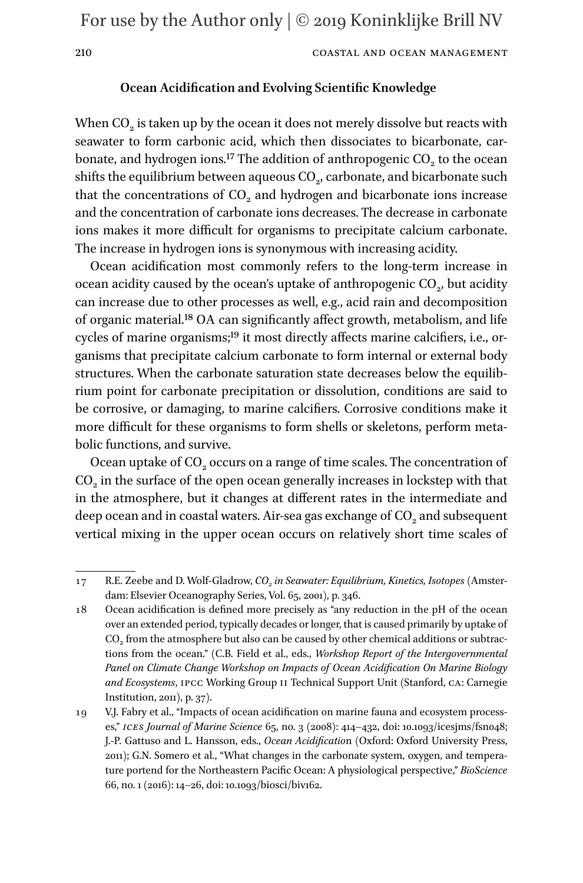### Ocean Acidification and Evolving Scientific Knowledge

When $CO_2$ is taken up by the ocean it does not merely dissolve but reacts with seawater to form carbonic acid, which then dissociates to bicarbonate, carbonate, and hydrogen ions.[17] The addition of anthropogenic $CO_2$ to the ocean shifts the equilibrium between aqueous $CO_2$, carbonate, and bicarbonate such that the concentrations of $CO_2$ and hydrogen and bicarbonate ions increase and the concentration of carbonate ions decreases. The decrease in carbonate ions makes it more difficult for organisms to precipitate calcium carbonate. The increase in hydrogen ions is synonymous with increasing acidity.

Ocean acidification most commonly refers to the long-term increase in ocean acidity caused by the ocean's uptake of anthropogenic $CO_2$, but acidity can increase due to other processes as well, e.g., acid rain and decomposition of organic material.[18] OA can significantly affect growth, metabolism, and life cycles of marine organisms;[19] it most directly affects marine calcifiers, i.e., organisms that precipitate calcium carbonate to form internal or external body structures. When the carbonate saturation state decreases below the equilibrium point for carbonate precipitation or dissolution, conditions are said to be corrosive, or damaging, to marine calcifiers. Corrosive conditions make it more difficult for these organisms to form shells or skeletons, perform metabolic functions, and survive.

Ocean uptake of $CO_2$ occurs on a range of time scales. The concentration of $CO_2$ in the surface of the open ocean generally increases in lockstep with that in the atmosphere, but it changes at different rates in the intermediate and deep ocean and in coastal waters. Air-sea gas exchange of $CO_2$ and subsequent vertical mixing in the upper ocean occurs on relatively short time scales of

---

17 R.E. Zeebe and D. Wolf-Gladrow, *$CO_2$ in Seawater: Equilibrium, Kinetics, Isotopes* (Amsterdam: Elsevier Oceanography Series, Vol. 65, 2001), p. 346.

18 Ocean acidification is defined more precisely as "any reduction in the pH of the ocean over an extended period, typically decades or longer, that is caused primarily by uptake of $CO_2$ from the atmosphere but also can be caused by other chemical additions or subtractions from the ocean." (C.B. Field et al., eds., *Workshop Report of the Intergovernmental Panel on Climate Change Workshop on Impacts of Ocean Acidification On Marine Biology and Ecosystems*, IPCC Working Group II Technical Support Unit (Stanford, CA: Carnegie Institution, 2011), p. 37).

19 V.J. Fabry et al., "Impacts of ocean acidification on marine fauna and ecosystem processes," *ICES Journal of Marine Science* 65, no. 3 (2008): 414–432, doi: 10.1093/icesjms/fsn048; J.-P. Gattuso and L. Hansson, eds., *Ocean Acidification* (Oxford: Oxford University Press, 2011); G.N. Somero et al., "What changes in the carbonate system, oxygen, and temperature portend for the Northeastern Pacific Ocean: A physiological perspective," *BioScience* 66, no. 1 (2016): 14–26, doi: 10.1093/biosci/biv162.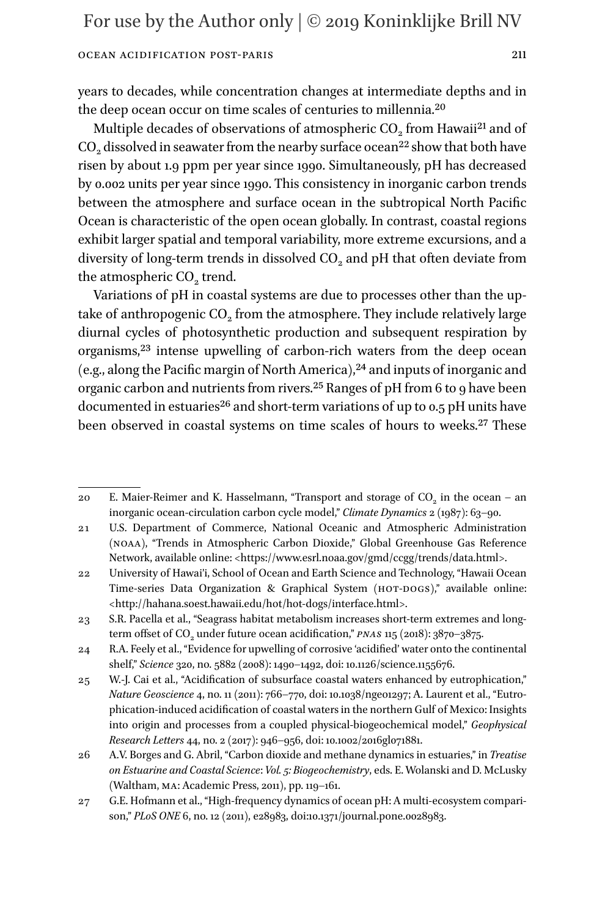years to decades, while concentration changes at intermediate depths and in the deep ocean occur on time scales of centuries to millennia.[20]

Multiple decades of observations of atmospheric $CO_2$ from Hawaii[21] and of $CO_2$ dissolved in seawater from the nearby surface ocean[22] show that both have risen by about 1.9 ppm per year since 1990. Simultaneously, pH has decreased by 0.002 units per year since 1990. This consistency in inorganic carbon trends between the atmosphere and surface ocean in the subtropical North Pacific Ocean is characteristic of the open ocean globally. In contrast, coastal regions exhibit larger spatial and temporal variability, more extreme excursions, and a diversity of long-term trends in dissolved $CO_2$ and pH that often deviate from the atmospheric $CO_2$ trend.

Variations of pH in coastal systems are due to processes other than the uptake of anthropogenic $CO_2$ from the atmosphere. They include relatively large diurnal cycles of photosynthetic production and subsequent respiration by organisms,[23] intense upwelling of carbon-rich waters from the deep ocean (e.g., along the Pacific margin of North America),[24] and inputs of inorganic and organic carbon and nutrients from rivers.[25] Ranges of pH from 6 to 9 have been documented in estuaries[26] and short-term variations of up to 0.5 pH units have been observed in coastal systems on time scales of hours to weeks.[27] These

---

20 E. Maier-Reimer and K. Hasselmann, "Transport and storage of $CO_2$ in the ocean – an inorganic ocean-circulation carbon cycle model," *Climate Dynamics* 2 (1987): 63–90.

21 U.S. Department of Commerce, National Oceanic and Atmospheric Administration (NOAA), "Trends in Atmospheric Carbon Dioxide," Global Greenhouse Gas Reference Network, available online: <https://www.esrl.noaa.gov/gmd/ccgg/trends/data.html>.

22 University of Hawai'i, School of Ocean and Earth Science and Technology, "Hawaii Ocean Time-series Data Organization & Graphical System (HOT-DOGS)," available online: <http://hahana.soest.hawaii.edu/hot/hot-dogs/interface.html>.

23 S.R. Pacella et al., "Seagrass habitat metabolism increases short-term extremes and long-term offset of $CO_2$ under future ocean acidification," *PNAS* 115 (2018): 3870–3875.

24 R.A. Feely et al., "Evidence for upwelling of corrosive 'acidified' water onto the continental shelf," *Science* 320, no. 5882 (2008): 1490–1492, doi: 10.1126/science.1155676.

25 W.-J. Cai et al., "Acidification of subsurface coastal waters enhanced by eutrophication," *Nature Geoscience* 4, no. 11 (2011): 766–770, doi: 10.1038/ngeo1297; A. Laurent et al., "Eutrophication-induced acidification of coastal waters in the northern Gulf of Mexico: Insights into origin and processes from a coupled physical-biogeochemical model," *Geophysical Research Letters* 44, no. 2 (2017): 946–956, doi: 10.1002/2016gl071881.

26 A.V. Borges and G. Abril, "Carbon dioxide and methane dynamics in estuaries," in *Treatise on Estuarine and Coastal Science*: *Vol. 5: Biogeochemistry*, eds. E. Wolanski and D. McLusky (Waltham, MA: Academic Press, 2011), pp. 119–161.

27 G.E. Hofmann et al., "High-frequency dynamics of ocean pH: A multi-ecosystem comparison," *PLoS ONE* 6, no. 12 (2011), e28983, doi:10.1371/journal.pone.0028983.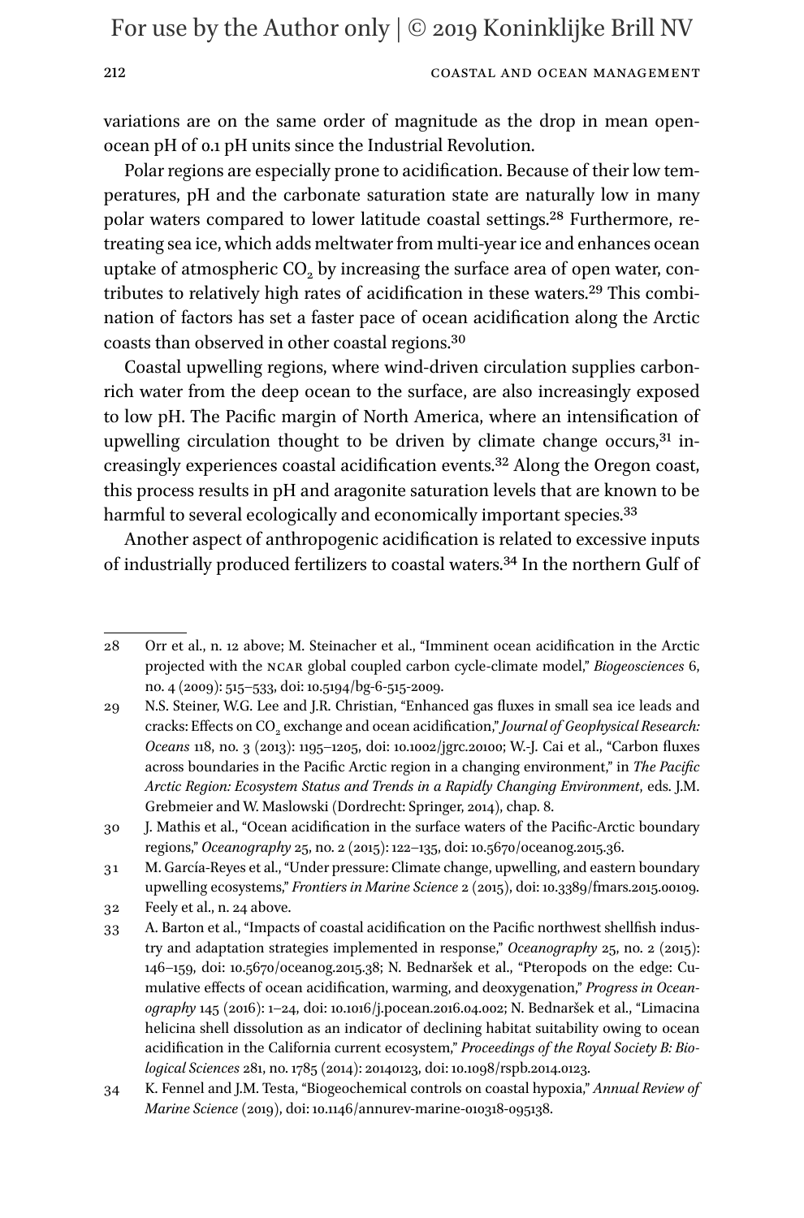variations are on the same order of magnitude as the drop in mean open-ocean pH of 0.1 pH units since the Industrial Revolution.

Polar regions are especially prone to acidification. Because of their low temperatures, pH and the carbonate saturation state are naturally low in many polar waters compared to lower latitude coastal settings.[28] Furthermore, retreating sea ice, which adds meltwater from multi-year ice and enhances ocean uptake of atmospheric $CO_2$ by increasing the surface area of open water, contributes to relatively high rates of acidification in these waters.[29] This combination of factors has set a faster pace of ocean acidification along the Arctic coasts than observed in other coastal regions.[30]

Coastal upwelling regions, where wind-driven circulation supplies carbon-rich water from the deep ocean to the surface, are also increasingly exposed to low pH. The Pacific margin of North America, where an intensification of upwelling circulation thought to be driven by climate change occurs,[31] increasingly experiences coastal acidification events.[32] Along the Oregon coast, this process results in pH and aragonite saturation levels that are known to be harmful to several ecologically and economically important species.[33]

Another aspect of anthropogenic acidification is related to excessive inputs of industrially produced fertilizers to coastal waters.[34] In the northern Gulf of

---

28 Orr et al., n. 12 above; M. Steinacher et al., "Imminent ocean acidification in the Arctic projected with the NCAR global coupled carbon cycle-climate model," *Biogeosciences* 6, no. 4 (2009): 515–533, doi: 10.5194/bg-6-515-2009.

29 N.S. Steiner, W.G. Lee and J.R. Christian, "Enhanced gas fluxes in small sea ice leads and cracks: Effects on $CO_2$ exchange and ocean acidification," *Journal of Geophysical Research: Oceans* 118, no. 3 (2013): 1195–1205, doi: 10.1002/jgrc.20100; W.-J. Cai et al., "Carbon fluxes across boundaries in the Pacific Arctic region in a changing environment," in *The Pacific Arctic Region: Ecosystem Status and Trends in a Rapidly Changing Environment*, eds. J.M. Grebmeier and W. Maslowski (Dordrecht: Springer, 2014), chap. 8.

30 J. Mathis et al., "Ocean acidification in the surface waters of the Pacific-Arctic boundary regions," *Oceanography* 25, no. 2 (2015): 122–135, doi: 10.5670/oceanog.2015.36.

31 M. García-Reyes et al., "Under pressure: Climate change, upwelling, and eastern boundary upwelling ecosystems," *Frontiers in Marine Science* 2 (2015), doi: 10.3389/fmars.2015.00109.

32 Feely et al., n. 24 above.

33 A. Barton et al., "Impacts of coastal acidification on the Pacific northwest shellfish industry and adaptation strategies implemented in response," *Oceanography* 25, no. 2 (2015): 146–159, doi: 10.5670/oceanog.2015.38; N. Bednaršek et al., "Pteropods on the edge: Cumulative effects of ocean acidification, warming, and deoxygenation," *Progress in Oceanography* 145 (2016): 1–24, doi: 10.1016/j.pocean.2016.04.002; N. Bednaršek et al., "Limacina helicina shell dissolution as an indicator of declining habitat suitability owing to ocean acidification in the California current ecosystem," *Proceedings of the Royal Society B: Biological Sciences* 281, no. 1785 (2014): 20140123, doi: 10.1098/rspb.2014.0123.

34 K. Fennel and J.M. Testa, "Biogeochemical controls on coastal hypoxia," *Annual Review of Marine Science* (2019), doi: 10.1146/annurev-marine-010318-095138.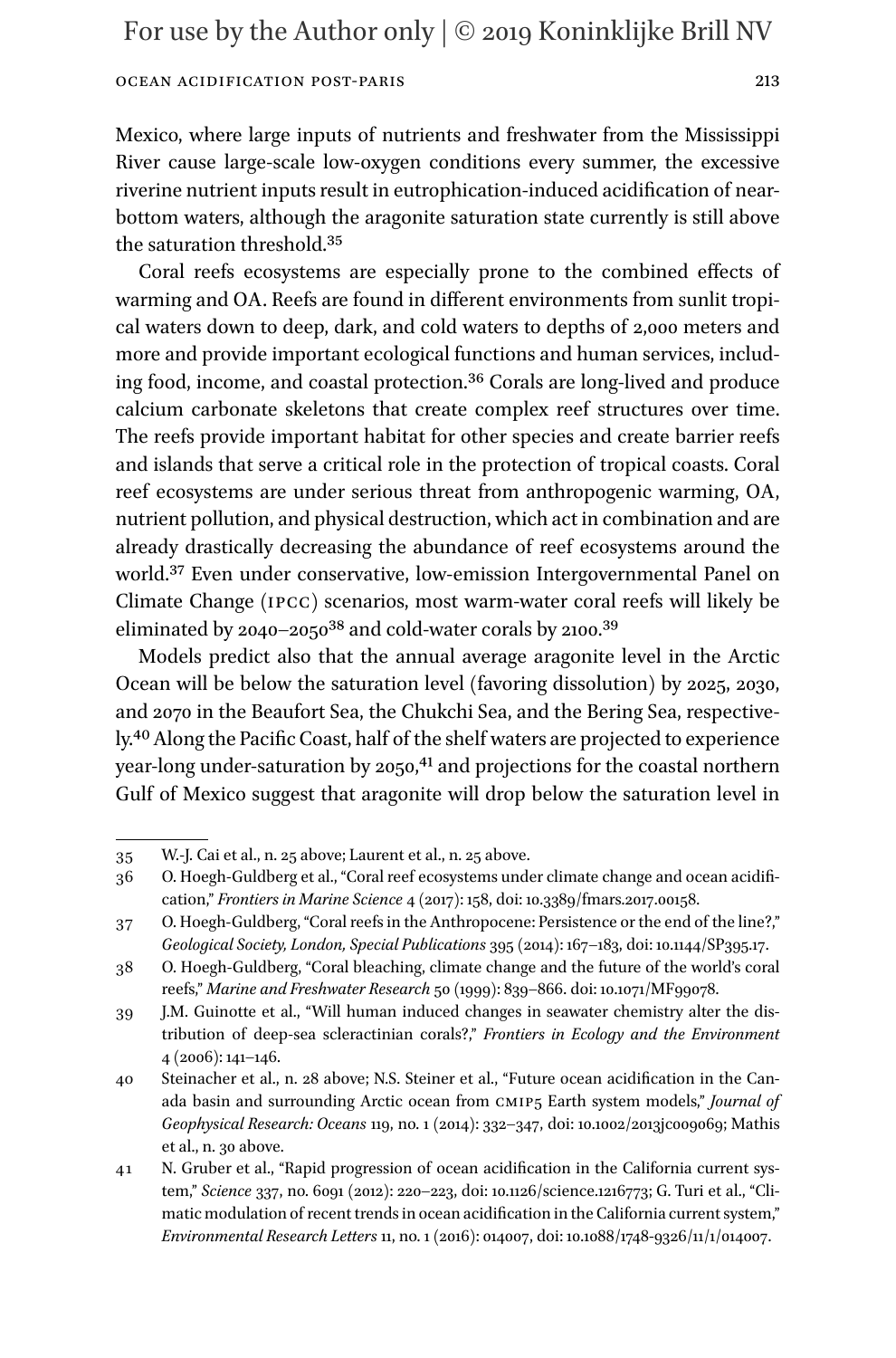Mexico, where large inputs of nutrients and freshwater from the Mississippi River cause large-scale low-oxygen conditions every summer, the excessive riverine nutrient inputs result in eutrophication-induced acidification of near-bottom waters, although the aragonite saturation state currently is still above the saturation threshold.[35]

Coral reefs ecosystems are especially prone to the combined effects of warming and OA. Reefs are found in different environments from sunlit tropical waters down to deep, dark, and cold waters to depths of 2,000 meters and more and provide important ecological functions and human services, including food, income, and coastal protection.[36] Corals are long-lived and produce calcium carbonate skeletons that create complex reef structures over time. The reefs provide important habitat for other species and create barrier reefs and islands that serve a critical role in the protection of tropical coasts. Coral reef ecosystems are under serious threat from anthropogenic warming, OA, nutrient pollution, and physical destruction, which act in combination and are already drastically decreasing the abundance of reef ecosystems around the world.[37] Even under conservative, low-emission Intergovernmental Panel on Climate Change (IPCC) scenarios, most warm-water coral reefs will likely be eliminated by 2040–2050[38] and cold-water corals by 2100.[39]

Models predict also that the annual average aragonite level in the Arctic Ocean will be below the saturation level (favoring dissolution) by 2025, 2030, and 2070 in the Beaufort Sea, the Chukchi Sea, and the Bering Sea, respectively.[40] Along the Pacific Coast, half of the shelf waters are projected to experience year-long under-saturation by 2050,[41] and projections for the coastal northern Gulf of Mexico suggest that aragonite will drop below the saturation level in

---

35 W.-J. Cai et al., n. 25 above; Laurent et al., n. 25 above.

36 O. Hoegh-Guldberg et al., "Coral reef ecosystems under climate change and ocean acidification," *Frontiers in Marine Science* 4 (2017): 158, doi: 10.3389/fmars.2017.00158.

37 O. Hoegh-Guldberg, "Coral reefs in the Anthropocene: Persistence or the end of the line?," *Geological Society, London, Special Publications* 395 (2014): 167–183, doi: 10.1144/SP395.17.

38 O. Hoegh-Guldberg, "Coral bleaching, climate change and the future of the world's coral reefs," *Marine and Freshwater Research* 50 (1999): 839–866. doi: 10.1071/MF99078.

39 J.M. Guinotte et al., "Will human induced changes in seawater chemistry alter the distribution of deep-sea scleractinian corals?," *Frontiers in Ecology and the Environment* 4 (2006): 141–146.

40 Steinacher et al., n. 28 above; N.S. Steiner et al., "Future ocean acidification in the Canada basin and surrounding Arctic ocean from CMIP5 Earth system models," *Journal of Geophysical Research: Oceans* 119, no. 1 (2014): 332–347, doi: 10.1002/2013jc009069; Mathis et al., n. 30 above.

41 N. Gruber et al., "Rapid progression of ocean acidification in the California current system," *Science* 337, no. 6091 (2012): 220–223, doi: 10.1126/science.1216773; G. Turi et al., "Climatic modulation of recent trends in ocean acidification in the California current system," *Environmental Research Letters* 11, no. 1 (2016): 014007, doi: 10.1088/1748-9326/11/1/014007.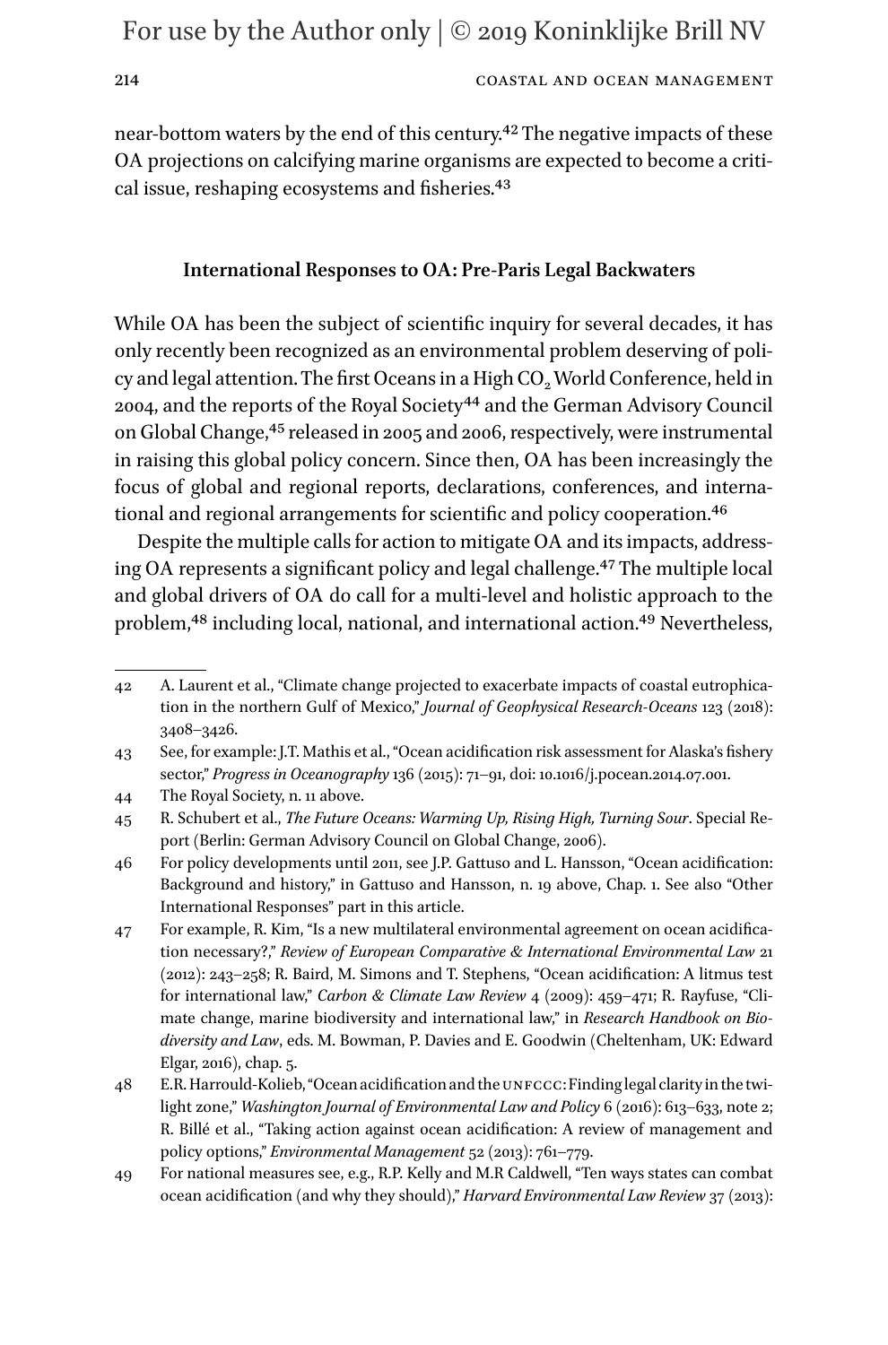near-bottom waters by the end of this century.[42] The negative impacts of these OA projections on calcifying marine organisms are expected to become a critical issue, reshaping ecosystems and fisheries.[43]

## International Responses to OA: Pre-Paris Legal Backwaters

While OA has been the subject of scientific inquiry for several decades, it has only recently been recognized as an environmental problem deserving of policy and legal attention. The first Oceans in a High $CO_2$ World Conference, held in 2004, and the reports of the Royal Society[44] and the German Advisory Council on Global Change,[45] released in 2005 and 2006, respectively, were instrumental in raising this global policy concern. Since then, OA has been increasingly the focus of global and regional reports, declarations, conferences, and international and regional arrangements for scientific and policy cooperation.[46]

Despite the multiple calls for action to mitigate OA and its impacts, addressing OA represents a significant policy and legal challenge.[47] The multiple local and global drivers of OA do call for a multi-level and holistic approach to the problem,[48] including local, national, and international action.[49] Nevertheless,

---

42 A. Laurent et al., "Climate change projected to exacerbate impacts of coastal eutrophication in the northern Gulf of Mexico," *Journal of Geophysical Research-Oceans* 123 (2018): 3408–3426.

43 See, for example: J.T. Mathis et al., "Ocean acidification risk assessment for Alaska's fishery sector," *Progress in Oceanography* 136 (2015): 71–91, doi: 10.1016/j.pocean.2014.07.001.

44 The Royal Society, n. 11 above.

45 R. Schubert et al., *The Future Oceans: Warming Up, Rising High, Turning Sour*. Special Report (Berlin: German Advisory Council on Global Change, 2006).

46 For policy developments until 2011, see J.P. Gattuso and L. Hansson, "Ocean acidification: Background and history," in Gattuso and Hansson, n. 19 above, Chap. 1. See also "Other International Responses" part in this article.

47 For example, R. Kim, "Is a new multilateral environmental agreement on ocean acidification necessary?," *Review of European Comparative & International Environmental Law* 21 (2012): 243–258; R. Baird, M. Simons and T. Stephens, "Ocean acidification: A litmus test for international law," *Carbon & Climate Law Review* 4 (2009): 459–471; R. Rayfuse, "Climate change, marine biodiversity and international law," in *Research Handbook on Biodiversity and Law*, eds. M. Bowman, P. Davies and E. Goodwin (Cheltenham, UK: Edward Elgar, 2016), chap. 5.

48 E.R. Harrould-Kolieb, "Ocean acidification and the UNFCCC: Finding legal clarity in the twilight zone," *Washington Journal of Environmental Law and Policy* 6 (2016): 613–633, note 2; R. Billé et al., "Taking action against ocean acidification: A review of management and policy options," *Environmental Management* 52 (2013): 761–779.

49 For national measures see, e.g., R.P. Kelly and M.R Caldwell, "Ten ways states can combat ocean acidification (and why they should)," *Harvard Environmental Law Review* 37 (2013):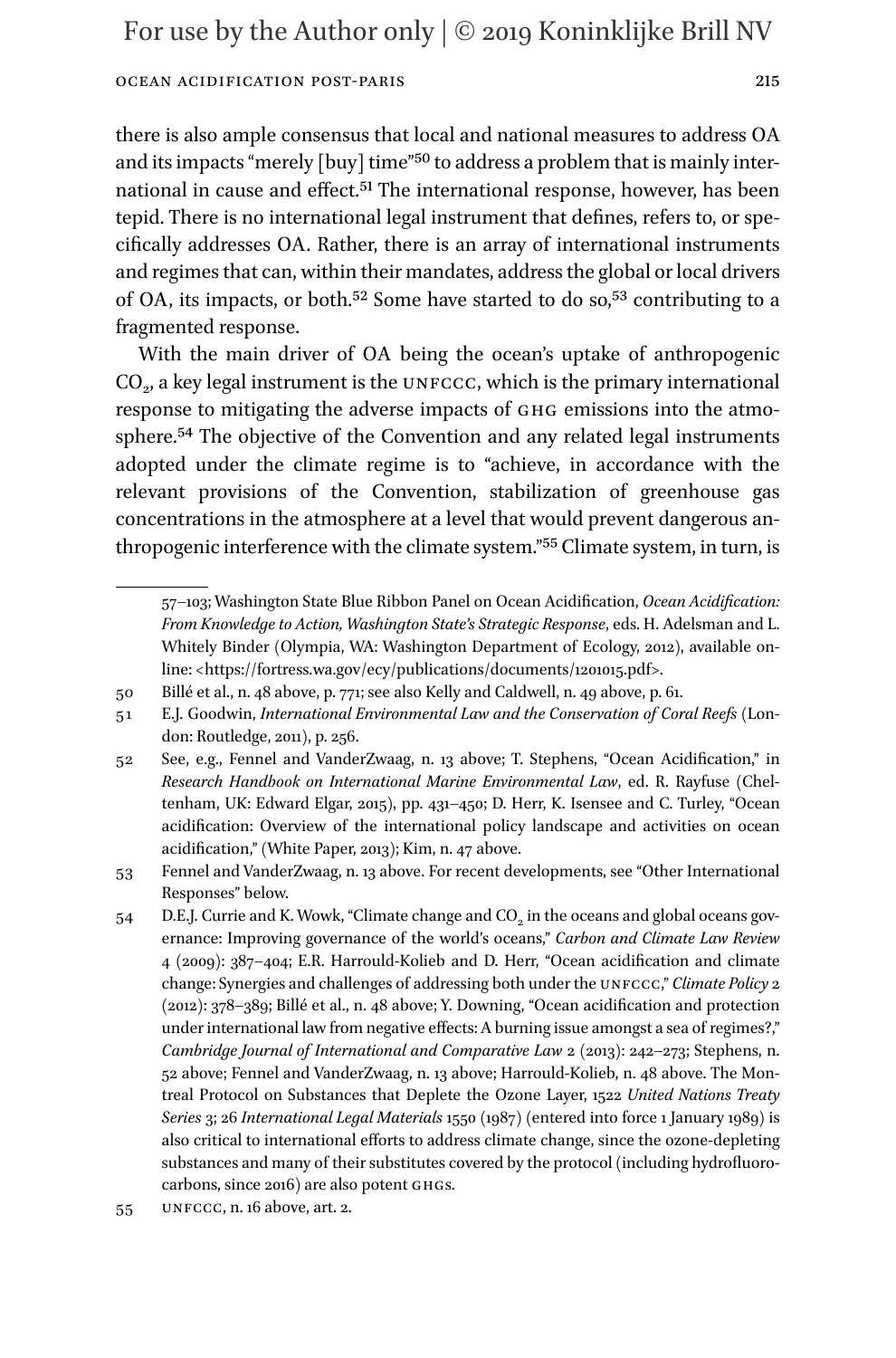there is also ample consensus that local and national measures to address OA and its impacts "merely [buy] time"[50] to address a problem that is mainly international in cause and effect.[51] The international response, however, has been tepid. There is no international legal instrument that defines, refers to, or specifically addresses OA. Rather, there is an array of international instruments and regimes that can, within their mandates, address the global or local drivers of OA, its impacts, or both.[52] Some have started to do so,[53] contributing to a fragmented response.

With the main driver of OA being the ocean's uptake of anthropogenic $CO_2$, a key legal instrument is the UNFCCC, which is the primary international response to mitigating the adverse impacts of GHG emissions into the atmosphere.[54] The objective of the Convention and any related legal instruments adopted under the climate regime is to "achieve, in accordance with the relevant provisions of the Convention, stabilization of greenhouse gas concentrations in the atmosphere at a level that would prevent dangerous anthropogenic interference with the climate system."[55] Climate system, in turn, is

---

57–103; Washington State Blue Ribbon Panel on Ocean Acidification, *Ocean Acidification: From Knowledge to Action, Washington State's Strategic Response*, eds. H. Adelsman and L. Whitely Binder (Olympia, WA: Washington Department of Ecology, 2012), available online: <https://fortress.wa.gov/ecy/publications/documents/1201015.pdf>.

50 Billé et al., n. 48 above, p. 771; see also Kelly and Caldwell, n. 49 above, p. 61.

51 E.J. Goodwin, *International Environmental Law and the Conservation of Coral Reefs* (London: Routledge, 2011), p. 256.

52 See, e.g., Fennel and VanderZwaag, n. 13 above; T. Stephens, "Ocean Acidification," in *Research Handbook on International Marine Environmental Law*, ed. R. Rayfuse (Cheltenham, UK: Edward Elgar, 2015), pp. 431–450; D. Herr, K. Isensee and C. Turley, "Ocean acidification: Overview of the international policy landscape and activities on ocean acidification," (White Paper, 2013); Kim, n. 47 above.

53 Fennel and VanderZwaag, n. 13 above. For recent developments, see "Other International Responses" below.

54 D.E.J. Currie and K. Wowk, "Climate change and $CO_2$ in the oceans and global oceans governance: Improving governance of the world's oceans," *Carbon and Climate Law Review* 4 (2009): 387–404; E.R. Harrould-Kolieb and D. Herr, "Ocean acidification and climate change: Synergies and challenges of addressing both under the UNFCCC," *Climate Policy* 2 (2012): 378–389; Billé et al., n. 48 above; Y. Downing, "Ocean acidification and protection under international law from negative effects: A burning issue amongst a sea of regimes?," *Cambridge Journal of International and Comparative Law* 2 (2013): 242–273; Stephens, n. 52 above; Fennel and VanderZwaag, n. 13 above; Harrould-Kolieb, n. 48 above. The Montreal Protocol on Substances that Deplete the Ozone Layer, 1522 *United Nations Treaty Series* 3; 26 *International Legal Materials* 1550 (1987) (entered into force 1 January 1989) is also critical to international efforts to address climate change, since the ozone-depleting substances and many of their substitutes covered by the protocol (including hydrofluorocarbons, since 2016) are also potent GHGs.

55 UNFCCC, n. 16 above, art. 2.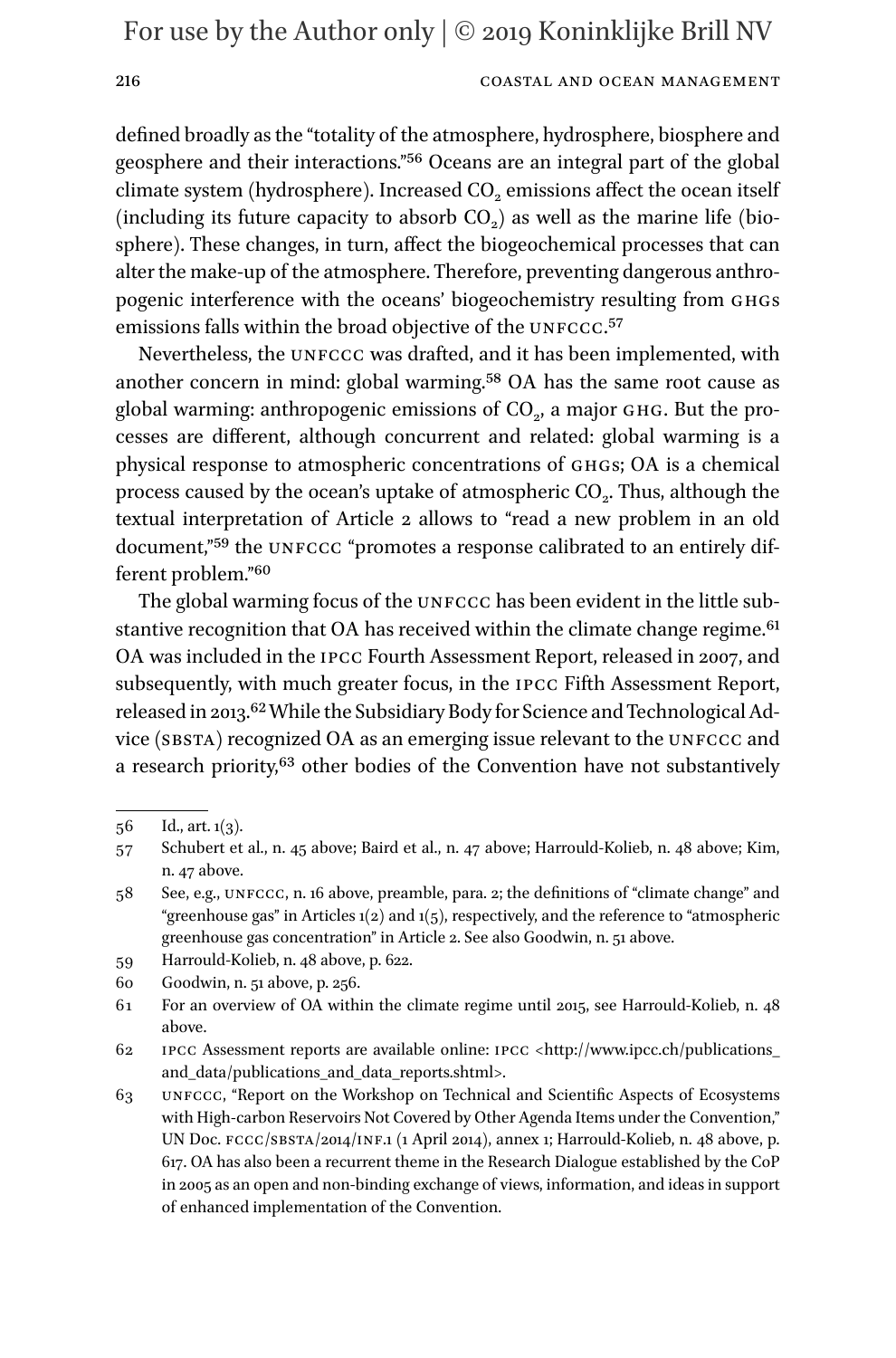defined broadly as the "totality of the atmosphere, hydrosphere, biosphere and geosphere and their interactions."[56] Oceans are an integral part of the global climate system (hydrosphere). Increased $CO_2$ emissions affect the ocean itself (including its future capacity to absorb $CO_2$) as well as the marine life (biosphere). These changes, in turn, affect the biogeochemical processes that can alter the make-up of the atmosphere. Therefore, preventing dangerous anthropogenic interference with the oceans' biogeochemistry resulting from GHGs emissions falls within the broad objective of the UNFCCC.[57]

Nevertheless, the UNFCCC was drafted, and it has been implemented, with another concern in mind: global warming.[58] OA has the same root cause as global warming: anthropogenic emissions of $CO_2$, a major GHG. But the processes are different, although concurrent and related: global warming is a physical response to atmospheric concentrations of GHGs; OA is a chemical process caused by the ocean's uptake of atmospheric $CO_2$. Thus, although the textual interpretation of Article 2 allows to "read a new problem in an old document,"[59] the UNFCCC "promotes a response calibrated to an entirely different problem."[60]

The global warming focus of the UNFCCC has been evident in the little substantive recognition that OA has received within the climate change regime.[61] OA was included in the IPCC Fourth Assessment Report, released in 2007, and subsequently, with much greater focus, in the IPCC Fifth Assessment Report, released in 2013.[62] While the Subsidiary Body for Science and Technological Advice (SBSTA) recognized OA as an emerging issue relevant to the UNFCCC and a research priority,[63] other bodies of the Convention have not substantively

---

56 Id., art. 1(3).

57 Schubert et al., n. 45 above; Baird et al., n. 47 above; Harrould-Kolieb, n. 48 above; Kim, n. 47 above.

58 See, e.g., UNFCCC, n. 16 above, preamble, para. 2; the definitions of "climate change" and "greenhouse gas" in Articles 1(2) and 1(5), respectively, and the reference to "atmospheric greenhouse gas concentration" in Article 2. See also Goodwin, n. 51 above.

59 Harrould-Kolieb, n. 48 above, p. 622.

60 Goodwin, n. 51 above, p. 256.

61 For an overview of OA within the climate regime until 2015, see Harrould-Kolieb, n. 48 above.

62 IPCC Assessment reports are available online: IPCC <http://www.ipcc.ch/publications_and_data/publications_and_data_reports.shtml>.

63 UNFCCC, "Report on the Workshop on Technical and Scientific Aspects of Ecosystems with High-carbon Reservoirs Not Covered by Other Agenda Items under the Convention," UN Doc. FCCC/SBSTA/2014/INF.1 (1 April 2014), annex 1; Harrould-Kolieb, n. 48 above, p. 617. OA has also been a recurrent theme in the Research Dialogue established by the CoP in 2005 as an open and non-binding exchange of views, information, and ideas in support of enhanced implementation of the Convention.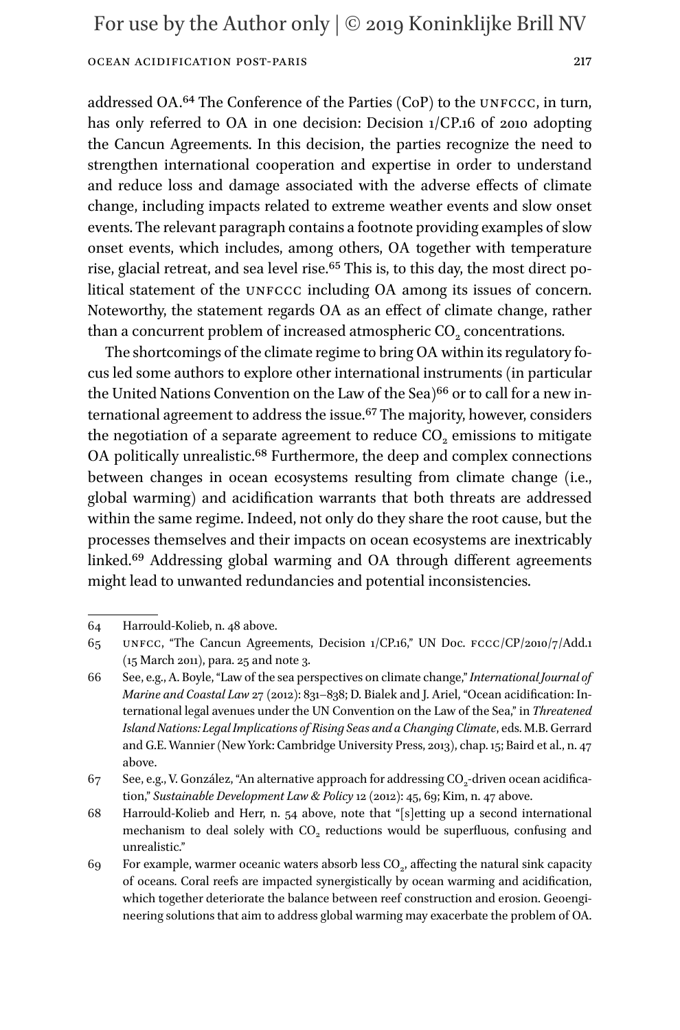addressed OA.[64] The Conference of the Parties (CoP) to the UNFCCC, in turn, has only referred to OA in one decision: Decision 1/CP.16 of 2010 adopting the Cancun Agreements. In this decision, the parties recognize the need to strengthen international cooperation and expertise in order to understand and reduce loss and damage associated with the adverse effects of climate change, including impacts related to extreme weather events and slow onset events. The relevant paragraph contains a footnote providing examples of slow onset events, which includes, among others, OA together with temperature rise, glacial retreat, and sea level rise.[65] This is, to this day, the most direct political statement of the UNFCCC including OA among its issues of concern. Noteworthy, the statement regards OA as an effect of climate change, rather than a concurrent problem of increased atmospheric $CO_2$ concentrations.

The shortcomings of the climate regime to bring OA within its regulatory focus led some authors to explore other international instruments (in particular the United Nations Convention on the Law of the Sea)[66] or to call for a new international agreement to address the issue.[67] The majority, however, considers the negotiation of a separate agreement to reduce $CO_2$ emissions to mitigate OA politically unrealistic.[68] Furthermore, the deep and complex connections between changes in ocean ecosystems resulting from climate change (i.e., global warming) and acidification warrants that both threats are addressed within the same regime. Indeed, not only do they share the root cause, but the processes themselves and their impacts on ocean ecosystems are inextricably linked.[69] Addressing global warming and OA through different agreements might lead to unwanted redundancies and potential inconsistencies.

---

64 Harrould-Kolieb, n. 48 above.

65 UNFCCC, "The Cancun Agreements, Decision 1/CP.16," UN Doc. FCCC/CP/2010/7/Add.1 (15 March 2011), para. 25 and note 3.

66 See, e.g., A. Boyle, "Law of the sea perspectives on climate change," *International Journal of Marine and Coastal Law* 27 (2012): 831–838; D. Bialek and J. Ariel, "Ocean acidification: International legal avenues under the UN Convention on the Law of the Sea," in *Threatened Island Nations: Legal Implications of Rising Seas and a Changing Climate*, eds. M.B. Gerrard and G.E. Wannier (New York: Cambridge University Press, 2013), chap. 15; Baird et al., n. 47 above.

67 See, e.g., V. González, "An alternative approach for addressing $CO_2$-driven ocean acidification," *Sustainable Development Law & Policy* 12 (2012): 45, 69; Kim, n. 47 above.

68 Harrould-Kolieb and Herr, n. 54 above, note that "[s]etting up a second international mechanism to deal solely with $CO_2$ reductions would be superfluous, confusing and unrealistic."

69 For example, warmer oceanic waters absorb less $CO_2$, affecting the natural sink capacity of oceans. Coral reefs are impacted synergistically by ocean warming and acidification, which together deteriorate the balance between reef construction and erosion. Geoengineering solutions that aim to address global warming may exacerbate the problem of OA.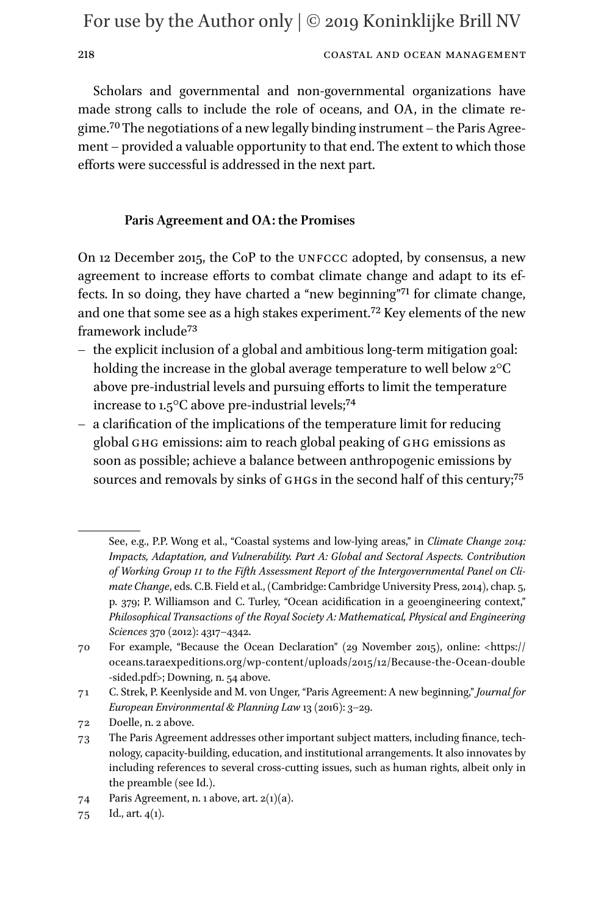Scholars and governmental and non-governmental organizations have made strong calls to include the role of oceans, and OA, in the climate regime.[70] The negotiations of a new legally binding instrument – the Paris Agreement – provided a valuable opportunity to that end. The extent to which those efforts were successful is addressed in the next part.

## Paris Agreement and OA: the Promises

On 12 December 2015, the CoP to the UNFCCC adopted, by consensus, a new agreement to increase efforts to combat climate change and adapt to its effects. In so doing, they have charted a "new beginning"[71] for climate change, and one that some see as a high stakes experiment.[72] Key elements of the new framework include[73]

- the explicit inclusion of a global and ambitious long-term mitigation goal: holding the increase in the global average temperature to well below 2°C above pre-industrial levels and pursuing efforts to limit the temperature increase to 1.5°C above pre-industrial levels;[74]
- a clarification of the implications of the temperature limit for reducing global GHG emissions: aim to reach global peaking of GHG emissions as soon as possible; achieve a balance between anthropogenic emissions by sources and removals by sinks of GHGs in the second half of this century;[75]

---

See, e.g., P.P. Wong et al., "Coastal systems and low-lying areas," in *Climate Change 2014: Impacts, Adaptation, and Vulnerability. Part A: Global and Sectoral Aspects. Contribution of Working Group II to the Fifth Assessment Report of the Intergovernmental Panel on Climate Change*, eds. C.B. Field et al., (Cambridge: Cambridge University Press, 2014), chap. 5, p. 379; P. Williamson and C. Turley, "Ocean acidification in a geoengineering context," *Philosophical Transactions of the Royal Society A: Mathematical, Physical and Engineering Sciences* 370 (2012): 4317–4342.

70 For example, "Because the Ocean Declaration" (29 November 2015), online: <https://oceans.taraexpeditions.org/wp-content/uploads/2015/12/Because-the-Ocean-double-sided.pdf>; Downing, n. 54 above.

71 C. Strek, P. Keenlyside and M. von Unger, "Paris Agreement: A new beginning," *Journal for European Environmental & Planning Law* 13 (2016): 3–29.

72 Doelle, n. 2 above.

73 The Paris Agreement addresses other important subject matters, including finance, technology, capacity-building, education, and institutional arrangements. It also innovates by including references to several cross-cutting issues, such as human rights, albeit only in the preamble (see Id.).

74 Paris Agreement, n. 1 above, art. 2(1)(a).

75 Id., art. 4(1).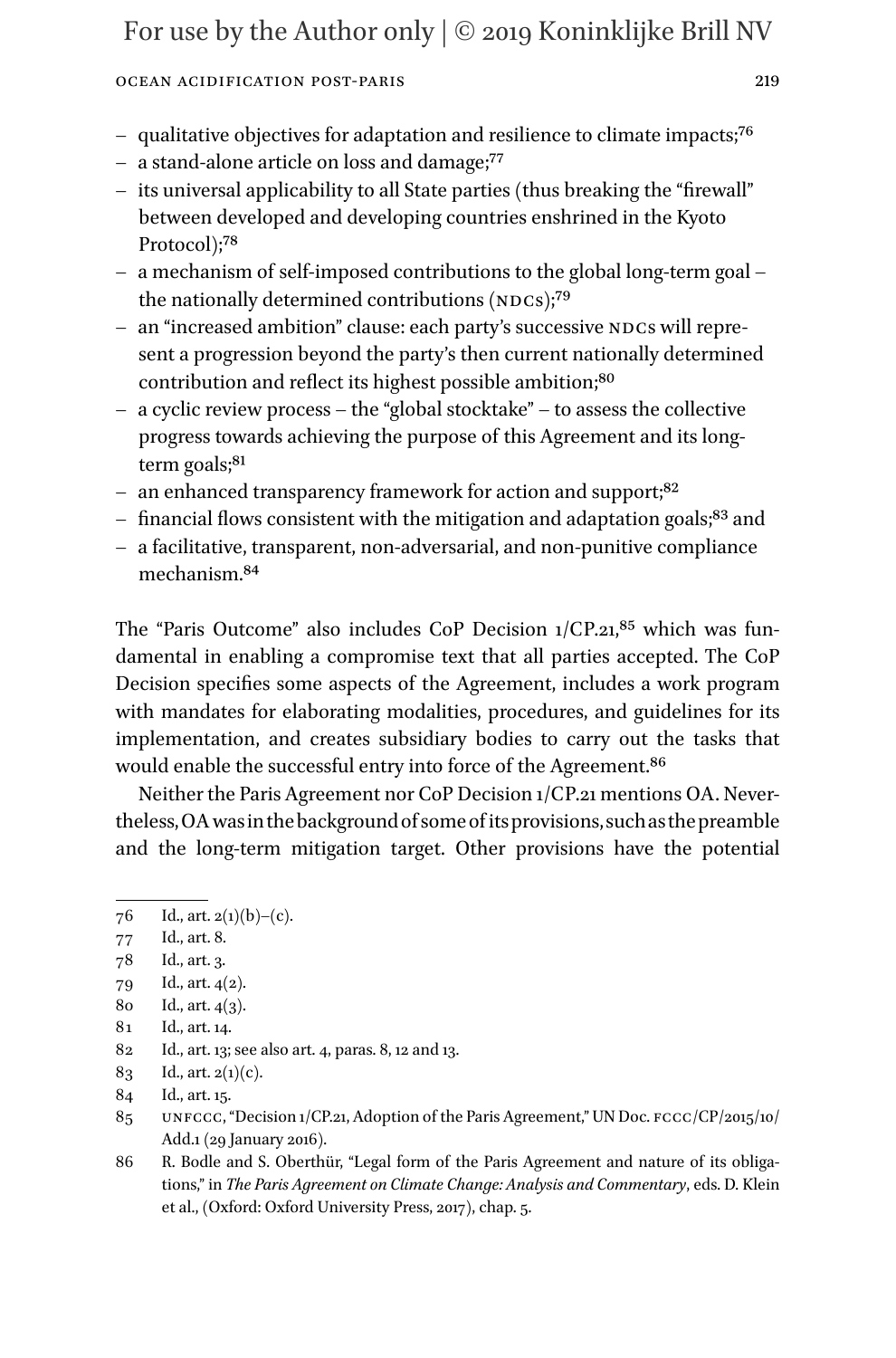- qualitative objectives for adaptation and resilience to climate impacts;[76]
- a stand-alone article on loss and damage;[77]
- its universal applicability to all State parties (thus breaking the "firewall" between developed and developing countries enshrined in the Kyoto Protocol);[78]
- a mechanism of self-imposed contributions to the global long-term goal – the nationally determined contributions (NDCs);[79]
- an "increased ambition" clause: each party's successive NDCs will represent a progression beyond the party's then current nationally determined contribution and reflect its highest possible ambition;[80]
- a cyclic review process – the "global stocktake" – to assess the collective progress towards achieving the purpose of this Agreement and its long-term goals;[81]
- an enhanced transparency framework for action and support;[82]
- financial flows consistent with the mitigation and adaptation goals;[83] and
- a facilitative, transparent, non-adversarial, and non-punitive compliance mechanism.[84]

The "Paris Outcome" also includes CoP Decision 1/CP.21,[85] which was fundamental in enabling a compromise text that all parties accepted. The CoP Decision specifies some aspects of the Agreement, includes a work program with mandates for elaborating modalities, procedures, and guidelines for its implementation, and creates subsidiary bodies to carry out the tasks that would enable the successful entry into force of the Agreement.[86]

Neither the Paris Agreement nor CoP Decision 1/CP.21 mentions OA. Nevertheless, OA was in the background of some of its provisions, such as the preamble and the long-term mitigation target. Other provisions have the potential

---

76 Id., art. 2(1)(b)–(c).

77 Id., art. 8.

78 Id., art. 3.

79 Id., art. 4(2).

80 Id., art. 4(3).

81 Id., art. 14.

82 Id., art. 13; see also art. 4, paras. 8, 12 and 13.

83 Id., art. 2(1)(c).

84 Id., art. 15.

85 UNFCCC, "Decision 1/CP.21, Adoption of the Paris Agreement," UN Doc. FCCC/CP/2015/10/Add.1 (29 January 2016).

86 R. Bodle and S. Oberthür, "Legal form of the Paris Agreement and nature of its obligations," in *The Paris Agreement on Climate Change: Analysis and Commentary*, eds. D. Klein et al., (Oxford: Oxford University Press, 2017), chap. 5.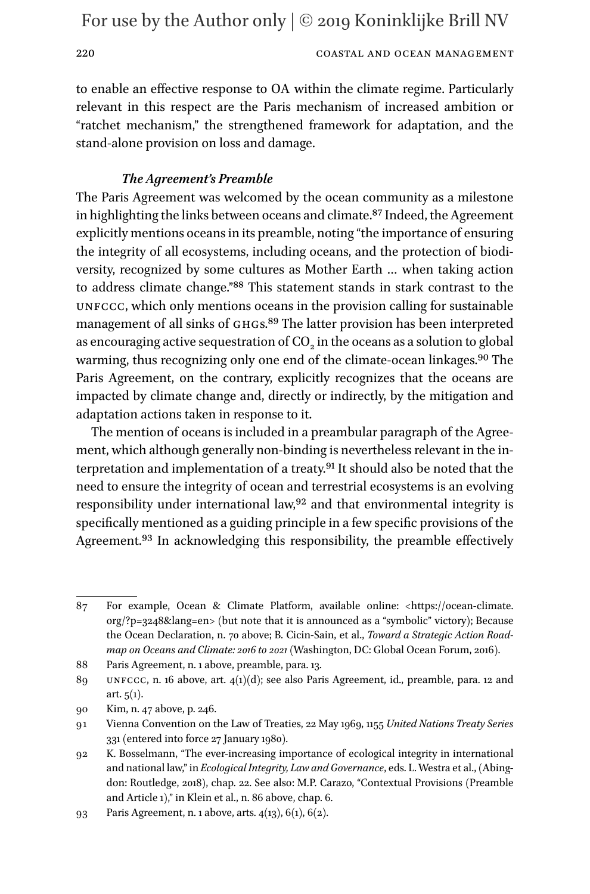to enable an effective response to OA within the climate regime. Particularly relevant in this respect are the Paris mechanism of increased ambition or "ratchet mechanism," the strengthened framework for adaptation, and the stand-alone provision on loss and damage.

### *The Agreement's Preamble*

The Paris Agreement was welcomed by the ocean community as a milestone in highlighting the links between oceans and climate.[87] Indeed, the Agreement explicitly mentions oceans in its preamble, noting "the importance of ensuring the integrity of all ecosystems, including oceans, and the protection of biodiversity, recognized by some cultures as Mother Earth … when taking action to address climate change."[88] This statement stands in stark contrast to the UNFCCC, which only mentions oceans in the provision calling for sustainable management of all sinks of GHGs.[89] The latter provision has been interpreted as encouraging active sequestration of $CO_2$ in the oceans as a solution to global warming, thus recognizing only one end of the climate-ocean linkages.[90] The Paris Agreement, on the contrary, explicitly recognizes that the oceans are impacted by climate change and, directly or indirectly, by the mitigation and adaptation actions taken in response to it.

The mention of oceans is included in a preambular paragraph of the Agreement, which although generally non-binding is nevertheless relevant in the interpretation and implementation of a treaty.[91] It should also be noted that the need to ensure the integrity of ocean and terrestrial ecosystems is an evolving responsibility under international law,[92] and that environmental integrity is specifically mentioned as a guiding principle in a few specific provisions of the Agreement.[93] In acknowledging this responsibility, the preamble effectively

---

87 For example, Ocean & Climate Platform, available online: <https://ocean-climate.org/?p=3248&lang=en> (but note that it is announced as a "symbolic" victory); Because the Ocean Declaration, n. 70 above; B. Cicin-Sain, et al., *Toward a Strategic Action Roadmap on Oceans and Climate: 2016 to 2021* (Washington, DC: Global Ocean Forum, 2016).

88 Paris Agreement, n. 1 above, preamble, para. 13.

89 UNFCCC, n. 16 above, art. 4(1)(d); see also Paris Agreement, id., preamble, para. 12 and art. 5(1).

90 Kim, n. 47 above, p. 246.

91 Vienna Convention on the Law of Treaties, 22 May 1969, 1155 *United Nations Treaty Series* 331 (entered into force 27 January 1980).

92 K. Bosselmann, "The ever-increasing importance of ecological integrity in international and national law," in *Ecological Integrity, Law and Governance*, eds. L. Westra et al., (Abingdon: Routledge, 2018), chap. 22. See also: M.P. Carazo, "Contextual Provisions (Preamble and Article 1)," in Klein et al., n. 86 above, chap. 6.

93 Paris Agreement, n. 1 above, arts. 4(13), 6(1), 6(2).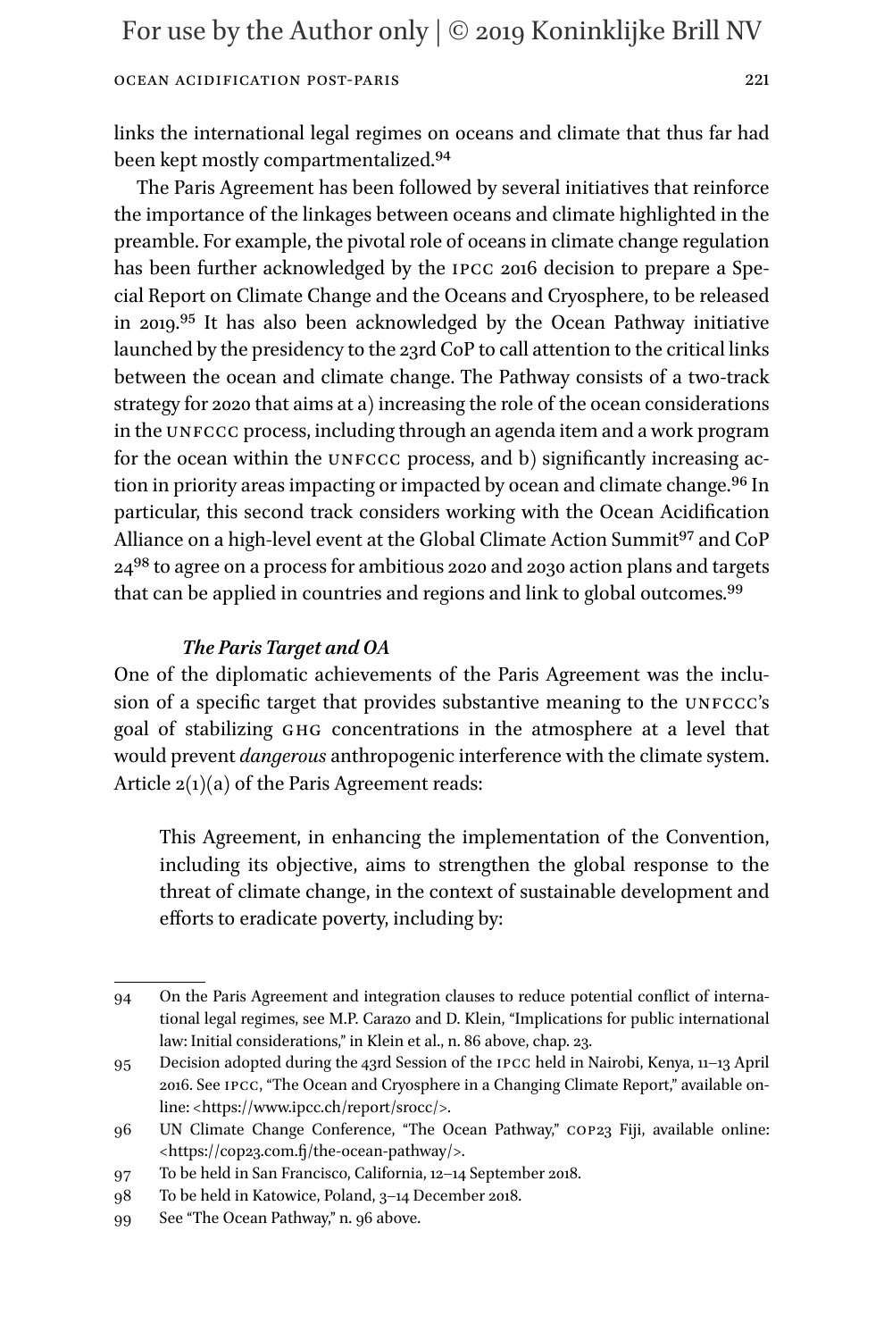links the international legal regimes on oceans and climate that thus far had been kept mostly compartmentalized.[94]

The Paris Agreement has been followed by several initiatives that reinforce the importance of the linkages between oceans and climate highlighted in the preamble. For example, the pivotal role of oceans in climate change regulation has been further acknowledged by the IPCC 2016 decision to prepare a Special Report on Climate Change and the Oceans and Cryosphere, to be released in 2019.[95] It has also been acknowledged by the Ocean Pathway initiative launched by the presidency to the 23rd CoP to call attention to the critical links between the ocean and climate change. The Pathway consists of a two-track strategy for 2020 that aims at a) increasing the role of the ocean considerations in the UNFCCC process, including through an agenda item and a work program for the ocean within the UNFCCC process, and b) significantly increasing action in priority areas impacting or impacted by ocean and climate change.[96] In particular, this second track considers working with the Ocean Acidification Alliance on a high-level event at the Global Climate Action Summit[97] and CoP 24[98] to agree on a process for ambitious 2020 and 2030 action plans and targets that can be applied in countries and regions and link to global outcomes.[99]

### *The Paris Target and OA*

One of the diplomatic achievements of the Paris Agreement was the inclusion of a specific target that provides substantive meaning to the UNFCCC's goal of stabilizing GHG concentrations in the atmosphere at a level that would prevent *dangerous* anthropogenic interference with the climate system. Article 2(1)(a) of the Paris Agreement reads:

> This Agreement, in enhancing the implementation of the Convention, including its objective, aims to strengthen the global response to the threat of climate change, in the context of sustainable development and efforts to eradicate poverty, including by:

---

94 On the Paris Agreement and integration clauses to reduce potential conflict of international legal regimes, see M.P. Carazo and D. Klein, "Implications for public international law: Initial considerations," in Klein et al., n. 86 above, chap. 23.

95 Decision adopted during the 43rd Session of the IPCC held in Nairobi, Kenya, 11–13 April 2016. See IPCC, "The Ocean and Cryosphere in a Changing Climate Report," available online: <https://www.ipcc.ch/report/srocc/>.

96 UN Climate Change Conference, "The Ocean Pathway," COP23 Fiji, available online: <https://cop23.com.fj/the-ocean-pathway/>.

97 To be held in San Francisco, California, 12–14 September 2018.

98 To be held in Katowice, Poland, 3–14 December 2018.

99 See "The Ocean Pathway," n. 96 above.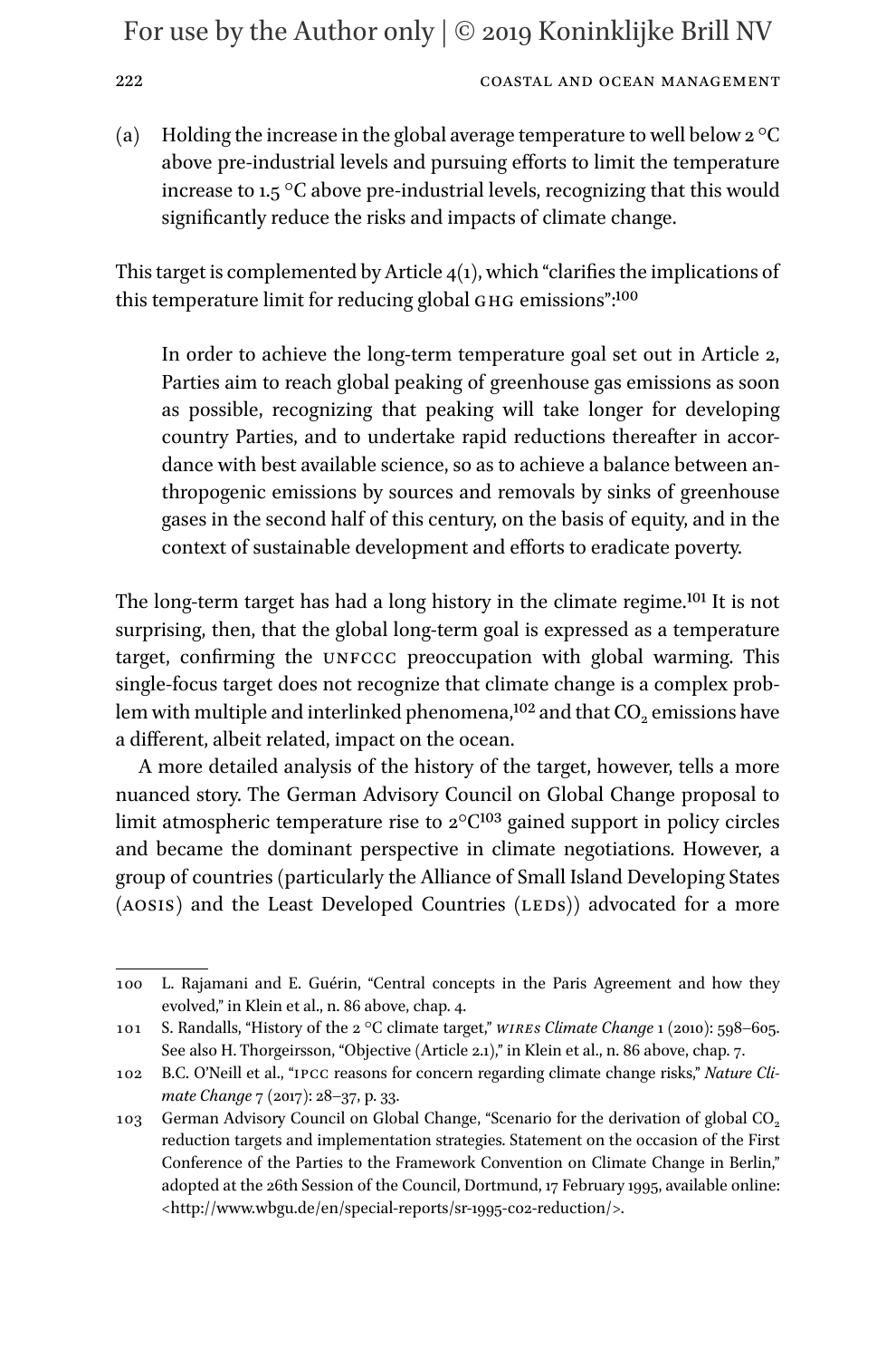(a) Holding the increase in the global average temperature to well below 2 °C above pre-industrial levels and pursuing efforts to limit the temperature increase to 1.5 °C above pre-industrial levels, recognizing that this would significantly reduce the risks and impacts of climate change.

This target is complemented by Article 4(1), which "clarifies the implications of this temperature limit for reducing global GHG emissions":[100]

> In order to achieve the long-term temperature goal set out in Article 2, Parties aim to reach global peaking of greenhouse gas emissions as soon as possible, recognizing that peaking will take longer for developing country Parties, and to undertake rapid reductions thereafter in accordance with best available science, so as to achieve a balance between anthropogenic emissions by sources and removals by sinks of greenhouse gases in the second half of this century, on the basis of equity, and in the context of sustainable development and efforts to eradicate poverty.

The long-term target has had a long history in the climate regime.[101] It is not surprising, then, that the global long-term goal is expressed as a temperature target, confirming the UNFCCC preoccupation with global warming. This single-focus target does not recognize that climate change is a complex problem with multiple and interlinked phenomena,[102] and that $CO_2$ emissions have a different, albeit related, impact on the ocean.

A more detailed analysis of the history of the target, however, tells a more nuanced story. The German Advisory Council on Global Change proposal to limit atmospheric temperature rise to 2°C[103] gained support in policy circles and became the dominant perspective in climate negotiations. However, a group of countries (particularly the Alliance of Small Island Developing States (AOSIS) and the Least Developed Countries (LEDS)) advocated for a more

---

100 L. Rajamani and E. Guérin, "Central concepts in the Paris Agreement and how they evolved," in Klein et al., n. 86 above, chap. 4.

101 S. Randalls, "History of the 2 °C climate target," *WIREs Climate Change* 1 (2010): 598–605. See also H. Thorgeirsson, "Objective (Article 2.1)," in Klein et al., n. 86 above, chap. 7.

102 B.C. O'Neill et al., "IPCC reasons for concern regarding climate change risks," *Nature Climate Change* 7 (2017): 28–37, p. 33.

103 German Advisory Council on Global Change, "Scenario for the derivation of global $CO_2$ reduction targets and implementation strategies. Statement on the occasion of the First Conference of the Parties to the Framework Convention on Climate Change in Berlin," adopted at the 26th Session of the Council, Dortmund, 17 February 1995, available online: <http://www.wbgu.de/en/special-reports/sr-1995-co2-reduction/>.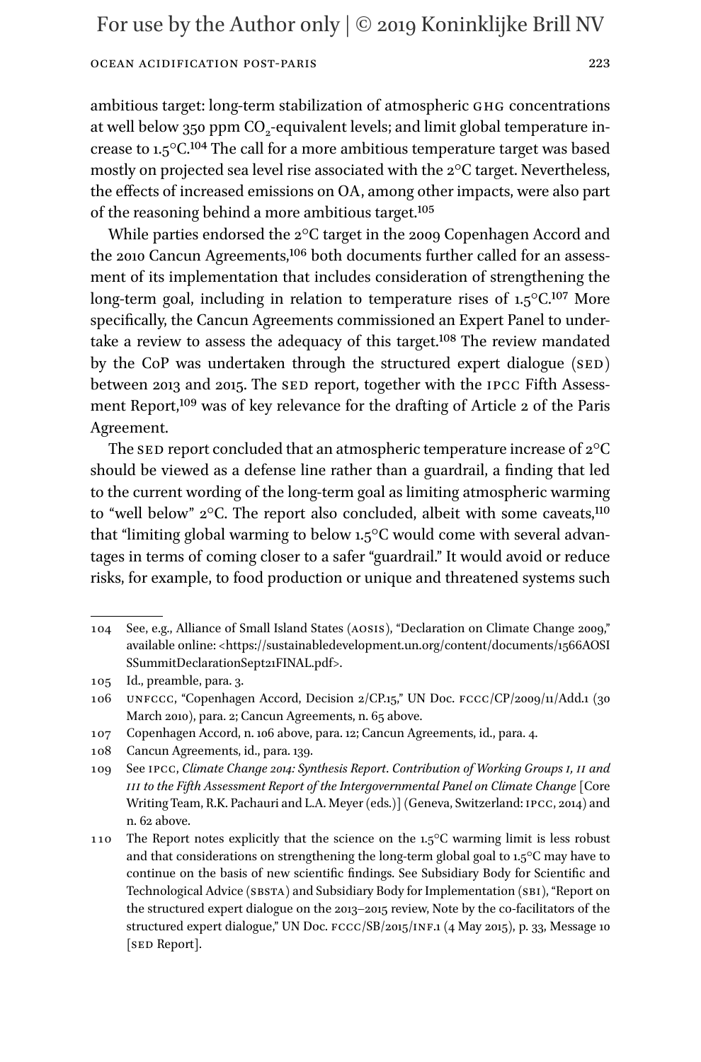ambitious target: long-term stabilization of atmospheric GHG concentrations at well below 350 ppm $CO_2$-equivalent levels; and limit global temperature increase to 1.5°C.[104] The call for a more ambitious temperature target was based mostly on projected sea level rise associated with the 2°C target. Nevertheless, the effects of increased emissions on OA, among other impacts, were also part of the reasoning behind a more ambitious target.[105]

While parties endorsed the 2°C target in the 2009 Copenhagen Accord and the 2010 Cancun Agreements,[106] both documents further called for an assessment of its implementation that includes consideration of strengthening the long-term goal, including in relation to temperature rises of 1.5°C.[107] More specifically, the Cancun Agreements commissioned an Expert Panel to undertake a review to assess the adequacy of this target.[108] The review mandated by the CoP was undertaken through the structured expert dialogue (SED) between 2013 and 2015. The SED report, together with the IPCC Fifth Assessment Report,[109] was of key relevance for the drafting of Article 2 of the Paris Agreement.

The SED report concluded that an atmospheric temperature increase of 2°C should be viewed as a defense line rather than a guardrail, a finding that led to the current wording of the long-term goal as limiting atmospheric warming to "well below" 2°C. The report also concluded, albeit with some caveats,[110] that "limiting global warming to below 1.5°C would come with several advantages in terms of coming closer to a safer "guardrail." It would avoid or reduce risks, for example, to food production or unique and threatened systems such

---

104 See, e.g., Alliance of Small Island States (AOSIS), "Declaration on Climate Change 2009," available online: <https://sustainabledevelopment.un.org/content/documents/1566AOSISSummitDeclarationSept21FINAL.pdf>.

105 Id., preamble, para. 3.

106 UNFCCC, "Copenhagen Accord, Decision 2/CP.15," UN Doc. FCCC/CP/2009/11/Add.1 (30 March 2010), para. 2; Cancun Agreements, n. 65 above.

107 Copenhagen Accord, n. 106 above, para. 12; Cancun Agreements, id., para. 4.

108 Cancun Agreements, id., para. 139.

109 See IPCC, *Climate Change 2014: Synthesis Report. Contribution of Working Groups I, II and III to the Fifth Assessment Report of the Intergovernmental Panel on Climate Change* [Core Writing Team, R.K. Pachauri and L.A. Meyer (eds.)] (Geneva, Switzerland: IPCC, 2014) and n. 62 above.

110 The Report notes explicitly that the science on the 1.5°C warming limit is less robust and that considerations on strengthening the long-term global goal to 1.5°C may have to continue on the basis of new scientific findings. See Subsidiary Body for Scientific and Technological Advice (SBSTA) and Subsidiary Body for Implementation (SBI), "Report on the structured expert dialogue on the 2013–2015 review, Note by the co-facilitators of the structured expert dialogue," UN Doc. FCCC/SB/2015/INF.1 (4 May 2015), p. 33, Message 10 [SED Report].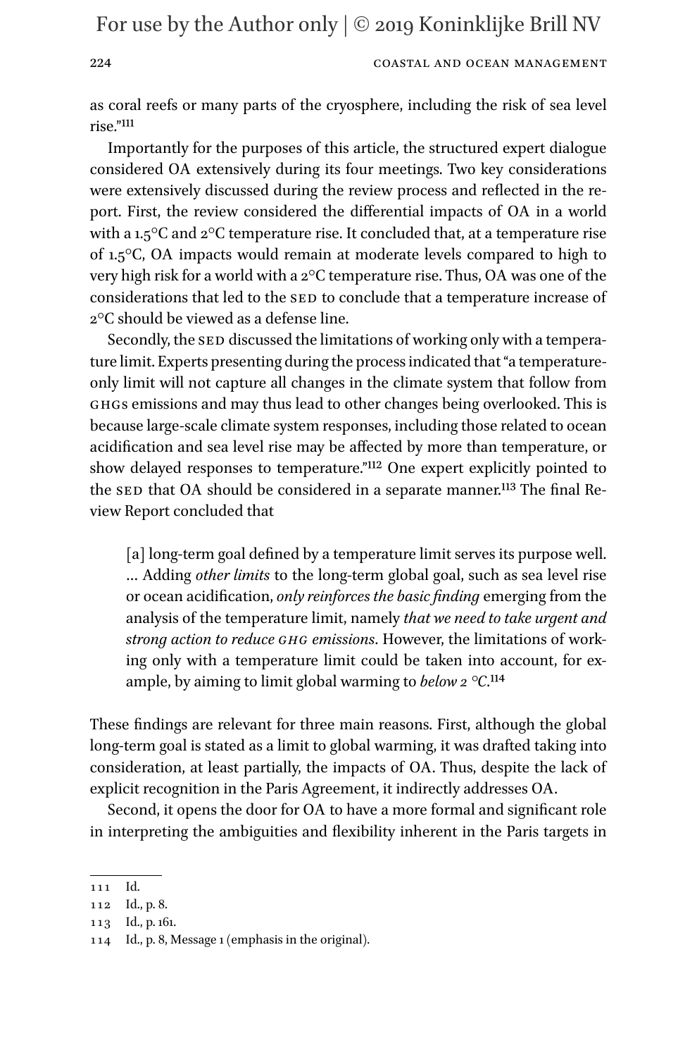as coral reefs or many parts of the cryosphere, including the risk of sea level rise."[111]

Importantly for the purposes of this article, the structured expert dialogue considered OA extensively during its four meetings. Two key considerations were extensively discussed during the review process and reflected in the report. First, the review considered the differential impacts of OA in a world with a 1.5°C and 2°C temperature rise. It concluded that, at a temperature rise of 1.5°C, OA impacts would remain at moderate levels compared to high to very high risk for a world with a 2°C temperature rise. Thus, OA was one of the considerations that led to the SED to conclude that a temperature increase of 2°C should be viewed as a defense line.

Secondly, the SED discussed the limitations of working only with a temperature limit. Experts presenting during the process indicated that "a temperature-only limit will not capture all changes in the climate system that follow from GHGs emissions and may thus lead to other changes being overlooked. This is because large-scale climate system responses, including those related to ocean acidification and sea level rise may be affected by more than temperature, or show delayed responses to temperature."[112] One expert explicitly pointed to the SED that OA should be considered in a separate manner.[113] The final Review Report concluded that

> [a] long-term goal defined by a temperature limit serves its purpose well. … Adding *other limits* to the long-term global goal, such as sea level rise or ocean acidification, *only reinforces the basic finding* emerging from the analysis of the temperature limit, namely *that we need to take urgent and strong action to reduce GHG emissions*. However, the limitations of working only with a temperature limit could be taken into account, for example, by aiming to limit global warming to *below 2 °C*.[114]

These findings are relevant for three main reasons. First, although the global long-term goal is stated as a limit to global warming, it was drafted taking into consideration, at least partially, the impacts of OA. Thus, despite the lack of explicit recognition in the Paris Agreement, it indirectly addresses OA.

Second, it opens the door for OA to have a more formal and significant role in interpreting the ambiguities and flexibility inherent in the Paris targets in

---

111 Id.

112 Id., p. 8.

113 Id., p. 161.

114 Id., p. 8, Message 1 (emphasis in the original).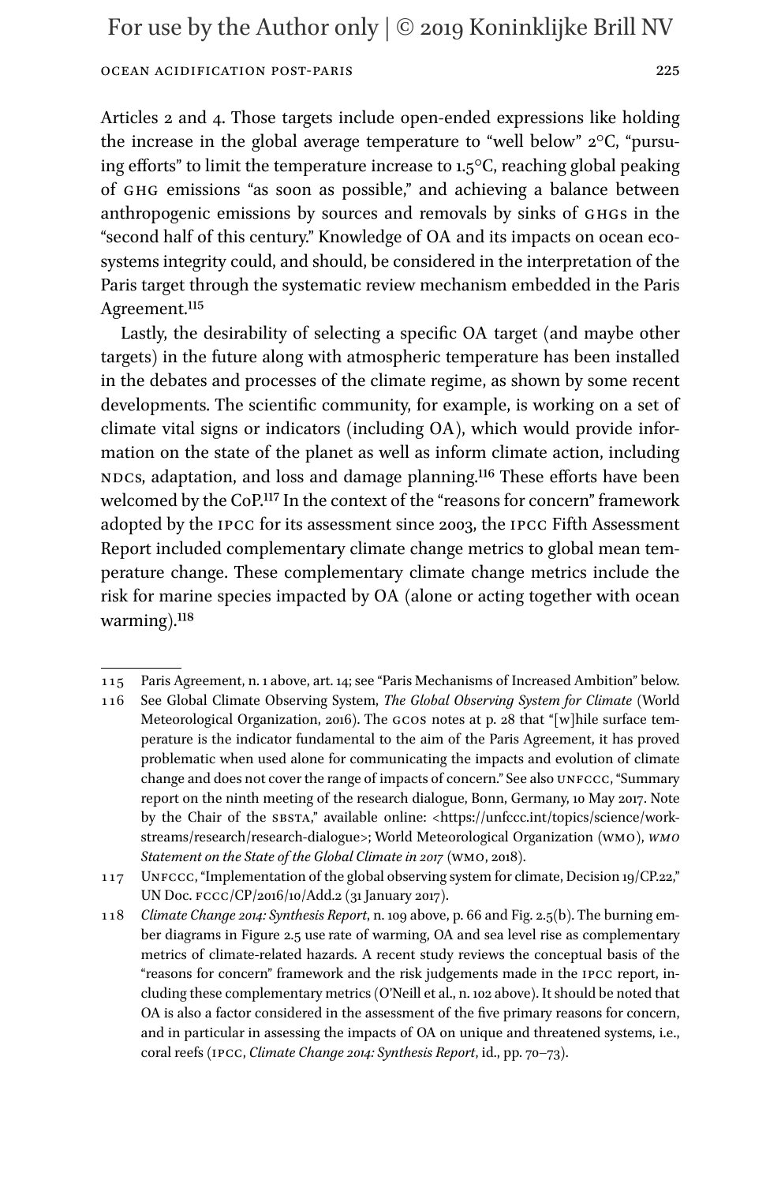Articles 2 and 4. Those targets include open-ended expressions like holding the increase in the global average temperature to "well below" 2°C, "pursuing efforts" to limit the temperature increase to 1.5°C, reaching global peaking of GHG emissions "as soon as possible," and achieving a balance between anthropogenic emissions by sources and removals by sinks of GHGs in the "second half of this century." Knowledge of OA and its impacts on ocean ecosystems integrity could, and should, be considered in the interpretation of the Paris target through the systematic review mechanism embedded in the Paris Agreement.[115]

Lastly, the desirability of selecting a specific OA target (and maybe other targets) in the future along with atmospheric temperature has been installed in the debates and processes of the climate regime, as shown by some recent developments. The scientific community, for example, is working on a set of climate vital signs or indicators (including OA), which would provide information on the state of the planet as well as inform climate action, including NDCs, adaptation, and loss and damage planning.[116] These efforts have been welcomed by the CoP.[117] In the context of the "reasons for concern" framework adopted by the IPCC for its assessment since 2003, the IPCC Fifth Assessment Report included complementary climate change metrics to global mean temperature change. These complementary climate change metrics include the risk for marine species impacted by OA (alone or acting together with ocean warming).[118]

---

115 Paris Agreement, n. 1 above, art. 14; see "Paris Mechanisms of Increased Ambition" below.

116 See Global Climate Observing System, *The Global Observing System for Climate* (World Meteorological Organization, 2016). The GCOS notes at p. 28 that "[w]hile surface temperature is the indicator fundamental to the aim of the Paris Agreement, it has proved problematic when used alone for communicating the impacts and evolution of climate change and does not cover the range of impacts of concern." See also UNFCCC, "Summary report on the ninth meeting of the research dialogue, Bonn, Germany, 10 May 2017. Note by the Chair of the SBSTA," available online: <https://unfccc.int/topics/science/workstreams/research/research-dialogue>; World Meteorological Organization (WMO), *WMO Statement on the State of the Global Climate in 2017* (WMO, 2018).

117 UNFCCC, "Implementation of the global observing system for climate, Decision 19/CP.22," UN Doc. FCCC/CP/2016/10/Add.2 (31 January 2017).

118 *Climate Change 2014: Synthesis Report*, n. 109 above, p. 66 and Fig. 2.5(b). The burning ember diagrams in Figure 2.5 use rate of warming, OA and sea level rise as complementary metrics of climate-related hazards. A recent study reviews the conceptual basis of the "reasons for concern" framework and the risk judgements made in the IPCC report, including these complementary metrics (O'Neill et al., n. 102 above). It should be noted that OA is also a factor considered in the assessment of the five primary reasons for concern, and in particular in assessing the impacts of OA on unique and threatened systems, i.e., coral reefs (IPCC, *Climate Change 2014: Synthesis Report*, id., pp. 70–73).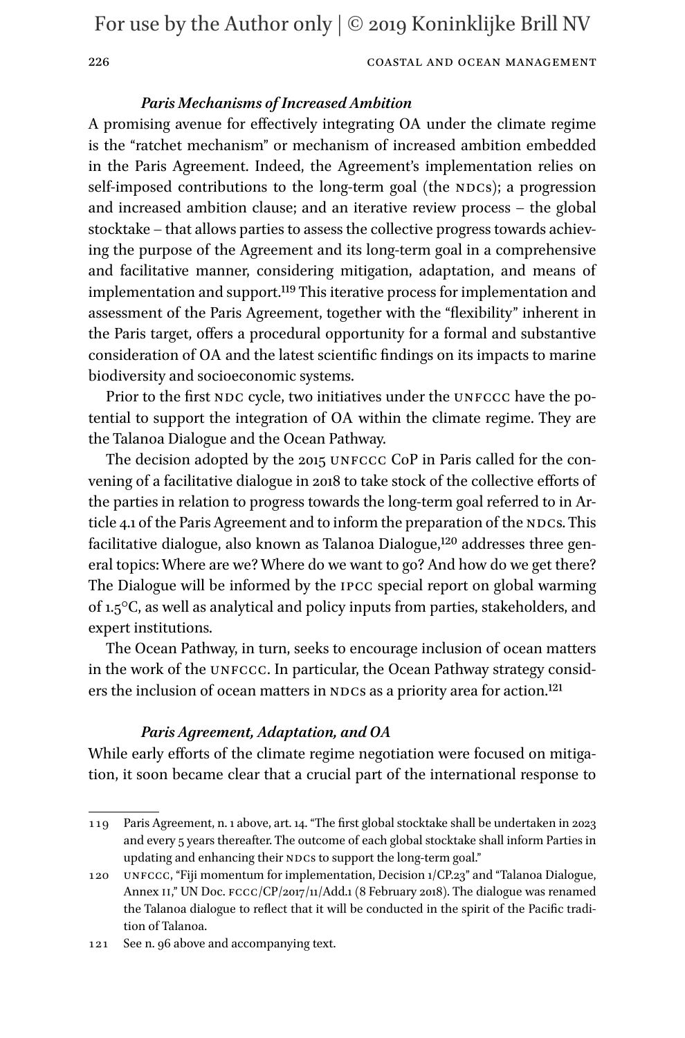#### *Paris Mechanisms of Increased Ambition*

A promising avenue for effectively integrating OA under the climate regime is the "ratchet mechanism" or mechanism of increased ambition embedded in the Paris Agreement. Indeed, the Agreement's implementation relies on self-imposed contributions to the long-term goal (the NDCs); a progression and increased ambition clause; and an iterative review process – the global stocktake – that allows parties to assess the collective progress towards achieving the purpose of the Agreement and its long-term goal in a comprehensive and facilitative manner, considering mitigation, adaptation, and means of implementation and support.[119] This iterative process for implementation and assessment of the Paris Agreement, together with the "flexibility" inherent in the Paris target, offers a procedural opportunity for a formal and substantive consideration of OA and the latest scientific findings on its impacts to marine biodiversity and socioeconomic systems.

Prior to the first NDC cycle, two initiatives under the UNFCCC have the potential to support the integration of OA within the climate regime. They are the Talanoa Dialogue and the Ocean Pathway.

The decision adopted by the 2015 UNFCCC CoP in Paris called for the convening of a facilitative dialogue in 2018 to take stock of the collective efforts of the parties in relation to progress towards the long-term goal referred to in Article 4.1 of the Paris Agreement and to inform the preparation of the NDCs. This facilitative dialogue, also known as Talanoa Dialogue,[120] addresses three general topics: Where are we? Where do we want to go? And how do we get there? The Dialogue will be informed by the IPCC special report on global warming of 1.5°C, as well as analytical and policy inputs from parties, stakeholders, and expert institutions.

The Ocean Pathway, in turn, seeks to encourage inclusion of ocean matters in the work of the UNFCCC. In particular, the Ocean Pathway strategy considers the inclusion of ocean matters in NDCs as a priority area for action.[121]

#### *Paris Agreement, Adaptation, and OA*

While early efforts of the climate regime negotiation were focused on mitigation, it soon became clear that a crucial part of the international response to

---

119 Paris Agreement, n. 1 above, art. 14. "The first global stocktake shall be undertaken in 2023 and every 5 years thereafter. The outcome of each global stocktake shall inform Parties in updating and enhancing their NDCs to support the long-term goal."

120 UNFCCC, "Fiji momentum for implementation, Decision 1/CP.23" and "Talanoa Dialogue, Annex II," UN Doc. FCCC/CP/2017/11/Add.1 (8 February 2018). The dialogue was renamed the Talanoa dialogue to reflect that it will be conducted in the spirit of the Pacific tradition of Talanoa.

121 See n. 96 above and accompanying text.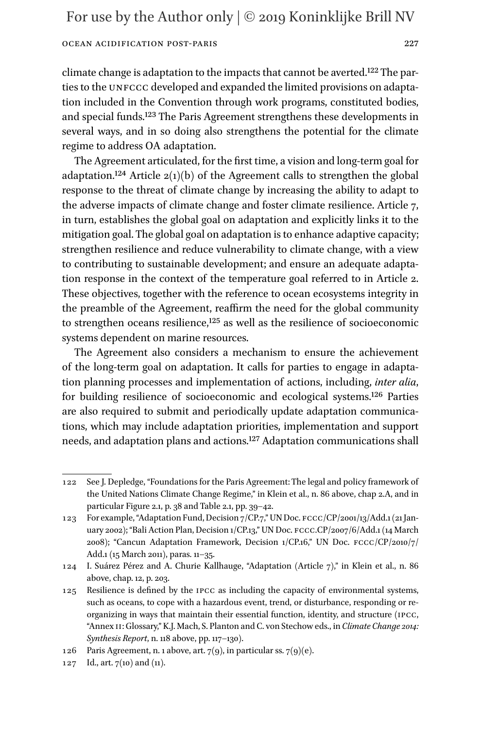climate change is adaptation to the impacts that cannot be averted.[122] The parties to the UNFCCC developed and expanded the limited provisions on adaptation included in the Convention through work programs, constituted bodies, and special funds.[123] The Paris Agreement strengthens these developments in several ways, and in so doing also strengthens the potential for the climate regime to address OA adaptation.

The Agreement articulated, for the first time, a vision and long-term goal for adaptation.[124] Article 2(1)(b) of the Agreement calls to strengthen the global response to the threat of climate change by increasing the ability to adapt to the adverse impacts of climate change and foster climate resilience. Article 7, in turn, establishes the global goal on adaptation and explicitly links it to the mitigation goal. The global goal on adaptation is to enhance adaptive capacity; strengthen resilience and reduce vulnerability to climate change, with a view to contributing to sustainable development; and ensure an adequate adaptation response in the context of the temperature goal referred to in Article 2. These objectives, together with the reference to ocean ecosystems integrity in the preamble of the Agreement, reaffirm the need for the global community to strengthen oceans resilience,[125] as well as the resilience of socioeconomic systems dependent on marine resources.

The Agreement also considers a mechanism to ensure the achievement of the long-term goal on adaptation. It calls for parties to engage in adaptation planning processes and implementation of actions, including, *inter alia*, for building resilience of socioeconomic and ecological systems.[126] Parties are also required to submit and periodically update adaptation communications, which may include adaptation priorities, implementation and support needs, and adaptation plans and actions.[127] Adaptation communications shall

---

122 See J. Depledge, "Foundations for the Paris Agreement: The legal and policy framework of the United Nations Climate Change Regime," in Klein et al., n. 86 above, chap 2.A, and in particular Figure 2.1, p. 38 and Table 2.1, pp. 39–42.

123 For example, "Adaptation Fund, Decision 7/CP.7," UN Doc. FCCC/CP/2001/13/Add.1 (21 January 2002); "Bali Action Plan, Decision 1/CP.13," UN Doc. FCCC.CP/2007/6/Add.1 (14 March 2008); "Cancun Adaptation Framework, Decision 1/CP.16," UN Doc. FCCC/CP/2010/7/Add.1 (15 March 2011), paras. 11–35.

124 I. Suárez Pérez and A. Churie Kallhauge, "Adaptation (Article 7)," in Klein et al., n. 86 above, chap. 12, p. 203.

125 Resilience is defined by the IPCC as including the capacity of environmental systems, such as oceans, to cope with a hazardous event, trend, or disturbance, responding or reorganizing in ways that maintain their essential function, identity, and structure (IPCC, "Annex II: Glossary," K.J. Mach, S. Planton and C. von Stechow eds., in *Climate Change 2014: Synthesis Report*, n. 118 above, pp. 117–130).

126 Paris Agreement, n. 1 above, art. 7(9), in particular ss. 7(9)(e).

127 Id., art. 7(10) and (11).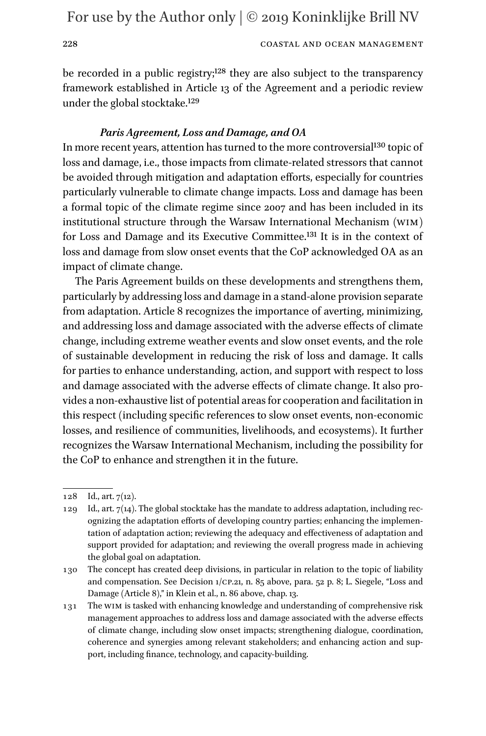be recorded in a public registry;[128] they are also subject to the transparency framework established in Article 13 of the Agreement and a periodic review under the global stocktake.[129]

#### *Paris Agreement, Loss and Damage, and OA*

In more recent years, attention has turned to the more controversial[130] topic of loss and damage, i.e., those impacts from climate-related stressors that cannot be avoided through mitigation and adaptation efforts, especially for countries particularly vulnerable to climate change impacts. Loss and damage has been a formal topic of the climate regime since 2007 and has been included in its institutional structure through the Warsaw International Mechanism (WIM) for Loss and Damage and its Executive Committee.[131] It is in the context of loss and damage from slow onset events that the CoP acknowledged OA as an impact of climate change.

The Paris Agreement builds on these developments and strengthens them, particularly by addressing loss and damage in a stand-alone provision separate from adaptation. Article 8 recognizes the importance of averting, minimizing, and addressing loss and damage associated with the adverse effects of climate change, including extreme weather events and slow onset events, and the role of sustainable development in reducing the risk of loss and damage. It calls for parties to enhance understanding, action, and support with respect to loss and damage associated with the adverse effects of climate change. It also provides a non-exhaustive list of potential areas for cooperation and facilitation in this respect (including specific references to slow onset events, non-economic losses, and resilience of communities, livelihoods, and ecosystems). It further recognizes the Warsaw International Mechanism, including the possibility for the CoP to enhance and strengthen it in the future.

---

128 Id., art. 7(12).

129 Id., art. 7(14). The global stocktake has the mandate to address adaptation, including recognizing the adaptation efforts of developing country parties; enhancing the implementation of adaptation action; reviewing the adequacy and effectiveness of adaptation and support provided for adaptation; and reviewing the overall progress made in achieving the global goal on adaptation.

130 The concept has created deep divisions, in particular in relation to the topic of liability and compensation. See Decision 1/CP.21, n. 85 above, para. 52 p. 8; L. Siegele, "Loss and Damage (Article 8)," in Klein et al., n. 86 above, chap. 13.

131 The WIM is tasked with enhancing knowledge and understanding of comprehensive risk management approaches to address loss and damage associated with the adverse effects of climate change, including slow onset impacts; strengthening dialogue, coordination, coherence and synergies among relevant stakeholders; and enhancing action and support, including finance, technology, and capacity-building.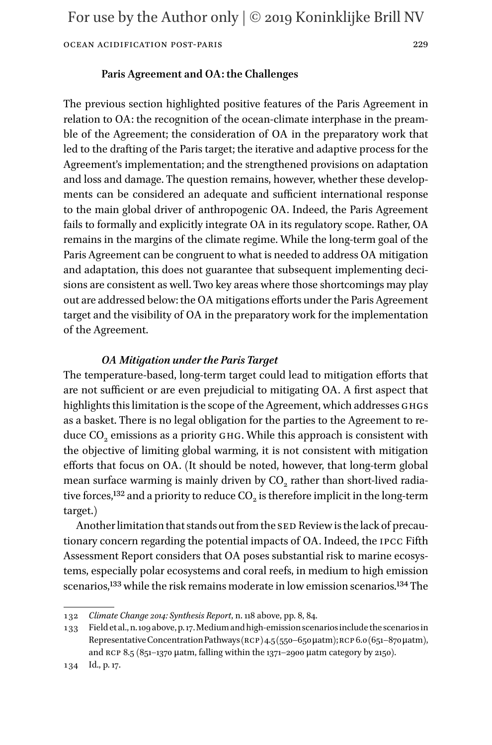### Paris Agreement and OA: the Challenges

The previous section highlighted positive features of the Paris Agreement in relation to OA: the recognition of the ocean-climate interphase in the preamble of the Agreement; the consideration of OA in the preparatory work that led to the drafting of the Paris target; the iterative and adaptive process for the Agreement's implementation; and the strengthened provisions on adaptation and loss and damage. The question remains, however, whether these developments can be considered an adequate and sufficient international response to the main global driver of anthropogenic OA. Indeed, the Paris Agreement fails to formally and explicitly integrate OA in its regulatory scope. Rather, OA remains in the margins of the climate regime. While the long-term goal of the Paris Agreement can be congruent to what is needed to address OA mitigation and adaptation, this does not guarantee that subsequent implementing decisions are consistent as well. Two key areas where those shortcomings may play out are addressed below: the OA mitigations efforts under the Paris Agreement target and the visibility of OA in the preparatory work for the implementation of the Agreement.

#### *OA Mitigation under the Paris Target*

The temperature-based, long-term target could lead to mitigation efforts that are not sufficient or are even prejudicial to mitigating OA. A first aspect that highlights this limitation is the scope of the Agreement, which addresses GHGs as a basket. There is no legal obligation for the parties to the Agreement to reduce $CO_2$ emissions as a priority GHG. While this approach is consistent with the objective of limiting global warming, it is not consistent with mitigation efforts that focus on OA. (It should be noted, however, that long-term global mean surface warming is mainly driven by $CO_2$ rather than short-lived radiative forces,[132] and a priority to reduce $CO_2$ is therefore implicit in the long-term target.)

Another limitation that stands out from the SED Review is the lack of precautionary concern regarding the potential impacts of OA. Indeed, the IPCC Fifth Assessment Report considers that OA poses substantial risk to marine ecosystems, especially polar ecosystems and coral reefs, in medium to high emission scenarios,[133] while the risk remains moderate in low emission scenarios.[134] The

---

132 *Climate Change 2014: Synthesis Report*, n. 118 above, pp. 8, 84.

133 Field et al., n. 109 above, p. 17. Medium and high-emission scenarios include the scenarios in Representative Concentration Pathways (RCP) 4.5 (550–650 µatm); RCP 6.0 (651–870 µatm), and RCP 8.5 (851–1370 µatm, falling within the 1371–2900 µatm category by 2150).

134 Id., p. 17.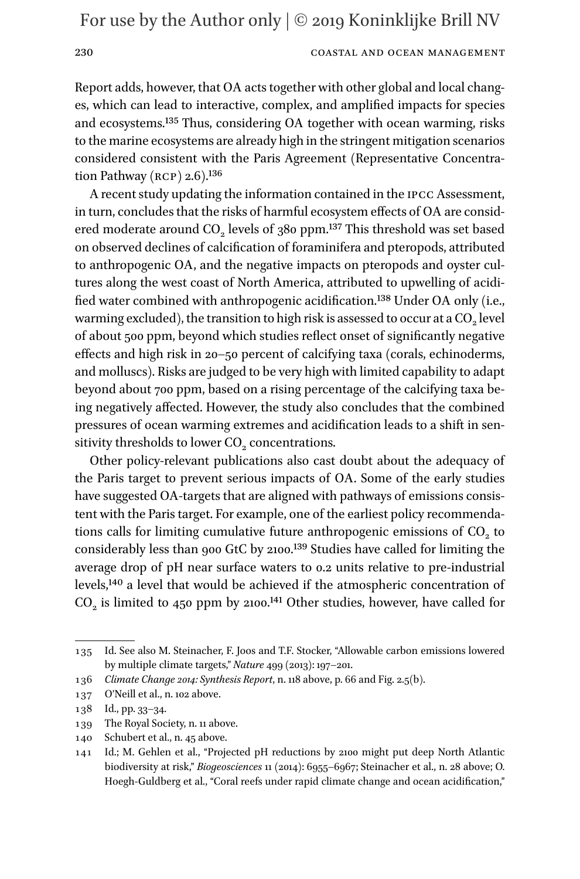Report adds, however, that OA acts together with other global and local changes, which can lead to interactive, complex, and amplified impacts for species and ecosystems.[135] Thus, considering OA together with ocean warming, risks to the marine ecosystems are already high in the stringent mitigation scenarios considered consistent with the Paris Agreement (Representative Concentration Pathway (RCP) 2.6).[136]

A recent study updating the information contained in the IPCC Assessment, in turn, concludes that the risks of harmful ecosystem effects of OA are considered moderate around $CO_2$ levels of 380 ppm.[137] This threshold was set based on observed declines of calcification of foraminifera and pteropods, attributed to anthropogenic OA, and the negative impacts on pteropods and oyster cultures along the west coast of North America, attributed to upwelling of acidified water combined with anthropogenic acidification.[138] Under OA only (i.e., warming excluded), the transition to high risk is assessed to occur at a $CO_2$ level of about 500 ppm, beyond which studies reflect onset of significantly negative effects and high risk in 20–50 percent of calcifying taxa (corals, echinoderms, and molluscs). Risks are judged to be very high with limited capability to adapt beyond about 700 ppm, based on a rising percentage of the calcifying taxa being negatively affected. However, the study also concludes that the combined pressures of ocean warming extremes and acidification leads to a shift in sensitivity thresholds to lower $CO_2$ concentrations.

Other policy-relevant publications also cast doubt about the adequacy of the Paris target to prevent serious impacts of OA. Some of the early studies have suggested OA-targets that are aligned with pathways of emissions consistent with the Paris target. For example, one of the earliest policy recommendations calls for limiting cumulative future anthropogenic emissions of $CO_2$ to considerably less than 900 GtC by 2100.[139] Studies have called for limiting the average drop of pH near surface waters to 0.2 units relative to pre-industrial levels,[140] a level that would be achieved if the atmospheric concentration of $CO_2$ is limited to 450 ppm by 2100.[141] Other studies, however, have called for

---

135 Id. See also M. Steinacher, F. Joos and T.F. Stocker, "Allowable carbon emissions lowered by multiple climate targets," *Nature* 499 (2013): 197–201.

136 *Climate Change 2014: Synthesis Report*, n. 118 above, p. 66 and Fig. 2.5(b).

137 O'Neill et al., n. 102 above.

138 Id., pp. 33–34.

139 The Royal Society, n. 11 above.

140 Schubert et al., n. 45 above.

141 Id.; M. Gehlen et al., "Projected pH reductions by 2100 might put deep North Atlantic biodiversity at risk," *Biogeosciences* 11 (2014): 6955–6967; Steinacher et al., n. 28 above; O. Hoegh-Guldberg et al., "Coral reefs under rapid climate change and ocean acidification,"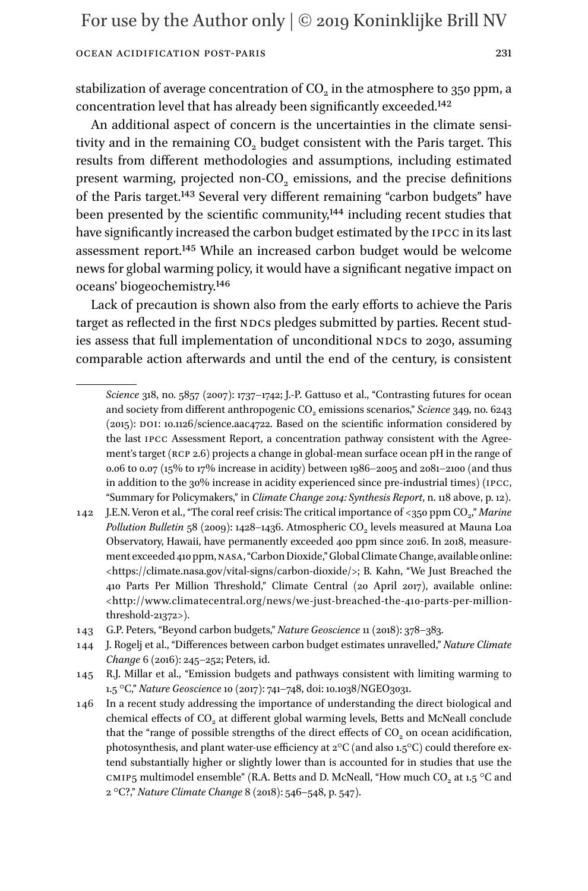stabilization of average concentration of $CO_2$ in the atmosphere to 350 ppm, a concentration level that has already been significantly exceeded.[142]

An additional aspect of concern is the uncertainties in the climate sensitivity and in the remaining $CO_2$ budget consistent with the Paris target. This results from different methodologies and assumptions, including estimated present warming, projected non-$CO_2$ emissions, and the precise definitions of the Paris target.[143] Several very different remaining "carbon budgets" have been presented by the scientific community,[144] including recent studies that have significantly increased the carbon budget estimated by the IPCC in its last assessment report.[145] While an increased carbon budget would be welcome news for global warming policy, it would have a significant negative impact on oceans' biogeochemistry.[146]

Lack of precaution is shown also from the early efforts to achieve the Paris target as reflected in the first NDCs pledges submitted by parties. Recent studies assess that full implementation of unconditional NDCs to 2030, assuming comparable action afterwards and until the end of the century, is consistent

---

*Science* 318, no. 5857 (2007): 1737–1742; J.-P. Gattuso et al., "Contrasting futures for ocean and society from different anthropogenic $CO_2$ emissions scenarios," *Science* 349, no. 6243 (2015): DOI: 10.1126/science.aac4722. Based on the scientific information considered by the last IPCC Assessment Report, a concentration pathway consistent with the Agreement's target (RCP 2.6) projects a change in global-mean surface ocean pH in the range of 0.06 to 0.07 (15% to 17% increase in acidity) between 1986–2005 and 2081–2100 (and thus in addition to the 30% increase in acidity experienced since pre-industrial times) (IPCC, "Summary for Policymakers," in *Climate Change 2014: Synthesis Report*, n. 118 above, p. 12).

142 J.E.N. Veron et al., "The coral reef crisis: The critical importance of <350 ppm $CO_2$," *Marine Pollution Bulletin* 58 (2009): 1428–1436. Atmospheric $CO_2$ levels measured at Mauna Loa Observatory, Hawaii, have permanently exceeded 400 ppm since 2016. In 2018, measurement exceeded 410 ppm, NASA, "Carbon Dioxide," Global Climate Change, available online: <https://climate.nasa.gov/vital-signs/carbon-dioxide/>; B. Kahn, "We Just Breached the 410 Parts Per Million Threshold," Climate Central (20 April 2017), available online: <http://www.climatecentral.org/news/we-just-breached-the-410-parts-per-million-threshold-21372>).

143 G.P. Peters, "Beyond carbon budgets," *Nature Geoscience* 11 (2018): 378–383.

144 J. Rogelj et al., "Differences between carbon budget estimates unravelled," *Nature Climate Change* 6 (2016): 245–252; Peters, id.

145 R.J. Millar et al., "Emission budgets and pathways consistent with limiting warming to 1.5 °C," *Nature Geoscience* 10 (2017): 741–748, doi: 10.1038/NGEO3031.

146 In a recent study addressing the importance of understanding the direct biological and chemical effects of $CO_2$ at different global warming levels, Betts and McNeall conclude that the "range of possible strengths of the direct effects of $CO_2$ on ocean acidification, photosynthesis, and plant water-use efficiency at 2°C (and also 1.5°C) could therefore extend substantially higher or slightly lower than is accounted for in studies that use the CMIP5 multimodel ensemble" (R.A. Betts and D. McNeall, "How much $CO_2$ at 1.5 °C and 2 °C?," *Nature Climate Change* 8 (2018): 546–548, p. 547).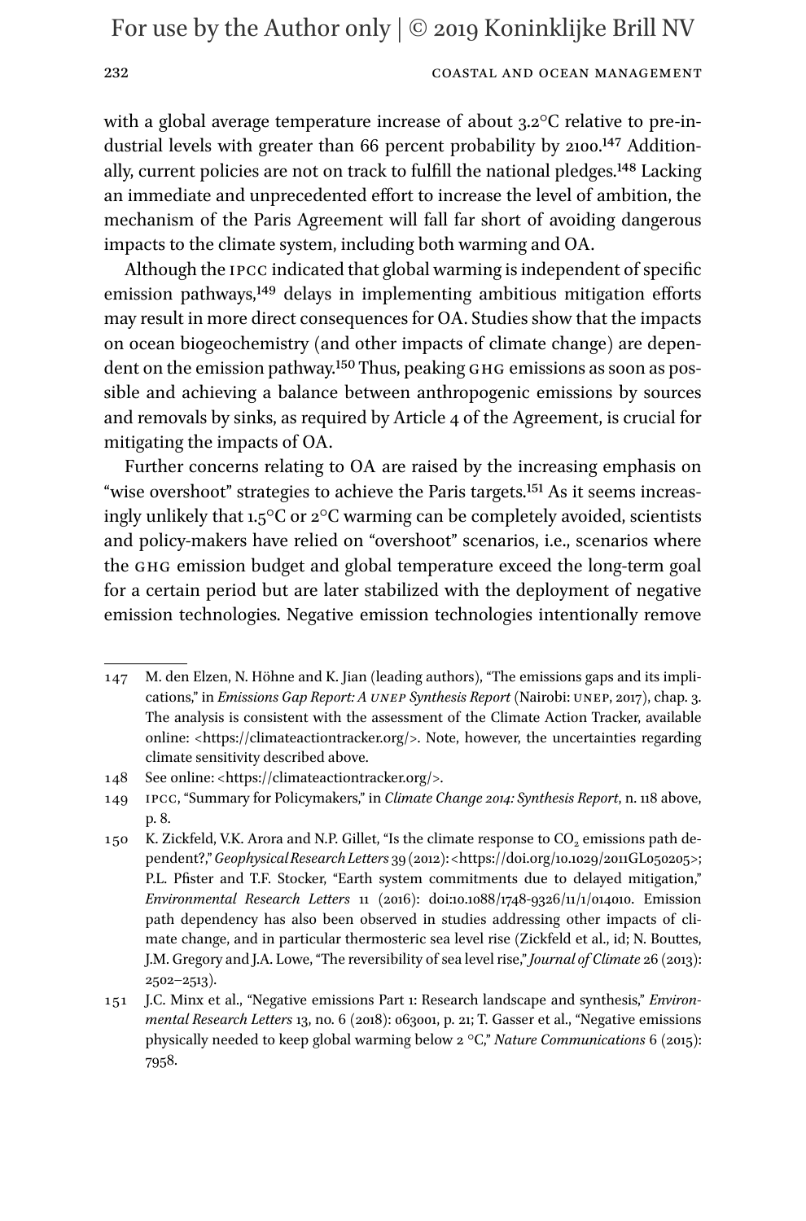with a global average temperature increase of about 3.2°C relative to pre-industrial levels with greater than 66 percent probability by 2100.[147] Additionally, current policies are not on track to fulfill the national pledges.[148] Lacking an immediate and unprecedented effort to increase the level of ambition, the mechanism of the Paris Agreement will fall far short of avoiding dangerous impacts to the climate system, including both warming and OA.

Although the IPCC indicated that global warming is independent of specific emission pathways,[149] delays in implementing ambitious mitigation efforts may result in more direct consequences for OA. Studies show that the impacts on ocean biogeochemistry (and other impacts of climate change) are dependent on the emission pathway.[150] Thus, peaking GHG emissions as soon as possible and achieving a balance between anthropogenic emissions by sources and removals by sinks, as required by Article 4 of the Agreement, is crucial for mitigating the impacts of OA.

Further concerns relating to OA are raised by the increasing emphasis on "wise overshoot" strategies to achieve the Paris targets.[151] As it seems increasingly unlikely that 1.5°C or 2°C warming can be completely avoided, scientists and policy-makers have relied on "overshoot" scenarios, i.e., scenarios where the GHG emission budget and global temperature exceed the long-term goal for a certain period but are later stabilized with the deployment of negative emission technologies. Negative emission technologies intentionally remove

---

147 M. den Elzen, N. Höhne and K. Jian (leading authors), "The emissions gaps and its implications," in *Emissions Gap Report: A UNEP Synthesis Report* (Nairobi: UNEP, 2017), chap. 3. The analysis is consistent with the assessment of the Climate Action Tracker, available online: <https://climateactiontracker.org/>. Note, however, the uncertainties regarding climate sensitivity described above.

148 See online: <https://climateactiontracker.org/>.

149 IPCC, "Summary for Policymakers," in *Climate Change 2014: Synthesis Report*, n. 118 above, p. 8.

150 K. Zickfeld, V.K. Arora and N.P. Gillet, "Is the climate response to $CO_2$ emissions path dependent?," *Geophysical Research Letters* 39 (2012): <https://doi.org/10.1029/2011GL050205>; P.L. Pfister and T.F. Stocker, "Earth system commitments due to delayed mitigation," *Environmental Research Letters* 11 (2016): doi:10.1088/1748-9326/11/1/014010. Emission path dependency has also been observed in studies addressing other impacts of climate change, and in particular thermosteric sea level rise (Zickfeld et al., id; N. Bouttes, J.M. Gregory and J.A. Lowe, "The reversibility of sea level rise," *Journal of Climate* 26 (2013): 2502–2513).

151 J.C. Minx et al., "Negative emissions Part 1: Research landscape and synthesis," *Environmental Research Letters* 13, no. 6 (2018): 063001, p. 21; T. Gasser et al., "Negative emissions physically needed to keep global warming below 2 °C," *Nature Communications* 6 (2015): 7958.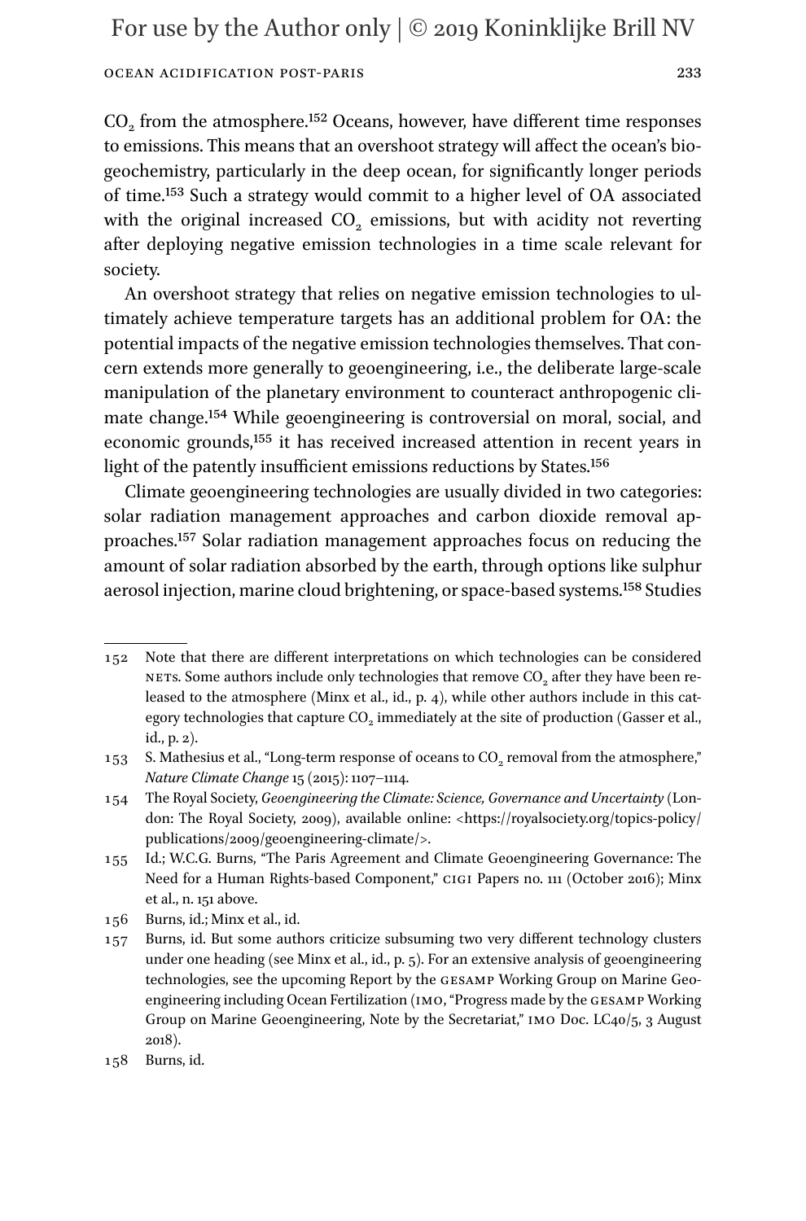$CO_2$ from the atmosphere.[152] Oceans, however, have different time responses to emissions. This means that an overshoot strategy will affect the ocean's biogeochemistry, particularly in the deep ocean, for significantly longer periods of time.[153] Such a strategy would commit to a higher level of OA associated with the original increased $CO_2$ emissions, but with acidity not reverting after deploying negative emission technologies in a time scale relevant for society.

An overshoot strategy that relies on negative emission technologies to ultimately achieve temperature targets has an additional problem for OA: the potential impacts of the negative emission technologies themselves. That concern extends more generally to geoengineering, i.e., the deliberate large-scale manipulation of the planetary environment to counteract anthropogenic climate change.[154] While geoengineering is controversial on moral, social, and economic grounds,[155] it has received increased attention in recent years in light of the patently insufficient emissions reductions by States.[156]

Climate geoengineering technologies are usually divided in two categories: solar radiation management approaches and carbon dioxide removal approaches.[157] Solar radiation management approaches focus on reducing the amount of solar radiation absorbed by the earth, through options like sulphur aerosol injection, marine cloud brightening, or space-based systems.[158] Studies

---

152 Note that there are different interpretations on which technologies can be considered NETs. Some authors include only technologies that remove $CO_2$ after they have been released to the atmosphere (Minx et al., id., p. 4), while other authors include in this category technologies that capture $CO_2$ immediately at the site of production (Gasser et al., id., p. 2).

153 S. Mathesius et al., "Long-term response of oceans to $CO_2$ removal from the atmosphere," *Nature Climate Change* 15 (2015): 1107–1114.

154 The Royal Society, *Geoengineering the Climate: Science, Governance and Uncertainty* (London: The Royal Society, 2009), available online: <https://royalsociety.org/topics-policy/publications/2009/geoengineering-climate/>.

155 Id.; W.C.G. Burns, "The Paris Agreement and Climate Geoengineering Governance: The Need for a Human Rights-based Component," CIGI Papers no. 111 (October 2016); Minx et al., n. 151 above.

156 Burns, id.; Minx et al., id.

157 Burns, id. But some authors criticize subsuming two very different technology clusters under one heading (see Minx et al., id., p. 5). For an extensive analysis of geoengineering technologies, see the upcoming Report by the GESAMP Working Group on Marine Geoengineering including Ocean Fertilization (IMO, "Progress made by the GESAMP Working Group on Marine Geoengineering, Note by the Secretariat," IMO Doc. LC40/5, 3 August 2018).

158 Burns, id.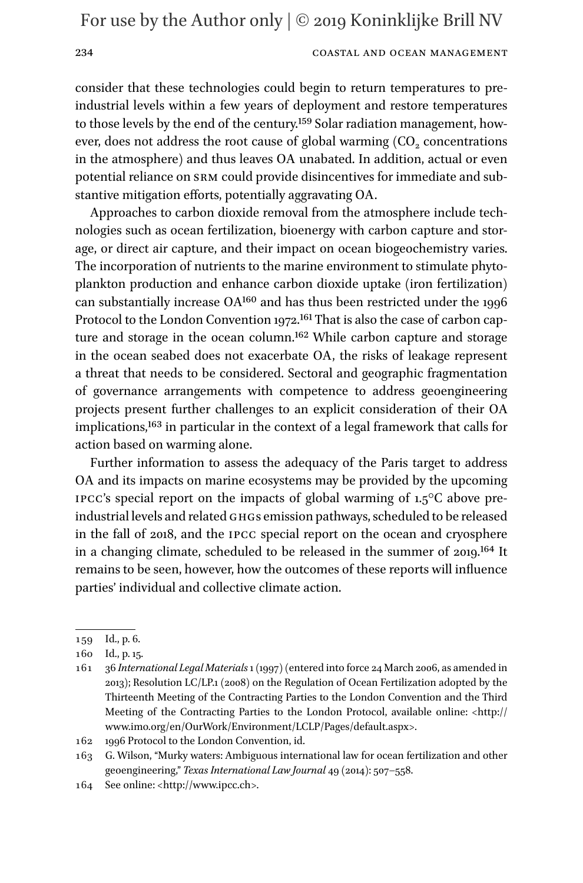consider that these technologies could begin to return temperatures to pre-industrial levels within a few years of deployment and restore temperatures to those levels by the end of the century.[159] Solar radiation management, however, does not address the root cause of global warming ($CO_2$ concentrations in the atmosphere) and thus leaves OA unabated. In addition, actual or even potential reliance on SRM could provide disincentives for immediate and substantive mitigation efforts, potentially aggravating OA.

Approaches to carbon dioxide removal from the atmosphere include technologies such as ocean fertilization, bioenergy with carbon capture and storage, or direct air capture, and their impact on ocean biogeochemistry varies. The incorporation of nutrients to the marine environment to stimulate phytoplankton production and enhance carbon dioxide uptake (iron fertilization) can substantially increase OA[160] and has thus been restricted under the 1996 Protocol to the London Convention 1972.[161] That is also the case of carbon capture and storage in the ocean column.[162] While carbon capture and storage in the ocean seabed does not exacerbate OA, the risks of leakage represent a threat that needs to be considered. Sectoral and geographic fragmentation of governance arrangements with competence to address geoengineering projects present further challenges to an explicit consideration of their OA implications,[163] in particular in the context of a legal framework that calls for action based on warming alone.

Further information to assess the adequacy of the Paris target to address OA and its impacts on marine ecosystems may be provided by the upcoming IPCC's special report on the impacts of global warming of 1.5°C above pre-industrial levels and related GHGs emission pathways, scheduled to be released in the fall of 2018, and the IPCC special report on the ocean and cryosphere in a changing climate, scheduled to be released in the summer of 2019.[164] It remains to be seen, however, how the outcomes of these reports will influence parties' individual and collective climate action.

---

159 Id., p. 6.

160 Id., p. 15.

161 36 *International Legal Materials* 1 (1997) (entered into force 24 March 2006, as amended in 2013); Resolution LC/LP.1 (2008) on the Regulation of Ocean Fertilization adopted by the Thirteenth Meeting of the Contracting Parties to the London Convention and the Third Meeting of the Contracting Parties to the London Protocol, available online: <http://www.imo.org/en/OurWork/Environment/LCLP/Pages/default.aspx>.

162 1996 Protocol to the London Convention, id.

163 G. Wilson, "Murky waters: Ambiguous international law for ocean fertilization and other geoengineering," *Texas International Law Journal* 49 (2014): 507–558.

164 See online: <http://www.ipcc.ch>.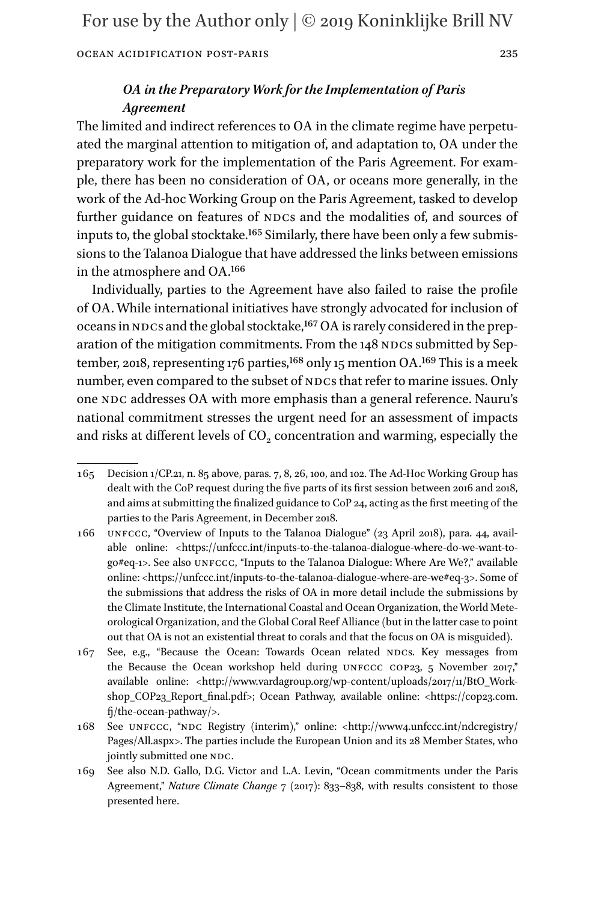### *OA in the Preparatory Work for the Implementation of Paris Agreement*

The limited and indirect references to OA in the climate regime have perpetuated the marginal attention to mitigation of, and adaptation to, OA under the preparatory work for the implementation of the Paris Agreement. For example, there has been no consideration of OA, or oceans more generally, in the work of the Ad-hoc Working Group on the Paris Agreement, tasked to develop further guidance on features of NDCs and the modalities of, and sources of inputs to, the global stocktake.[165] Similarly, there have been only a few submissions to the Talanoa Dialogue that have addressed the links between emissions in the atmosphere and OA.[166]

Individually, parties to the Agreement have also failed to raise the profile of OA. While international initiatives have strongly advocated for inclusion of oceans in NDCs and the global stocktake,[167] OA is rarely considered in the preparation of the mitigation commitments. From the 148 NDCs submitted by September, 2018, representing 176 parties,[168] only 15 mention OA.[169] This is a meek number, even compared to the subset of NDCs that refer to marine issues. Only one NDC addresses OA with more emphasis than a general reference. Nauru's national commitment stresses the urgent need for an assessment of impacts and risks at different levels of $CO_2$ concentration and warming, especially the

---

165 Decision 1/CP.21, n. 85 above, paras. 7, 8, 26, 100, and 102. The Ad-Hoc Working Group has dealt with the CoP request during the five parts of its first session between 2016 and 2018, and aims at submitting the finalized guidance to CoP 24, acting as the first meeting of the parties to the Paris Agreement, in December 2018.

166 UNFCCC, "Overview of Inputs to the Talanoa Dialogue" (23 April 2018), para. 44, available online: <https://unfccc.int/inputs-to-the-talanoa-dialogue-where-do-we-want-to-go#eq-1>. See also UNFCCC, "Inputs to the Talanoa Dialogue: Where Are We?," available online: <https://unfccc.int/inputs-to-the-talanoa-dialogue-where-are-we#eq-3>. Some of the submissions that address the risks of OA in more detail include the submissions by the Climate Institute, the International Coastal and Ocean Organization, the World Meteorological Organization, and the Global Coral Reef Alliance (but in the latter case to point out that OA is not an existential threat to corals and that the focus on OA is misguided).

167 See, e.g., "Because the Ocean: Towards Ocean related NDCs. Key messages from the Because the Ocean workshop held during UNFCCC COP23, 5 November 2017," available online: <http://www.vardagroup.org/wp-content/uploads/2017/11/BtO_Workshop_COP23_Report_final.pdf>; Ocean Pathway, available online: <https://cop23.com.fj/the-ocean-pathway/>.

168 See UNFCCC, "NDC Registry (interim)," online: <http://www4.unfccc.int/ndcregistry/Pages/All.aspx>. The parties include the European Union and its 28 Member States, who jointly submitted one NDC.

169 See also N.D. Gallo, D.G. Victor and L.A. Levin, "Ocean commitments under the Paris Agreement," *Nature Climate Change* 7 (2017): 833–838, with results consistent to those presented here.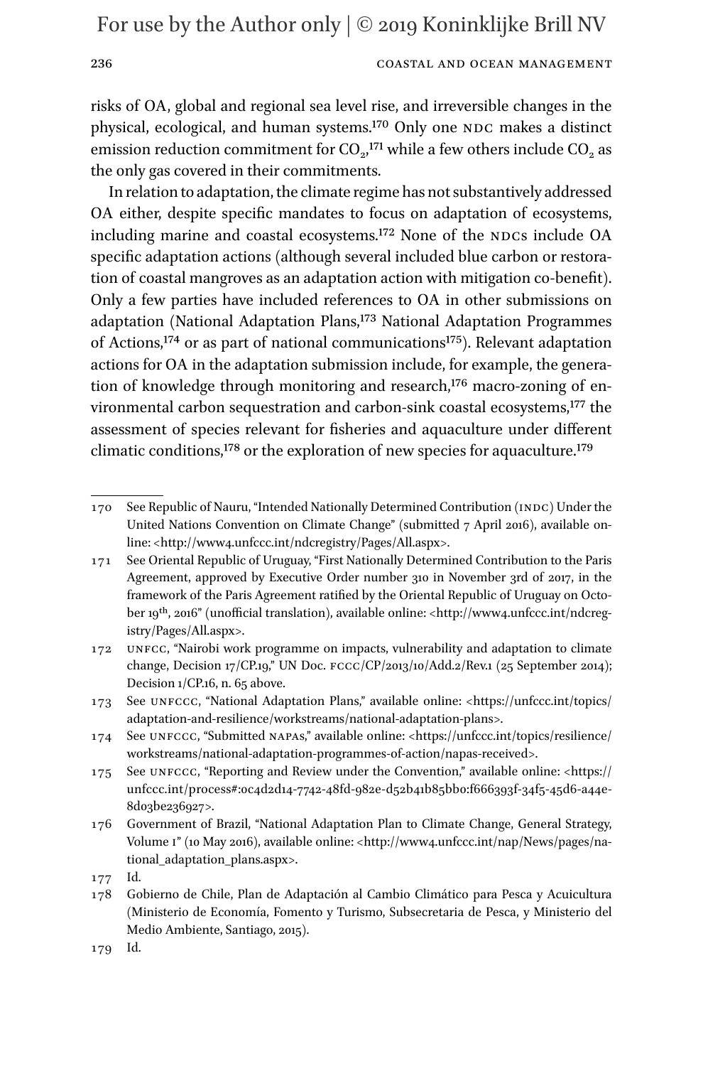risks of OA, global and regional sea level rise, and irreversible changes in the physical, ecological, and human systems.[170] Only one NDC makes a distinct emission reduction commitment for $CO_2$,[171] while a few others include $CO_2$ as the only gas covered in their commitments.

In relation to adaptation, the climate regime has not substantively addressed OA either, despite specific mandates to focus on adaptation of ecosystems, including marine and coastal ecosystems.[172] None of the NDCs include OA specific adaptation actions (although several included blue carbon or restoration of coastal mangroves as an adaptation action with mitigation co-benefit). Only a few parties have included references to OA in other submissions on adaptation (National Adaptation Plans,[173] National Adaptation Programmes of Actions,[174] or as part of national communications[175]). Relevant adaptation actions for OA in the adaptation submission include, for example, the generation of knowledge through monitoring and research,[176] macro-zoning of environmental carbon sequestration and carbon-sink coastal ecosystems,[177] the assessment of species relevant for fisheries and aquaculture under different climatic conditions,[178] or the exploration of new species for aquaculture.[179]

---

170 See Republic of Nauru, "Intended Nationally Determined Contribution (INDC) Under the United Nations Convention on Climate Change" (submitted 7 April 2016), available online: <http://www4.unfccc.int/ndcregistry/Pages/All.aspx>.

171 See Oriental Republic of Uruguay, "First Nationally Determined Contribution to the Paris Agreement, approved by Executive Order number 310 in November 3rd of 2017, in the framework of the Paris Agreement ratified by the Oriental Republic of Uruguay on October 19th, 2016" (unofficial translation), available online: <http://www4.unfccc.int/ndcregistry/Pages/All.aspx>.

172 UNFCCC, "Nairobi work programme on impacts, vulnerability and adaptation to climate change, Decision 17/CP.19," UN Doc. FCCC/CP/2013/10/Add.2/Rev.1 (25 September 2014); Decision 1/CP.16, n. 65 above.

173 See UNFCCC, "National Adaptation Plans," available online: <https://unfccc.int/topics/adaptation-and-resilience/workstreams/national-adaptation-plans>.

174 See UNFCCC, "Submitted NAPAs," available online: <https://unfccc.int/topics/resilience/workstreams/national-adaptation-programmes-of-action/napas-received>.

175 See UNFCCC, "Reporting and Review under the Convention," available online: <https://unfccc.int/process#:0c4d2d14-7742-48fd-982e-d52b41b85bb0:f666393f-34f5-45d6-a44e-8d03be236927>.

176 Government of Brazil, "National Adaptation Plan to Climate Change, General Strategy, Volume I" (10 May 2016), available online: <http://www4.unfccc.int/nap/News/pages/national_adaptation_plans.aspx>.

177 Id.

178 Gobierno de Chile, Plan de Adaptación al Cambio Climático para Pesca y Acuicultura (Ministerio de Economía, Fomento y Turismo, Subsecretaria de Pesca, y Ministerio del Medio Ambiente, Santiago, 2015).

179 Id.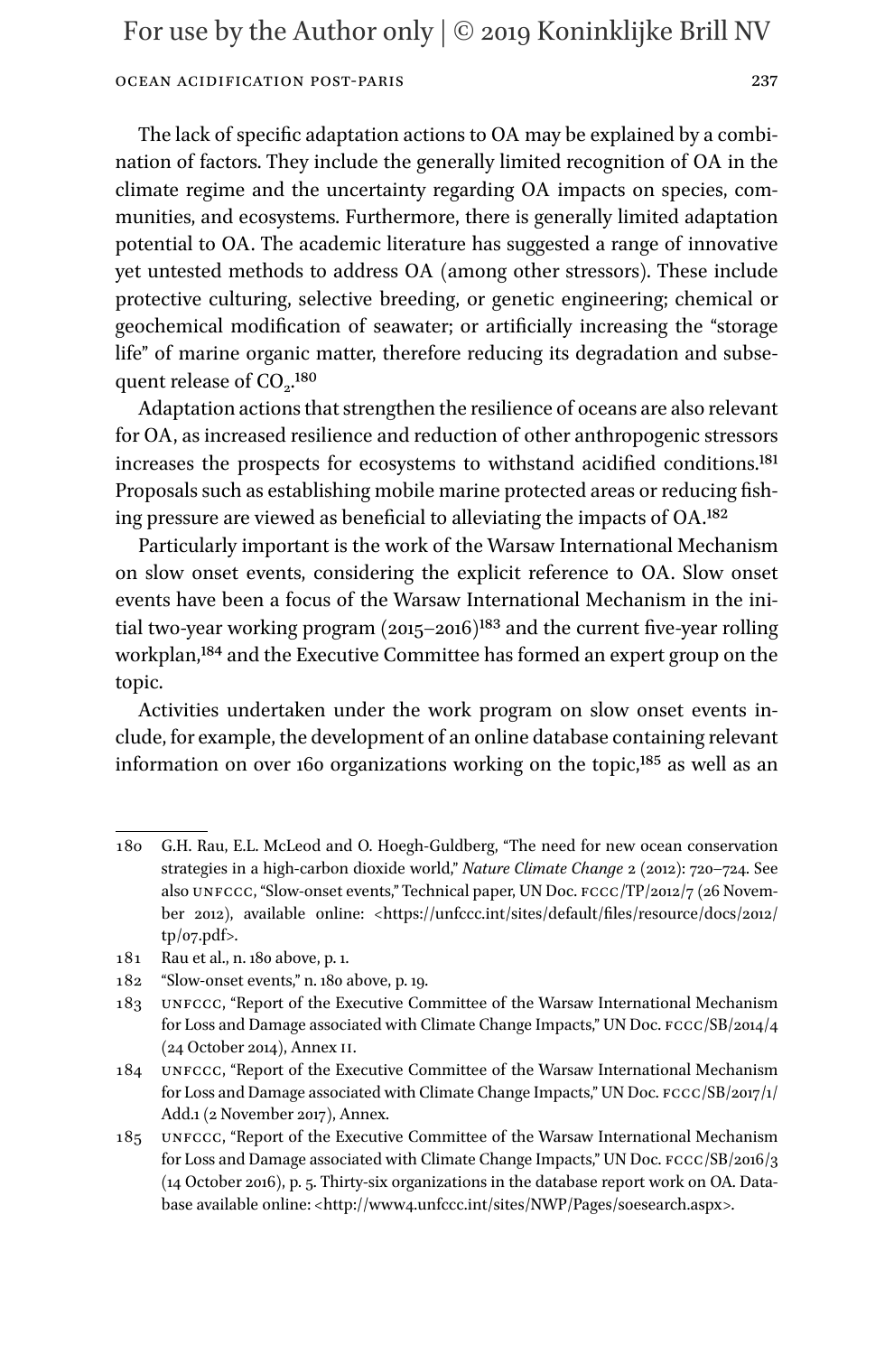The lack of specific adaptation actions to OA may be explained by a combination of factors. They include the generally limited recognition of OA in the climate regime and the uncertainty regarding OA impacts on species, communities, and ecosystems. Furthermore, there is generally limited adaptation potential to OA. The academic literature has suggested a range of innovative yet untested methods to address OA (among other stressors). These include protective culturing, selective breeding, or genetic engineering; chemical or geochemical modification of seawater; or artificially increasing the "storage life" of marine organic matter, therefore reducing its degradation and subsequent release of $CO_2$.[180]

Adaptation actions that strengthen the resilience of oceans are also relevant for OA, as increased resilience and reduction of other anthropogenic stressors increases the prospects for ecosystems to withstand acidified conditions.[181] Proposals such as establishing mobile marine protected areas or reducing fishing pressure are viewed as beneficial to alleviating the impacts of OA.[182]

Particularly important is the work of the Warsaw International Mechanism on slow onset events, considering the explicit reference to OA. Slow onset events have been a focus of the Warsaw International Mechanism in the initial two-year working program (2015–2016)[183] and the current five-year rolling workplan,[184] and the Executive Committee has formed an expert group on the topic.

Activities undertaken under the work program on slow onset events include, for example, the development of an online database containing relevant information on over 160 organizations working on the topic,[185] as well as an

---

180 G.H. Rau, E.L. McLeod and O. Hoegh-Guldberg, "The need for new ocean conservation strategies in a high-carbon dioxide world," *Nature Climate Change* 2 (2012): 720–724. See also UNFCCC, "Slow-onset events," Technical paper, UN Doc. FCCC/TP/2012/7 (26 November 2012), available online: <https://unfccc.int/sites/default/files/resource/docs/2012/tp/07.pdf>.

181 Rau et al., n. 180 above, p. 1.

182 "Slow-onset events," n. 180 above, p. 19.

183 UNFCCC, "Report of the Executive Committee of the Warsaw International Mechanism for Loss and Damage associated with Climate Change Impacts," UN Doc. FCCC/SB/2014/4 (24 October 2014), Annex II.

184 UNFCCC, "Report of the Executive Committee of the Warsaw International Mechanism for Loss and Damage associated with Climate Change Impacts," UN Doc. FCCC/SB/2017/1/Add.1 (2 November 2017), Annex.

185 UNFCCC, "Report of the Executive Committee of the Warsaw International Mechanism for Loss and Damage associated with Climate Change Impacts," UN Doc. FCCC/SB/2016/3 (14 October 2016), p. 5. Thirty-six organizations in the database report work on OA. Database available online: <http://www4.unfccc.int/sites/NWP/Pages/soesearch.aspx>.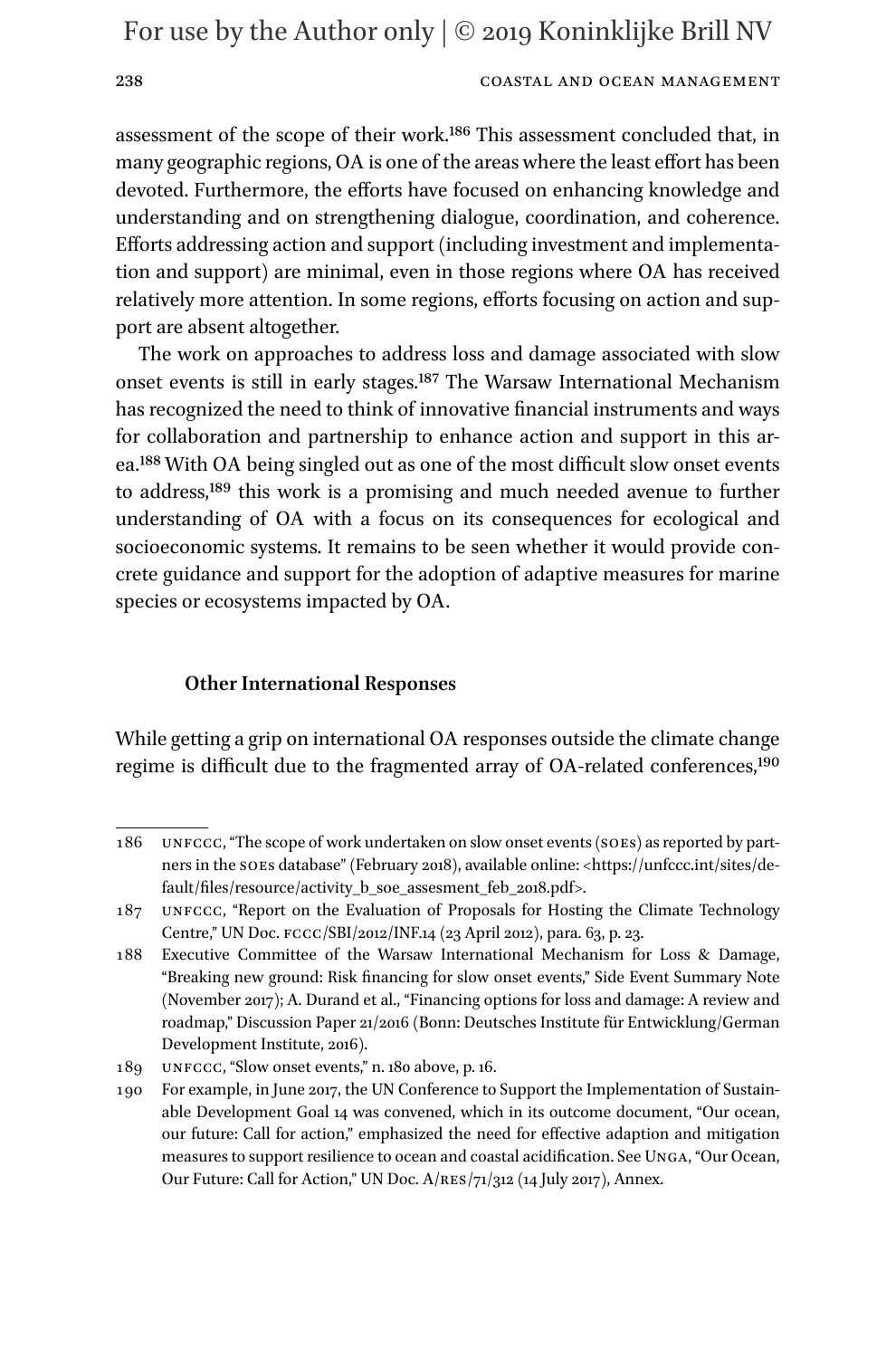assessment of the scope of their work.[186] This assessment concluded that, in many geographic regions, OA is one of the areas where the least effort has been devoted. Furthermore, the efforts have focused on enhancing knowledge and understanding and on strengthening dialogue, coordination, and coherence. Efforts addressing action and support (including investment and implementation and support) are minimal, even in those regions where OA has received relatively more attention. In some regions, efforts focusing on action and support are absent altogether.

The work on approaches to address loss and damage associated with slow onset events is still in early stages.[187] The Warsaw International Mechanism has recognized the need to think of innovative financial instruments and ways for collaboration and partnership to enhance action and support in this area.[188] With OA being singled out as one of the most difficult slow onset events to address,[189] this work is a promising and much needed avenue to further understanding of OA with a focus on its consequences for ecological and socioeconomic systems. It remains to be seen whether it would provide concrete guidance and support for the adoption of adaptive measures for marine species or ecosystems impacted by OA.

### Other International Responses

While getting a grip on international OA responses outside the climate change regime is difficult due to the fragmented array of OA-related conferences,[190]

---

186 UNFCCC, "The scope of work undertaken on slow onset events (SOEs) as reported by partners in the SOEs database" (February 2018), available online: <https://unfccc.int/sites/default/files/resource/activity_b_soe_assesment_feb_2018.pdf>.

187 UNFCCC, "Report on the Evaluation of Proposals for Hosting the Climate Technology Centre," UN Doc. FCCC/SBI/2012/INF.14 (23 April 2012), para. 63, p. 23.

188 Executive Committee of the Warsaw International Mechanism for Loss & Damage, "Breaking new ground: Risk financing for slow onset events," Side Event Summary Note (November 2017); A. Durand et al., "Financing options for loss and damage: A review and roadmap," Discussion Paper 21/2016 (Bonn: Deutsches Institute für Entwicklung/German Development Institute, 2016).

189 UNFCCC, "Slow onset events," n. 180 above, p. 16.

190 For example, in June 2017, the UN Conference to Support the Implementation of Sustainable Development Goal 14 was convened, which in its outcome document, "Our ocean, our future: Call for action," emphasized the need for effective adaption and mitigation measures to support resilience to ocean and coastal acidification. See UNGA, "Our Ocean, Our Future: Call for Action," UN Doc. A/RES/71/312 (14 July 2017), Annex.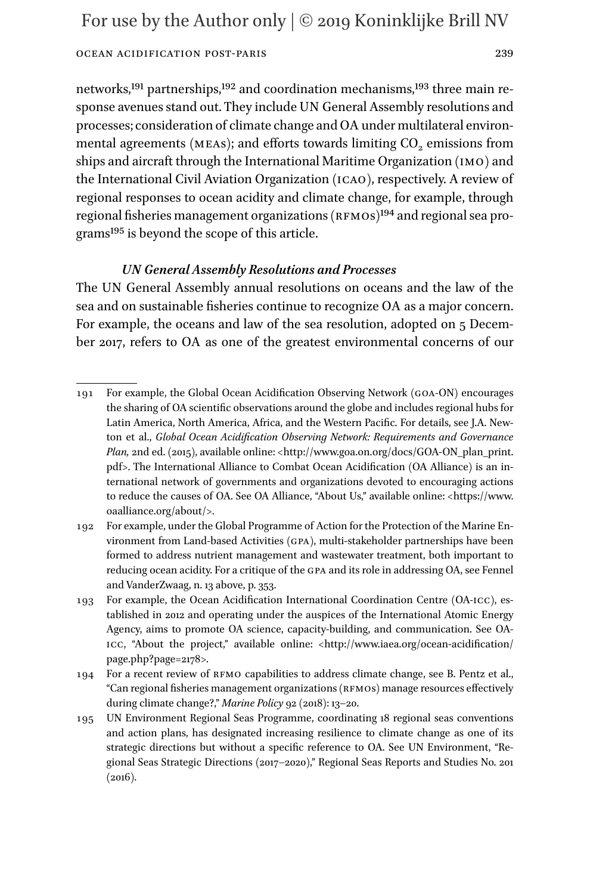networks,[191] partnerships,[192] and coordination mechanisms,[193] three main response avenues stand out. They include UN General Assembly resolutions and processes; consideration of climate change and OA under multilateral environmental agreements (MEAs); and efforts towards limiting $CO_2$ emissions from ships and aircraft through the International Maritime Organization (IMO) and the International Civil Aviation Organization (ICAO), respectively. A review of regional responses to ocean acidity and climate change, for example, through regional fisheries management organizations (RFMOs)[194] and regional sea programs[195] is beyond the scope of this article.

### *UN General Assembly Resolutions and Processes*

The UN General Assembly annual resolutions on oceans and the law of the sea and on sustainable fisheries continue to recognize OA as a major concern. For example, the oceans and law of the sea resolution, adopted on 5 December 2017, refers to OA as one of the greatest environmental concerns of our

---

191 For example, the Global Ocean Acidification Observing Network (GOA-ON) encourages the sharing of OA scientific observations around the globe and includes regional hubs for Latin America, North America, Africa, and the Western Pacific. For details, see J.A. Newton et al., *Global Ocean Acidification Observing Network: Requirements and Governance Plan,* 2nd ed. (2015), available online: <http://www.goa.on.org/docs/GOA-ON_plan_print.pdf>. The International Alliance to Combat Ocean Acidification (OA Alliance) is an international network of governments and organizations devoted to encouraging actions to reduce the causes of OA. See OA Alliance, "About Us," available online: <https://www.oaalliance.org/about/>.

192 For example, under the Global Programme of Action for the Protection of the Marine Environment from Land-based Activities (GPA), multi-stakeholder partnerships have been formed to address nutrient management and wastewater treatment, both important to reducing ocean acidity. For a critique of the GPA and its role in addressing OA, see Fennel and VanderZwaag, n. 13 above, p. 353.

193 For example, the Ocean Acidification International Coordination Centre (OA-ICC), established in 2012 and operating under the auspices of the International Atomic Energy Agency, aims to promote OA science, capacity-building, and communication. See OA-ICC, "About the project," available online: <http://www.iaea.org/ocean-acidification/page.php?page=2178>.

194 For a recent review of RFMO capabilities to address climate change, see B. Pentz et al., "Can regional fisheries management organizations (RFMOs) manage resources effectively during climate change?," *Marine Policy* 92 (2018): 13–20.

195 UN Environment Regional Seas Programme, coordinating 18 regional seas conventions and action plans, has designated increasing resilience to climate change as one of its strategic directions but without a specific reference to OA. See UN Environment, "Regional Seas Strategic Directions (2017–2020)," Regional Seas Reports and Studies No. 201 (2016).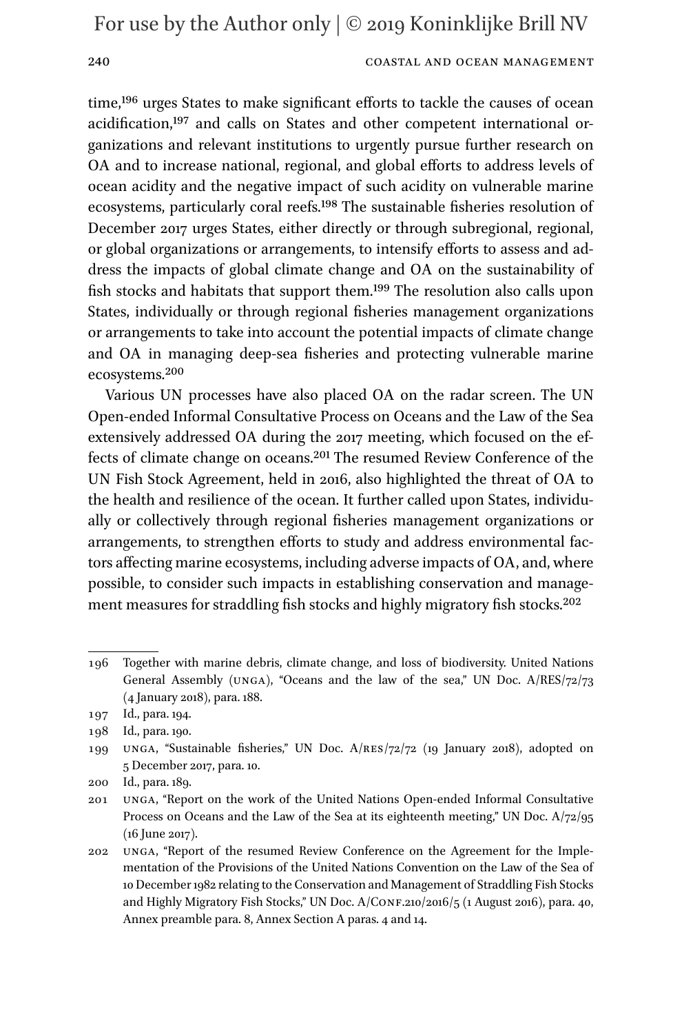time,[196] urges States to make significant efforts to tackle the causes of ocean acidification,[197] and calls on States and other competent international organizations and relevant institutions to urgently pursue further research on OA and to increase national, regional, and global efforts to address levels of ocean acidity and the negative impact of such acidity on vulnerable marine ecosystems, particularly coral reefs.[198] The sustainable fisheries resolution of December 2017 urges States, either directly or through subregional, regional, or global organizations or arrangements, to intensify efforts to assess and address the impacts of global climate change and OA on the sustainability of fish stocks and habitats that support them.[199] The resolution also calls upon States, individually or through regional fisheries management organizations or arrangements to take into account the potential impacts of climate change and OA in managing deep-sea fisheries and protecting vulnerable marine ecosystems.[200]

Various UN processes have also placed OA on the radar screen. The UN Open-ended Informal Consultative Process on Oceans and the Law of the Sea extensively addressed OA during the 2017 meeting, which focused on the effects of climate change on oceans.[201] The resumed Review Conference of the UN Fish Stock Agreement, held in 2016, also highlighted the threat of OA to the health and resilience of the ocean. It further called upon States, individually or collectively through regional fisheries management organizations or arrangements, to strengthen efforts to study and address environmental factors affecting marine ecosystems, including adverse impacts of OA, and, where possible, to consider such impacts in establishing conservation and management measures for straddling fish stocks and highly migratory fish stocks.[202]

---

196 Together with marine debris, climate change, and loss of biodiversity. United Nations General Assembly (UNGA), "Oceans and the law of the sea," UN Doc. A/RES/72/73 (4 January 2018), para. 188.

197 Id., para. 194.

198 Id., para. 190.

199 UNGA, "Sustainable fisheries," UN Doc. A/RES/72/72 (19 January 2018), adopted on 5 December 2017, para. 10.

200 Id., para. 189.

201 UNGA, "Report on the work of the United Nations Open-ended Informal Consultative Process on Oceans and the Law of the Sea at its eighteenth meeting," UN Doc. A/72/95 (16 June 2017).

202 UNGA, "Report of the resumed Review Conference on the Agreement for the Implementation of the Provisions of the United Nations Convention on the Law of the Sea of 10 December 1982 relating to the Conservation and Management of Straddling Fish Stocks and Highly Migratory Fish Stocks," UN Doc. A/CONF.210/2016/5 (1 August 2016), para. 40, Annex preamble para. 8, Annex Section A paras. 4 and 14.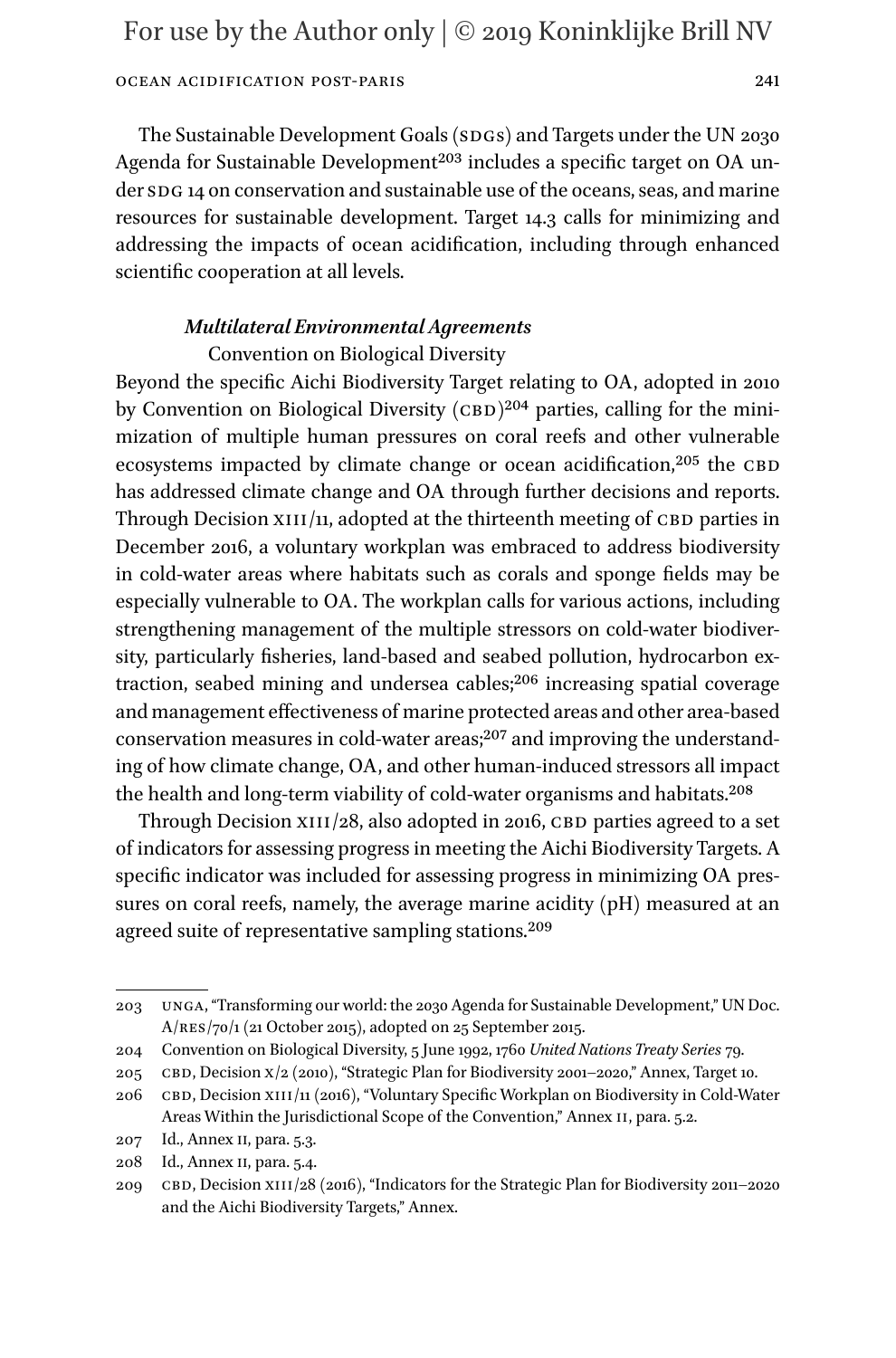The Sustainable Development Goals (SDGs) and Targets under the UN 2030 Agenda for Sustainable Development[203] includes a specific target on OA under SDG 14 on conservation and sustainable use of the oceans, seas, and marine resources for sustainable development. Target 14.3 calls for minimizing and addressing the impacts of ocean acidification, including through enhanced scientific cooperation at all levels.

### *Multilateral Environmental Agreements*

#### Convention on Biological Diversity

Beyond the specific Aichi Biodiversity Target relating to OA, adopted in 2010 by Convention on Biological Diversity (CBD)[204] parties, calling for the minimization of multiple human pressures on coral reefs and other vulnerable ecosystems impacted by climate change or ocean acidification,[205] the CBD has addressed climate change and OA through further decisions and reports. Through Decision XIII/11, adopted at the thirteenth meeting of CBD parties in December 2016, a voluntary workplan was embraced to address biodiversity in cold-water areas where habitats such as corals and sponge fields may be especially vulnerable to OA. The workplan calls for various actions, including strengthening management of the multiple stressors on cold-water biodiversity, particularly fisheries, land-based and seabed pollution, hydrocarbon extraction, seabed mining and undersea cables;[206] increasing spatial coverage and management effectiveness of marine protected areas and other area-based conservation measures in cold-water areas;[207] and improving the understanding of how climate change, OA, and other human-induced stressors all impact the health and long-term viability of cold-water organisms and habitats.[208]

Through Decision XIII/28, also adopted in 2016, CBD parties agreed to a set of indicators for assessing progress in meeting the Aichi Biodiversity Targets. A specific indicator was included for assessing progress in minimizing OA pressures on coral reefs, namely, the average marine acidity (pH) measured at an agreed suite of representative sampling stations.[209]

---

203 UNGA, "Transforming our world: the 2030 Agenda for Sustainable Development," UN Doc. A/RES/70/1 (21 October 2015), adopted on 25 September 2015.

204 Convention on Biological Diversity, 5 June 1992, 1760 *United Nations Treaty Series* 79.

205 CBD, Decision X/2 (2010), "Strategic Plan for Biodiversity 2001–2020," Annex, Target 10.

206 CBD, Decision XIII/11 (2016), "Voluntary Specific Workplan on Biodiversity in Cold-Water Areas Within the Jurisdictional Scope of the Convention," Annex II, para. 5.2.

207 Id., Annex II, para. 5.3.

208 Id., Annex II, para. 5.4.

209 CBD, Decision XIII/28 (2016), "Indicators for the Strategic Plan for Biodiversity 2011–2020 and the Aichi Biodiversity Targets," Annex.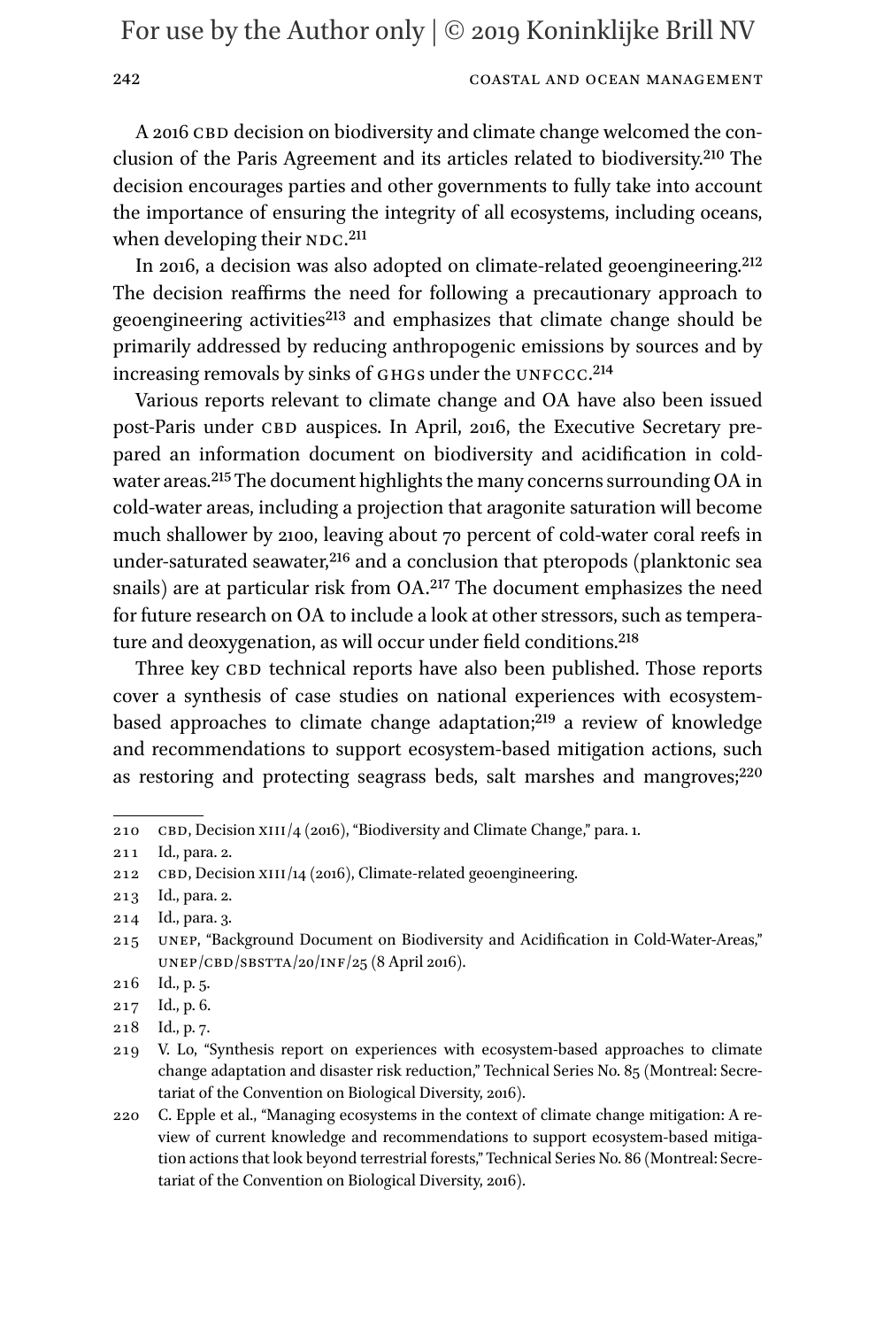A 2016 CBD decision on biodiversity and climate change welcomed the conclusion of the Paris Agreement and its articles related to biodiversity.[210] The decision encourages parties and other governments to fully take into account the importance of ensuring the integrity of all ecosystems, including oceans, when developing their NDC.[211]

In 2016, a decision was also adopted on climate-related geoengineering.[212] The decision reaffirms the need for following a precautionary approach to geoengineering activities[213] and emphasizes that climate change should be primarily addressed by reducing anthropogenic emissions by sources and by increasing removals by sinks of GHGs under the UNFCCC.[214]

Various reports relevant to climate change and OA have also been issued post-Paris under CBD auspices. In April, 2016, the Executive Secretary prepared an information document on biodiversity and acidification in cold-water areas.[215] The document highlights the many concerns surrounding OA in cold-water areas, including a projection that aragonite saturation will become much shallower by 2100, leaving about 70 percent of cold-water coral reefs in under-saturated seawater,[216] and a conclusion that pteropods (planktonic sea snails) are at particular risk from OA.[217] The document emphasizes the need for future research on OA to include a look at other stressors, such as temperature and deoxygenation, as will occur under field conditions.[218]

Three key CBD technical reports have also been published. Those reports cover a synthesis of case studies on national experiences with ecosystem-based approaches to climate change adaptation;[219] a review of knowledge and recommendations to support ecosystem-based mitigation actions, such as restoring and protecting seagrass beds, salt marshes and mangroves;[220]

---

210 CBD, Decision XIII/4 (2016), "Biodiversity and Climate Change," para. 1.

211 Id., para. 2.

212 CBD, Decision XIII/14 (2016), Climate-related geoengineering.

213 Id., para. 2.

214 Id., para. 3.

215 UNEP, "Background Document on Biodiversity and Acidification in Cold-Water-Areas," UNEP/CBD/SBSTTA/20/INF/25 (8 April 2016).

216 Id., p. 5.

217 Id., p. 6.

218 Id., p. 7.

219 V. Lo, "Synthesis report on experiences with ecosystem-based approaches to climate change adaptation and disaster risk reduction," Technical Series No. 85 (Montreal: Secretariat of the Convention on Biological Diversity, 2016).

220 C. Epple et al., "Managing ecosystems in the context of climate change mitigation: A review of current knowledge and recommendations to support ecosystem-based mitigation actions that look beyond terrestrial forests," Technical Series No. 86 (Montreal: Secretariat of the Convention on Biological Diversity, 2016).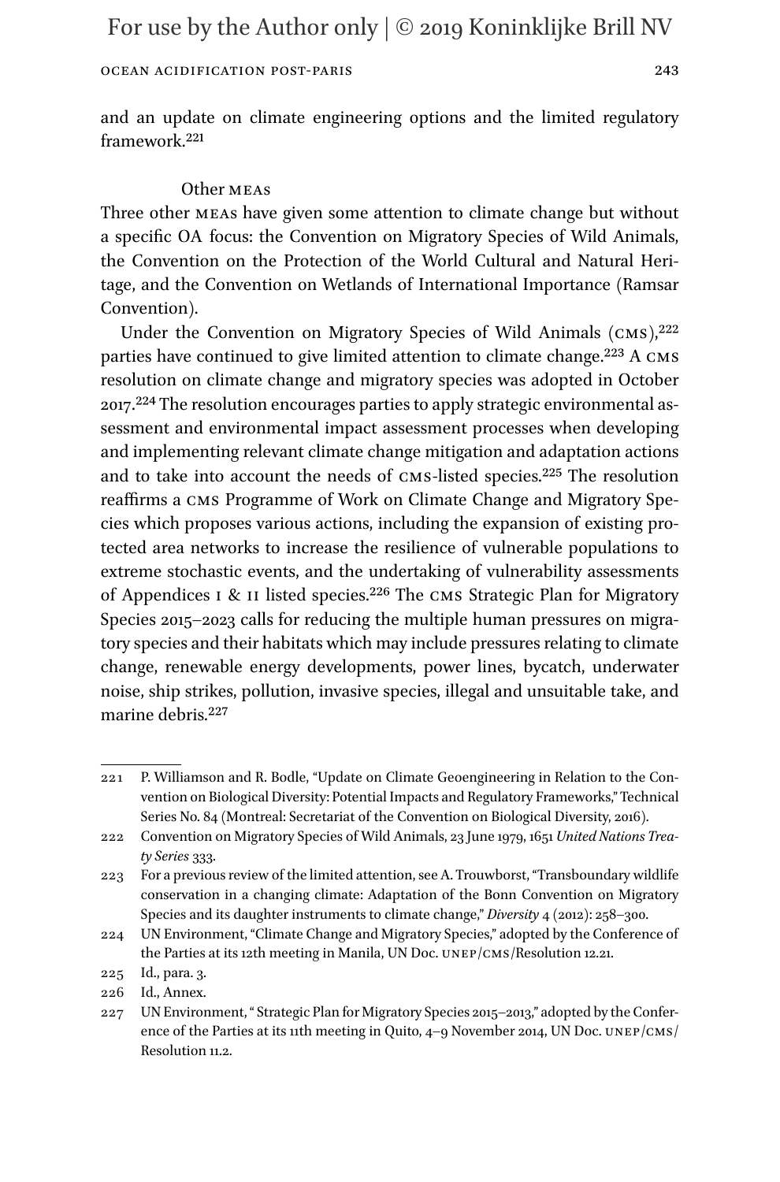and an update on climate engineering options and the limited regulatory framework.[221]

### Other MEAs

Three other MEAs have given some attention to climate change but without a specific OA focus: the Convention on Migratory Species of Wild Animals, the Convention on the Protection of the World Cultural and Natural Heritage, and the Convention on Wetlands of International Importance (Ramsar Convention).

Under the Convention on Migratory Species of Wild Animals (CMS),[222] parties have continued to give limited attention to climate change.[223] A CMS resolution on climate change and migratory species was adopted in October 2017.[224] The resolution encourages parties to apply strategic environmental assessment and environmental impact assessment processes when developing and implementing relevant climate change mitigation and adaptation actions and to take into account the needs of CMS-listed species.[225] The resolution reaffirms a CMS Programme of Work on Climate Change and Migratory Species which proposes various actions, including the expansion of existing protected area networks to increase the resilience of vulnerable populations to extreme stochastic events, and the undertaking of vulnerability assessments of Appendices I & II listed species.[226] The CMS Strategic Plan for Migratory Species 2015–2023 calls for reducing the multiple human pressures on migratory species and their habitats which may include pressures relating to climate change, renewable energy developments, power lines, bycatch, underwater noise, ship strikes, pollution, invasive species, illegal and unsuitable take, and marine debris.[227]

---

221 P. Williamson and R. Bodle, "Update on Climate Geoengineering in Relation to the Convention on Biological Diversity: Potential Impacts and Regulatory Frameworks," Technical Series No. 84 (Montreal: Secretariat of the Convention on Biological Diversity, 2016).

222 Convention on Migratory Species of Wild Animals, 23 June 1979, 1651 *United Nations Treaty Series* 333.

223 For a previous review of the limited attention, see A. Trouwborst, "Transboundary wildlife conservation in a changing climate: Adaptation of the Bonn Convention on Migratory Species and its daughter instruments to climate change," *Diversity* 4 (2012): 258–300.

224 UN Environment, "Climate Change and Migratory Species," adopted by the Conference of the Parties at its 12th meeting in Manila, UN Doc. UNEP/CMS/Resolution 12.21.

225 Id., para. 3.

226 Id., Annex.

227 UN Environment, " Strategic Plan for Migratory Species 2015–2013," adopted by the Conference of the Parties at its 11th meeting in Quito, 4–9 November 2014, UN Doc. UNEP/CMS/Resolution 11.2.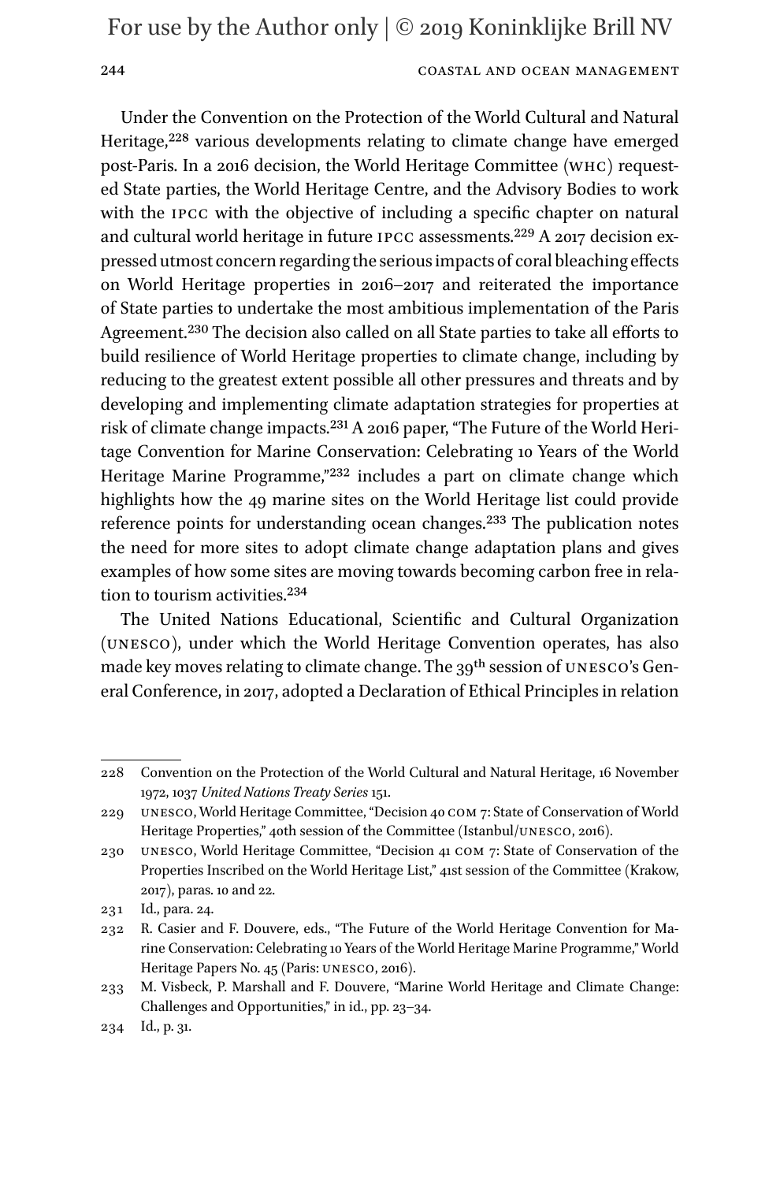Under the Convention on the Protection of the World Cultural and Natural Heritage,[228] various developments relating to climate change have emerged post-Paris. In a 2016 decision, the World Heritage Committee (WHC) requested State parties, the World Heritage Centre, and the Advisory Bodies to work with the IPCC with the objective of including a specific chapter on natural and cultural world heritage in future IPCC assessments.[229] A 2017 decision expressed utmost concern regarding the serious impacts of coral bleaching effects on World Heritage properties in 2016–2017 and reiterated the importance of State parties to undertake the most ambitious implementation of the Paris Agreement.[230] The decision also called on all State parties to take all efforts to build resilience of World Heritage properties to climate change, including by reducing to the greatest extent possible all other pressures and threats and by developing and implementing climate adaptation strategies for properties at risk of climate change impacts.[231] A 2016 paper, "The Future of the World Heritage Convention for Marine Conservation: Celebrating 10 Years of the World Heritage Marine Programme,"[232] includes a part on climate change which highlights how the 49 marine sites on the World Heritage list could provide reference points for understanding ocean changes.[233] The publication notes the need for more sites to adopt climate change adaptation plans and gives examples of how some sites are moving towards becoming carbon free in relation to tourism activities.[234]

The United Nations Educational, Scientific and Cultural Organization (UNESCO), under which the World Heritage Convention operates, has also made key moves relating to climate change. The 39th session of UNESCO's General Conference, in 2017, adopted a Declaration of Ethical Principles in relation

---

228 Convention on the Protection of the World Cultural and Natural Heritage, 16 November 1972, 1037 *United Nations Treaty Series* 151.

229 UNESCO, World Heritage Committee, "Decision 40 COM 7: State of Conservation of World Heritage Properties," 40th session of the Committee (Istanbul/UNESCO, 2016).

230 UNESCO, World Heritage Committee, "Decision 41 COM 7: State of Conservation of the Properties Inscribed on the World Heritage List," 41st session of the Committee (Krakow, 2017), paras. 10 and 22.

231 Id., para. 24.

232 R. Casier and F. Douvere, eds., "The Future of the World Heritage Convention for Marine Conservation: Celebrating 10 Years of the World Heritage Marine Programme," World Heritage Papers No. 45 (Paris: UNESCO, 2016).

233 M. Visbeck, P. Marshall and F. Douvere, "Marine World Heritage and Climate Change: Challenges and Opportunities," in id., pp. 23–34.

234 Id., p. 31.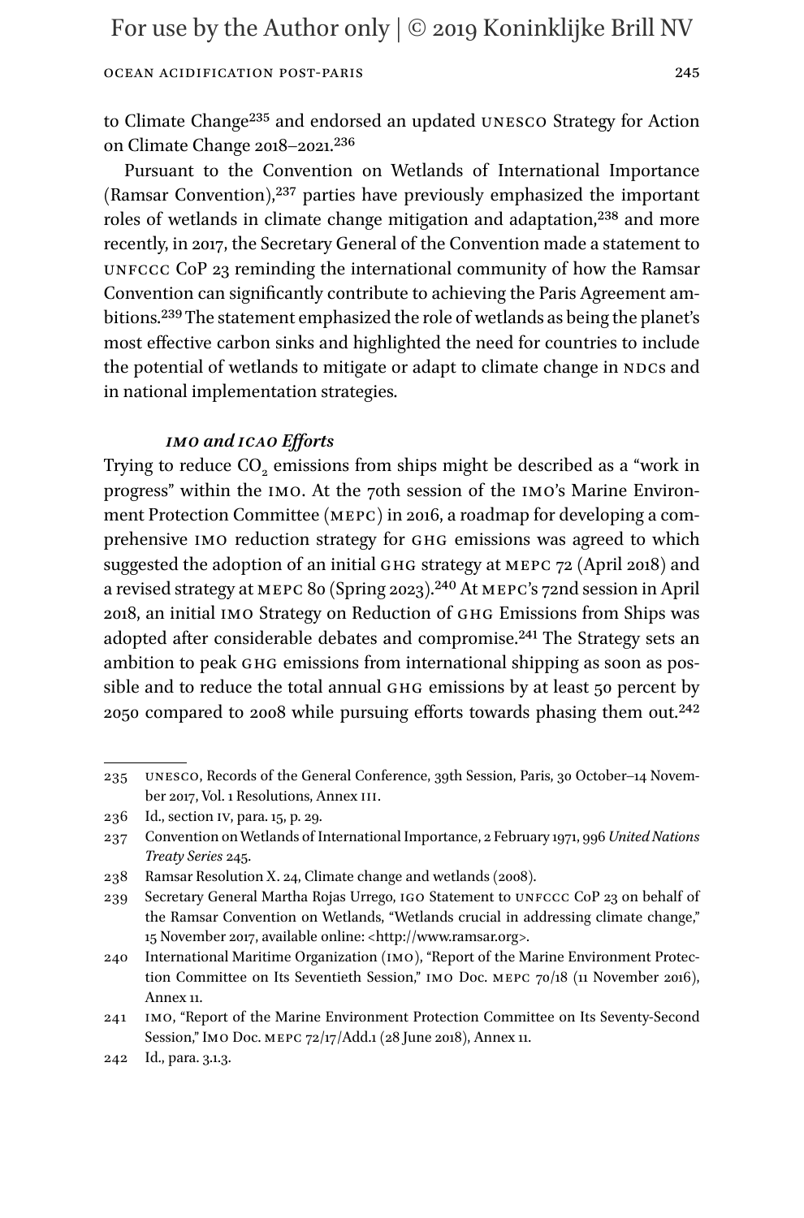to Climate Change[235] and endorsed an updated UNESCO Strategy for Action on Climate Change 2018–2021.[236]

Pursuant to the Convention on Wetlands of International Importance (Ramsar Convention),[237] parties have previously emphasized the important roles of wetlands in climate change mitigation and adaptation,[238] and more recently, in 2017, the Secretary General of the Convention made a statement to UNFCCC CoP 23 reminding the international community of how the Ramsar Convention can significantly contribute to achieving the Paris Agreement ambitions.[239] The statement emphasized the role of wetlands as being the planet's most effective carbon sinks and highlighted the need for countries to include the potential of wetlands to mitigate or adapt to climate change in NDCs and in national implementation strategies.

#### *IMO and ICAO Efforts*

Trying to reduce $CO_2$ emissions from ships might be described as a "work in progress" within the IMO. At the 70th session of the IMO's Marine Environment Protection Committee (MEPC) in 2016, a roadmap for developing a comprehensive IMO reduction strategy for GHG emissions was agreed to which suggested the adoption of an initial GHG strategy at MEPC 72 (April 2018) and a revised strategy at MEPC 80 (Spring 2023).[240] At MEPC's 72nd session in April 2018, an initial IMO Strategy on Reduction of GHG Emissions from Ships was adopted after considerable debates and compromise.[241] The Strategy sets an ambition to peak GHG emissions from international shipping as soon as possible and to reduce the total annual GHG emissions by at least 50 percent by 2050 compared to 2008 while pursuing efforts towards phasing them out.[242]

---

235 UNESCO, Records of the General Conference, 39th Session, Paris, 30 October–14 November 2017, Vol. 1 Resolutions, Annex III.

236 Id., section IV, para. 15, p. 29.

237 Convention on Wetlands of International Importance, 2 February 1971, 996 *United Nations Treaty Series* 245.

238 Ramsar Resolution X. 24, Climate change and wetlands (2008).

239 Secretary General Martha Rojas Urrego, IGO Statement to UNFCCC CoP 23 on behalf of the Ramsar Convention on Wetlands, "Wetlands crucial in addressing climate change," 15 November 2017, available online: <http://www.ramsar.org>.

240 International Maritime Organization (IMO), "Report of the Marine Environment Protection Committee on Its Seventieth Session," IMO Doc. MEPC 70/18 (11 November 2016), Annex 11.

241 IMO, "Report of the Marine Environment Protection Committee on Its Seventy-Second Session," IMO Doc. MEPC 72/17/Add.1 (28 June 2018), Annex 11.

242 Id., para. 3.1.3.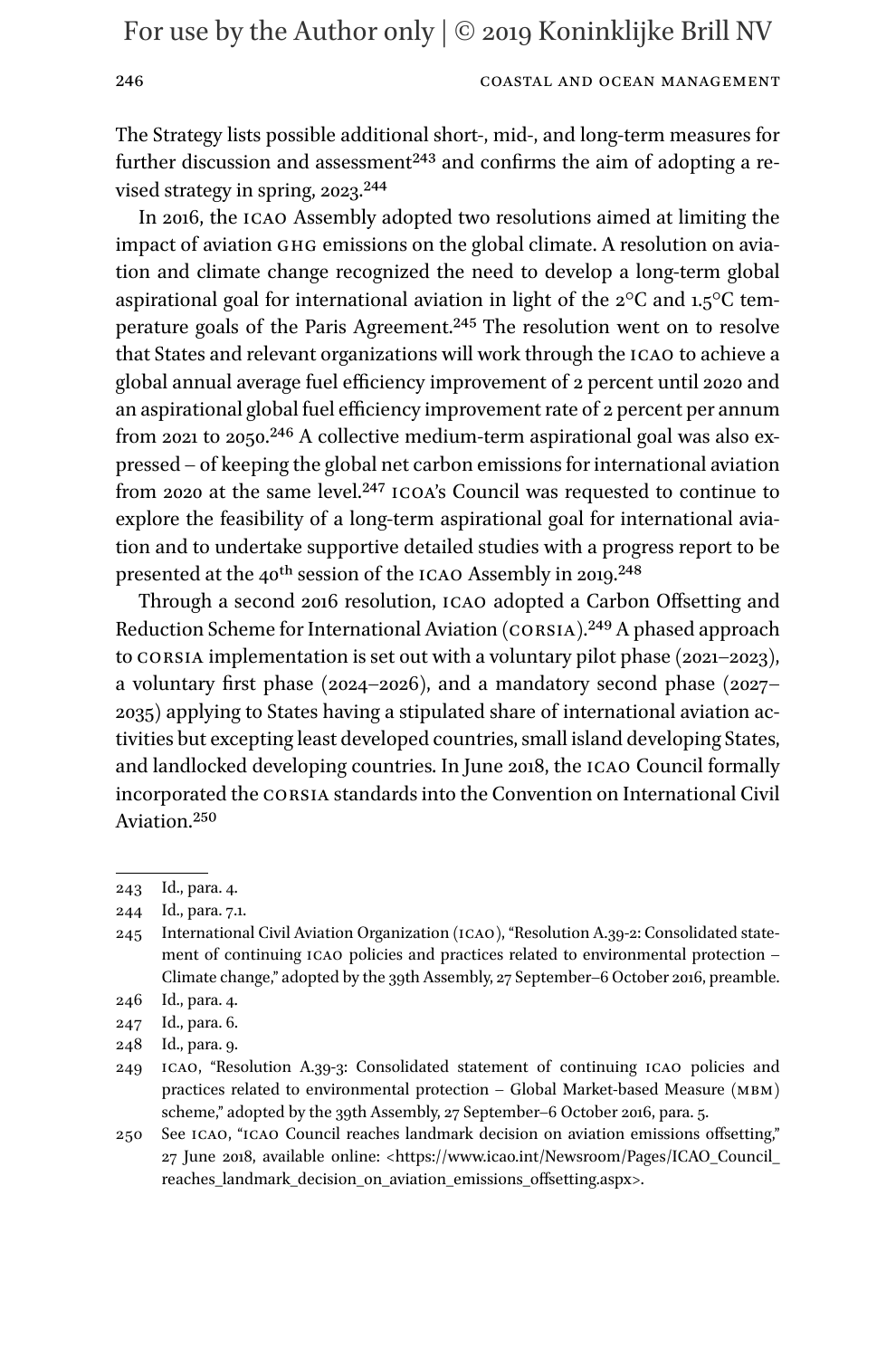The Strategy lists possible additional short-, mid-, and long-term measures for further discussion and assessment[243] and confirms the aim of adopting a revised strategy in spring, 2023.[244]

In 2016, the ICAO Assembly adopted two resolutions aimed at limiting the impact of aviation GHG emissions on the global climate. A resolution on aviation and climate change recognized the need to develop a long-term global aspirational goal for international aviation in light of the 2°C and 1.5°C temperature goals of the Paris Agreement.[245] The resolution went on to resolve that States and relevant organizations will work through the ICAO to achieve a global annual average fuel efficiency improvement of 2 percent until 2020 and an aspirational global fuel efficiency improvement rate of 2 percent per annum from 2021 to 2050.[246] A collective medium-term aspirational goal was also expressed – of keeping the global net carbon emissions for international aviation from 2020 at the same level.[247] ICOA's Council was requested to continue to explore the feasibility of a long-term aspirational goal for international aviation and to undertake supportive detailed studies with a progress report to be presented at the 40th session of the ICAO Assembly in 2019.[248]

Through a second 2016 resolution, ICAO adopted a Carbon Offsetting and Reduction Scheme for International Aviation (CORSIA).[249] A phased approach to CORSIA implementation is set out with a voluntary pilot phase (2021–2023), a voluntary first phase (2024–2026), and a mandatory second phase (2027–2035) applying to States having a stipulated share of international aviation activities but excepting least developed countries, small island developing States, and landlocked developing countries. In June 2018, the ICAO Council formally incorporated the CORSIA standards into the Convention on International Civil Aviation.[250]

---

243 Id., para. 4.

244 Id., para. 7.1.

245 International Civil Aviation Organization (ICAO), "Resolution A.39-2: Consolidated statement of continuing ICAO policies and practices related to environmental protection – Climate change," adopted by the 39th Assembly, 27 September–6 October 2016, preamble.

246 Id., para. 4.

247 Id., para. 6.

248 Id., para. 9.

249 ICAO, "Resolution A.39-3: Consolidated statement of continuing ICAO policies and practices related to environmental protection – Global Market-based Measure (MBM) scheme," adopted by the 39th Assembly, 27 September–6 October 2016, para. 5.

250 See ICAO, "ICAO Council reaches landmark decision on aviation emissions offsetting," 27 June 2018, available online: <https://www.icao.int/Newsroom/Pages/ICAO_Council_reaches_landmark_decision_on_aviation_emissions_offsetting.aspx>.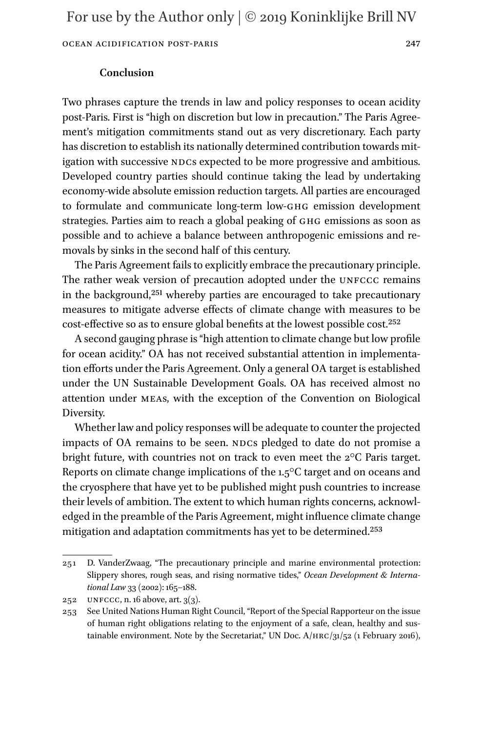### Conclusion

Two phrases capture the trends in law and policy responses to ocean acidity post-Paris. First is "high on discretion but low in precaution." The Paris Agreement's mitigation commitments stand out as very discretionary. Each party has discretion to establish its nationally determined contribution towards mitigation with successive NDCs expected to be more progressive and ambitious. Developed country parties should continue taking the lead by undertaking economy-wide absolute emission reduction targets. All parties are encouraged to formulate and communicate long-term low-GHG emission development strategies. Parties aim to reach a global peaking of GHG emissions as soon as possible and to achieve a balance between anthropogenic emissions and removals by sinks in the second half of this century.

The Paris Agreement fails to explicitly embrace the precautionary principle. The rather weak version of precaution adopted under the UNFCCC remains in the background,[251] whereby parties are encouraged to take precautionary measures to mitigate adverse effects of climate change with measures to be cost-effective so as to ensure global benefits at the lowest possible cost.[252]

A second gauging phrase is "high attention to climate change but low profile for ocean acidity." OA has not received substantial attention in implementation efforts under the Paris Agreement. Only a general OA target is established under the UN Sustainable Development Goals. OA has received almost no attention under MEAs, with the exception of the Convention on Biological Diversity.

Whether law and policy responses will be adequate to counter the projected impacts of OA remains to be seen. NDCs pledged to date do not promise a bright future, with countries not on track to even meet the 2°C Paris target. Reports on climate change implications of the 1.5°C target and on oceans and the cryosphere that have yet to be published might push countries to increase their levels of ambition. The extent to which human rights concerns, acknowledged in the preamble of the Paris Agreement, might influence climate change mitigation and adaptation commitments has yet to be determined.[253]

---

251 D. VanderZwaag, "The precautionary principle and marine environmental protection: Slippery shores, rough seas, and rising normative tides," *Ocean Development & International Law* 33 (2002): 165–188.

252 UNFCCC, n. 16 above, art. 3(3).

253 See United Nations Human Right Council, "Report of the Special Rapporteur on the issue of human right obligations relating to the enjoyment of a safe, clean, healthy and sustainable environment. Note by the Secretariat," UN Doc. A/HRC/31/52 (1 February 2016),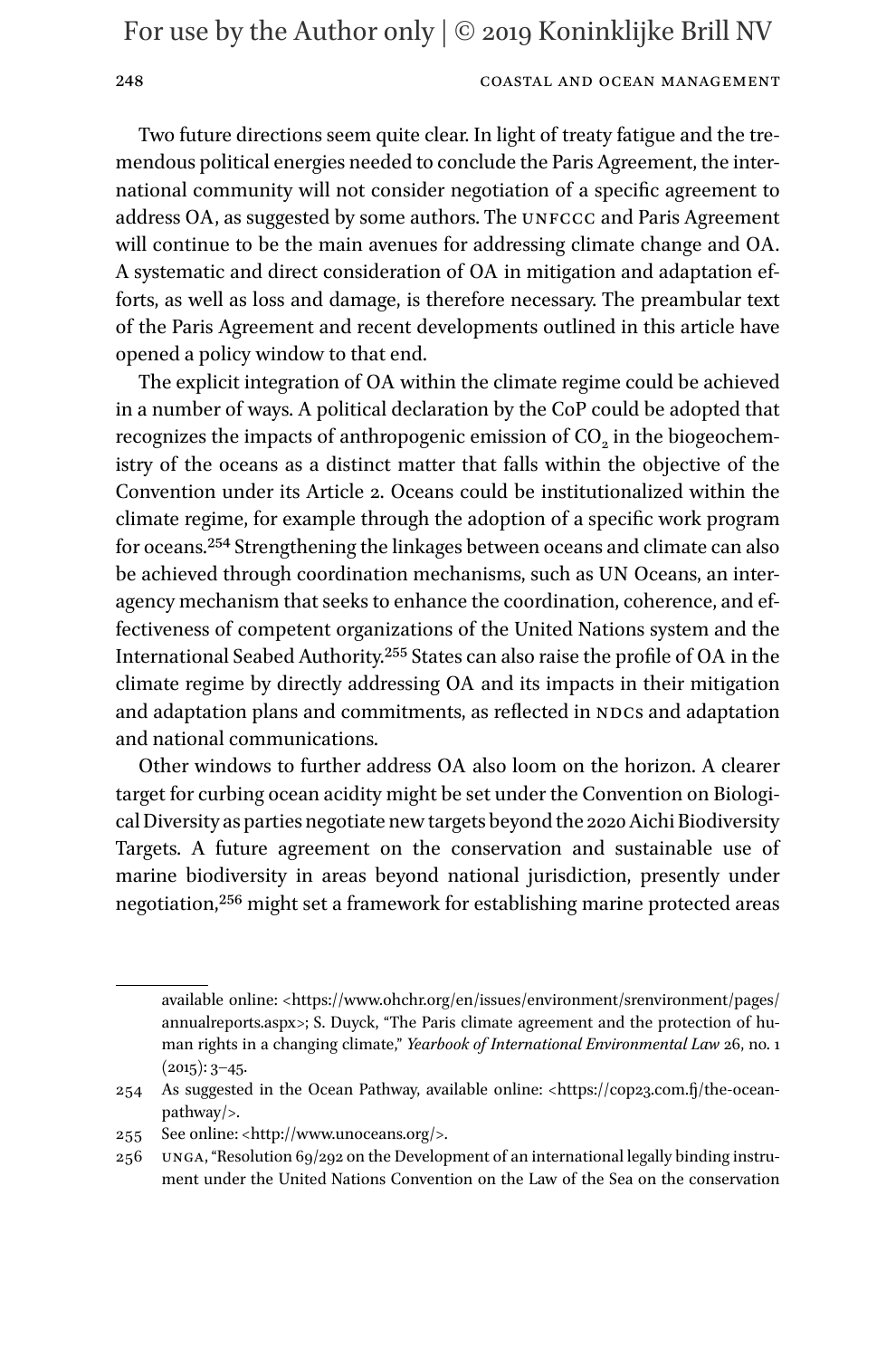Two future directions seem quite clear. In light of treaty fatigue and the tremendous political energies needed to conclude the Paris Agreement, the international community will not consider negotiation of a specific agreement to address OA, as suggested by some authors. The UNFCCC and Paris Agreement will continue to be the main avenues for addressing climate change and OA. A systematic and direct consideration of OA in mitigation and adaptation efforts, as well as loss and damage, is therefore necessary. The preambular text of the Paris Agreement and recent developments outlined in this article have opened a policy window to that end.

The explicit integration of OA within the climate regime could be achieved in a number of ways. A political declaration by the CoP could be adopted that recognizes the impacts of anthropogenic emission of $CO_2$ in the biogeochemistry of the oceans as a distinct matter that falls within the objective of the Convention under its Article 2. Oceans could be institutionalized within the climate regime, for example through the adoption of a specific work program for oceans.[254] Strengthening the linkages between oceans and climate can also be achieved through coordination mechanisms, such as UN Oceans, an interagency mechanism that seeks to enhance the coordination, coherence, and effectiveness of competent organizations of the United Nations system and the International Seabed Authority.[255] States can also raise the profile of OA in the climate regime by directly addressing OA and its impacts in their mitigation and adaptation plans and commitments, as reflected in NDCs and adaptation and national communications.

Other windows to further address OA also loom on the horizon. A clearer target for curbing ocean acidity might be set under the Convention on Biological Diversity as parties negotiate new targets beyond the 2020 Aichi Biodiversity Targets. A future agreement on the conservation and sustainable use of marine biodiversity in areas beyond national jurisdiction, presently under negotiation,[256] might set a framework for establishing marine protected areas

---

available online: <https://www.ohchr.org/en/issues/environment/srenvironment/pages/annualreports.aspx>; S. Duyck, "The Paris climate agreement and the protection of human rights in a changing climate," *Yearbook of International Environmental Law* 26, no. 1 (2015): 3–45.

254 As suggested in the Ocean Pathway, available online: <https://cop23.com.fj/the-ocean-pathway/>.

255 See online: <http://www.unoceans.org/>.

256 UNGA, "Resolution 69/292 on the Development of an international legally binding instrument under the United Nations Convention on the Law of the Sea on the conservation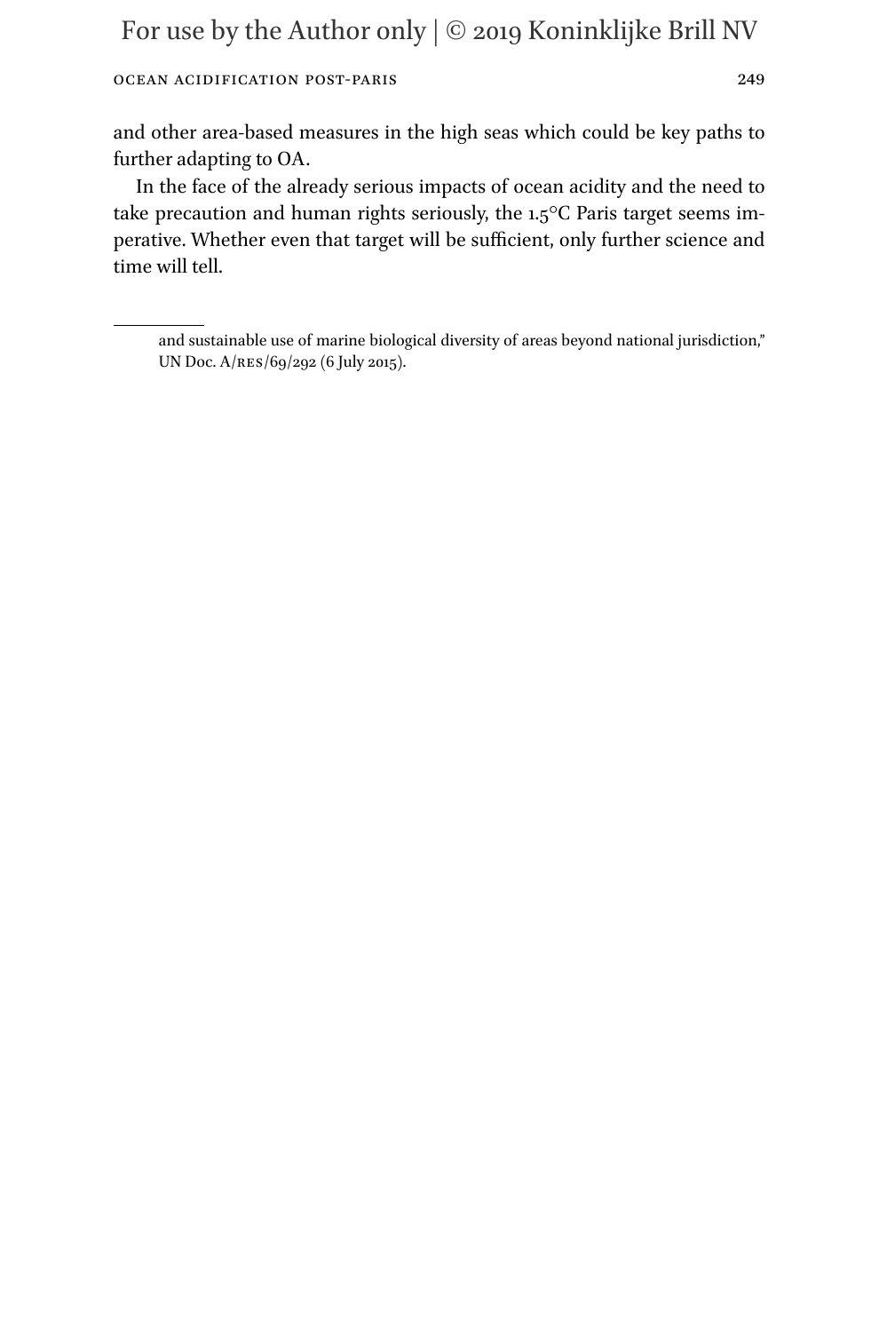and other area-based measures in the high seas which could be key paths to further adapting to OA.

In the face of the already serious impacts of ocean acidity and the need to take precaution and human rights seriously, the 1.5°C Paris target seems imperative. Whether even that target will be sufficient, only further science and time will tell.

---

and sustainable use of marine biological diversity of areas beyond national jurisdiction," UN Doc. A/RES/69/292 (6 July 2015).